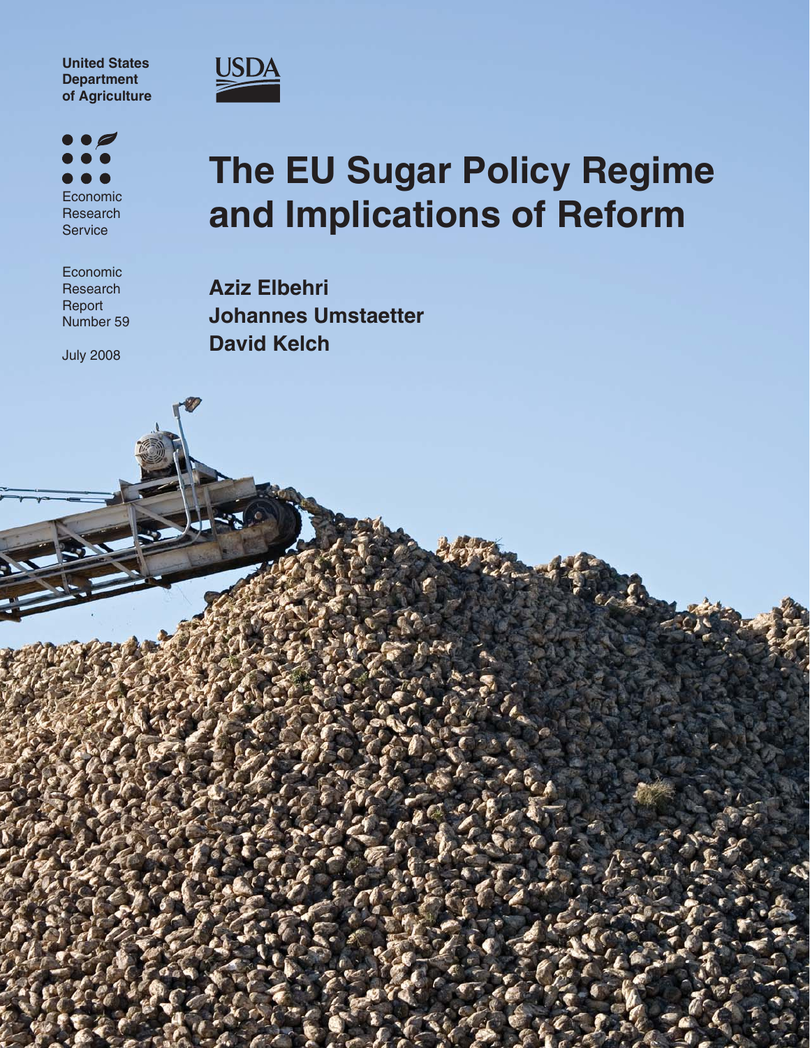United States Department of Agriculture

USDA

Economic Research Service

Economic Research Report Number 59

July 2008

# The EU Sugar Policy Regime and Implications of Reform

**Aziz Elbehri**
**Johannes Umstaetter**
**David Kelch**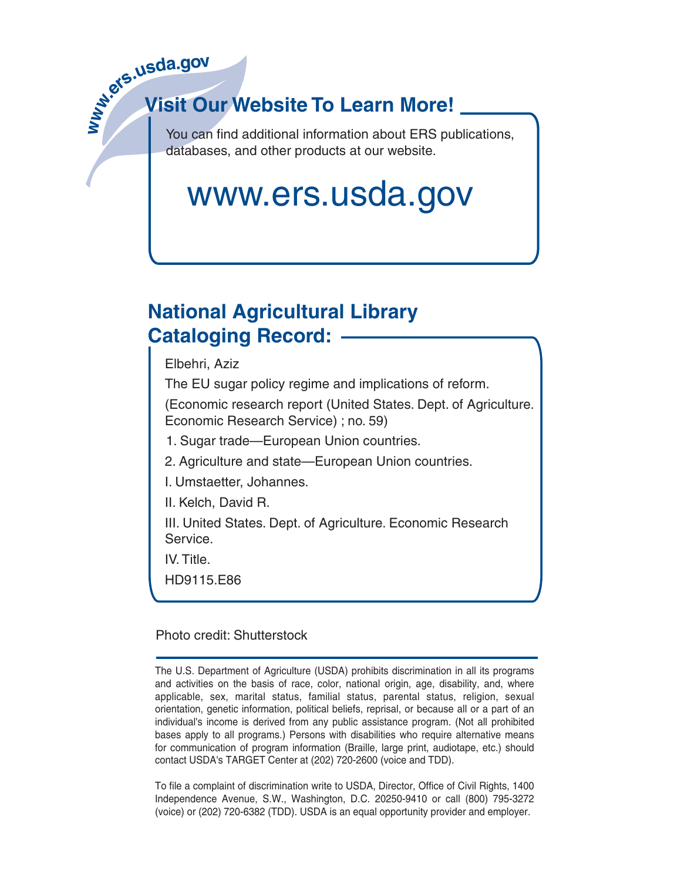www.ers.usda.gov

## Visit Our Website To Learn More!

You can find additional information about ERS publications, databases, and other products at our website.

www.ers.usda.gov

## National Agricultural Library Cataloging Record:

Elbehri, Aziz

The EU sugar policy regime and implications of reform.

(Economic research report (United States. Dept. of Agriculture. Economic Research Service) ; no. 59)

1. Sugar trade—European Union countries.

2. Agriculture and state—European Union countries.

I. Umstaetter, Johannes.

II. Kelch, David R.

III. United States. Dept. of Agriculture. Economic Research Service.

IV. Title.

HD9115.E86

Photo credit: Shutterstock

---

The U.S. Department of Agriculture (USDA) prohibits discrimination in all its programs and activities on the basis of race, color, national origin, age, disability, and, where applicable, sex, marital status, familial status, parental status, religion, sexual orientation, genetic information, political beliefs, reprisal, or because all or a part of an individual's income is derived from any public assistance program. (Not all prohibited bases apply to all programs.) Persons with disabilities who require alternative means for communication of program information (Braille, large print, audiotape, etc.) should contact USDA's TARGET Center at (202) 720-2600 (voice and TDD).

To file a complaint of discrimination write to USDA, Director, Office of Civil Rights, 1400 Independence Avenue, S.W., Washington, D.C. 20250-9410 or call (800) 795-3272 (voice) or (202) 720-6382 (TDD). USDA is an equal opportunity provider and employer.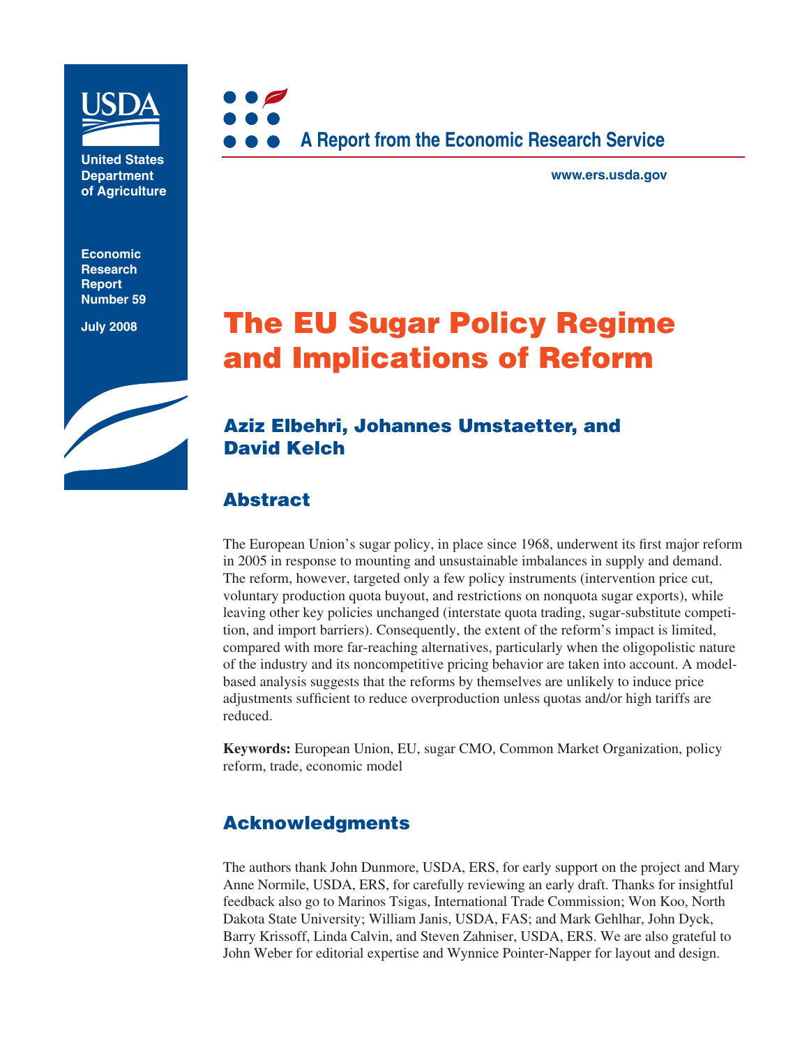United States Department of Agriculture

Economic Research Report Number 59

July 2008

A Report from the Economic Research Service

www.ers.usda.gov

# The EU Sugar Policy Regime and Implications of Reform

## Aziz Elbehri, Johannes Umstaetter, and David Kelch

## Abstract

The European Union's sugar policy, in place since 1968, underwent its first major reform in 2005 in response to mounting and unsustainable imbalances in supply and demand. The reform, however, targeted only a few policy instruments (intervention price cut, voluntary production quota buyout, and restrictions on nonquota sugar exports), while leaving other key policies unchanged (interstate quota trading, sugar-substitute competition, and import barriers). Consequently, the extent of the reform's impact is limited, compared with more far-reaching alternatives, particularly when the oligopolistic nature of the industry and its noncompetitive pricing behavior are taken into account. A model-based analysis suggests that the reforms by themselves are unlikely to induce price adjustments sufficient to reduce overproduction unless quotas and/or high tariffs are reduced.

**Keywords:** European Union, EU, sugar CMO, Common Market Organization, policy reform, trade, economic model

## Acknowledgments

The authors thank John Dunmore, USDA, ERS, for early support on the project and Mary Anne Normile, USDA, ERS, for carefully reviewing an early draft. Thanks for insightful feedback also go to Marinos Tsigas, International Trade Commission; Won Koo, North Dakota State University; William Janis, USDA, FAS; and Mark Gehlhar, John Dyck, Barry Krissoff, Linda Calvin, and Steven Zahniser, USDA, ERS. We are also grateful to John Weber for editorial expertise and Wynnice Pointer-Napper for layout and design.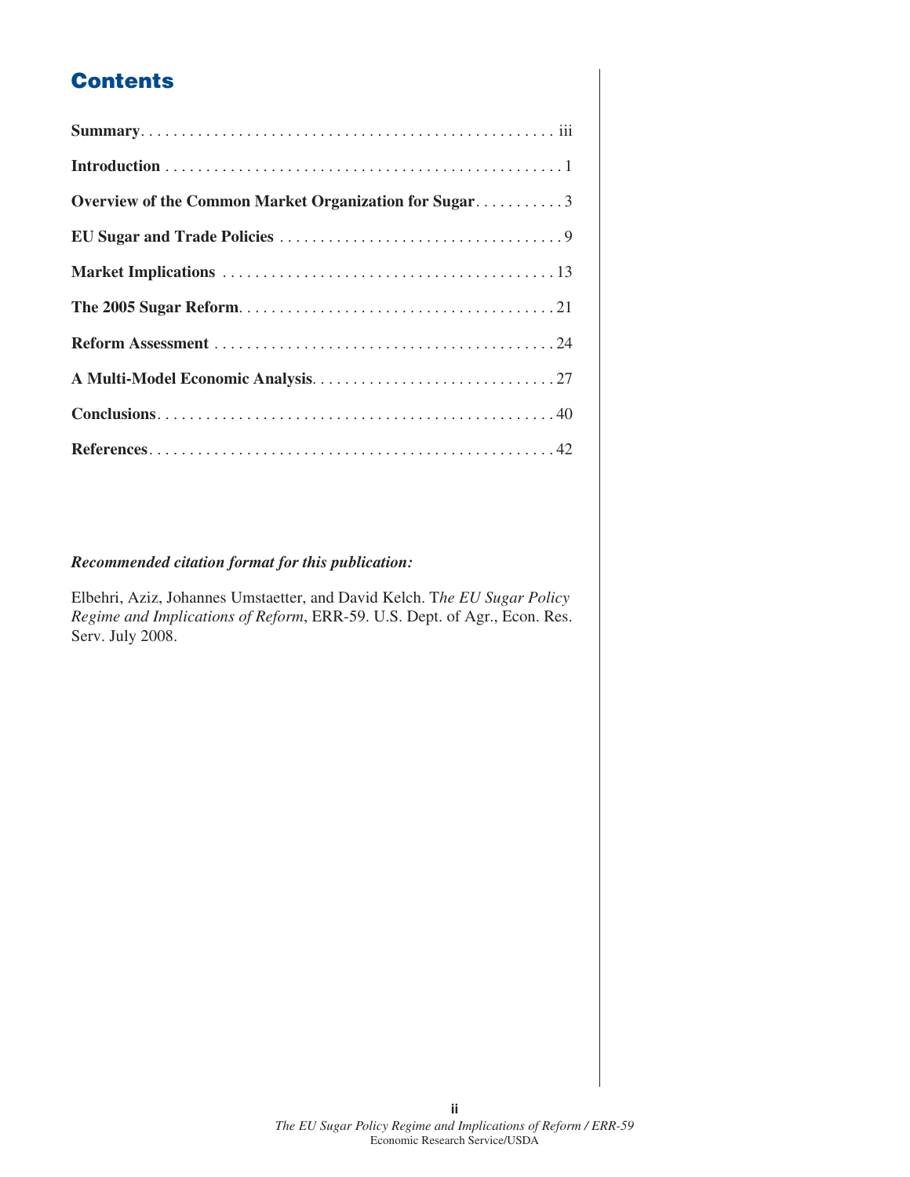# Contents

**Summary** .................................................. iii

**Introduction** .................................................. 1

**Overview of the Common Market Organization for Sugar** ........... 3

**EU Sugar and Trade Policies** .................................. 9

**Market Implications** .......................................... 13

**The 2005 Sugar Reform** ......................................... 21

**Reform Assessment** ............................................ 24

**A Multi-Model Economic Analysis** .............................. 27

**Conclusions** ................................................... 40

**References** .................................................... 42

***Recommended citation format for this publication:***

Elbehri, Aziz, Johannes Umstaetter, and David Kelch. T*he EU Sugar Policy Regime and Implications of Reform*, ERR-59. U.S. Dept. of Agr., Econ. Res. Serv. July 2008.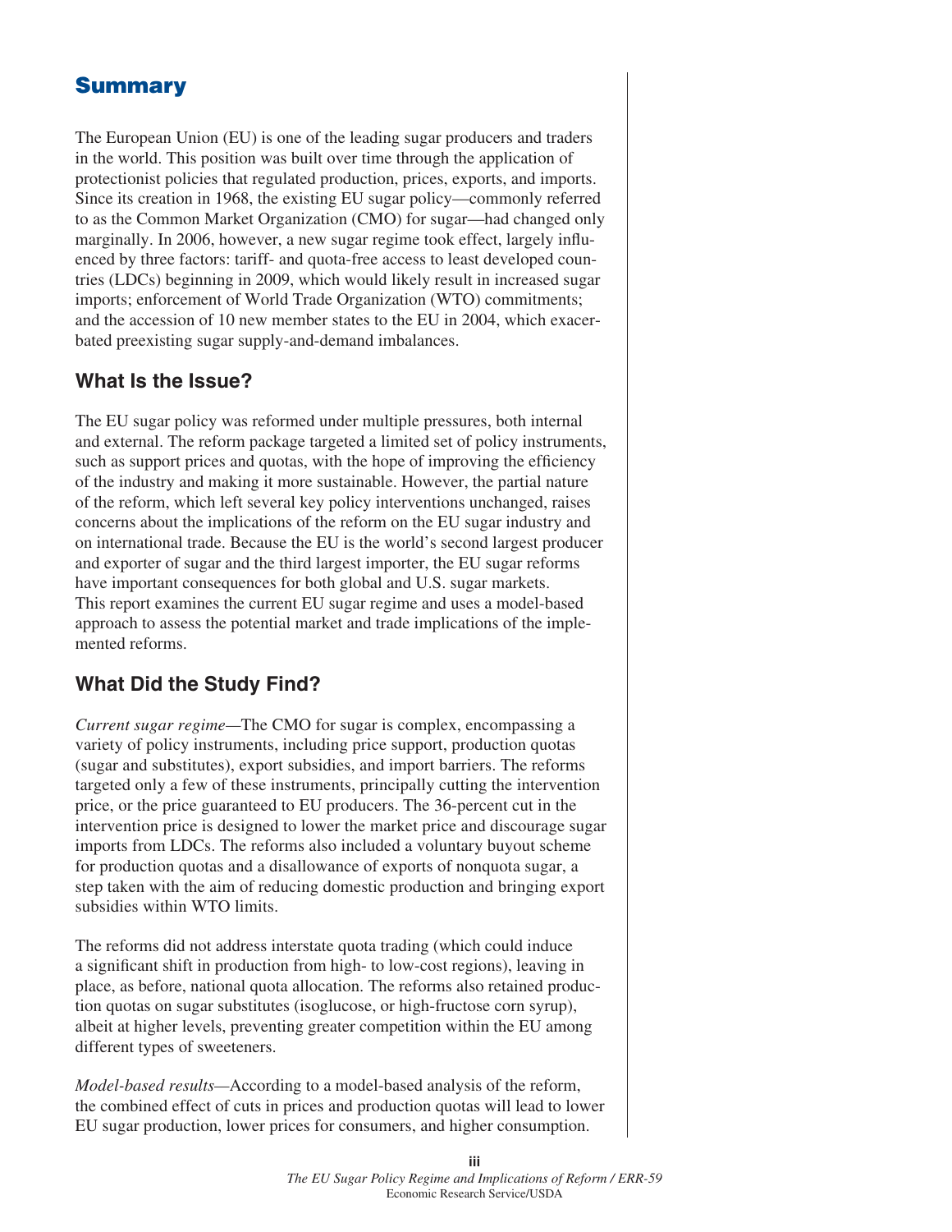## Summary

The European Union (EU) is one of the leading sugar producers and traders in the world. This position was built over time through the application of protectionist policies that regulated production, prices, exports, and imports. Since its creation in 1968, the existing EU sugar policy—commonly referred to as the Common Market Organization (CMO) for sugar—had changed only marginally. In 2006, however, a new sugar regime took effect, largely influenced by three factors: tariff- and quota-free access to least developed countries (LDCs) beginning in 2009, which would likely result in increased sugar imports; enforcement of World Trade Organization (WTO) commitments; and the accession of 10 new member states to the EU in 2004, which exacerbated preexisting sugar supply-and-demand imbalances.

### What Is the Issue?

The EU sugar policy was reformed under multiple pressures, both internal and external. The reform package targeted a limited set of policy instruments, such as support prices and quotas, with the hope of improving the efficiency of the industry and making it more sustainable. However, the partial nature of the reform, which left several key policy interventions unchanged, raises concerns about the implications of the reform on the EU sugar industry and on international trade. Because the EU is the world's second largest producer and exporter of sugar and the third largest importer, the EU sugar reforms have important consequences for both global and U.S. sugar markets. This report examines the current EU sugar regime and uses a model-based approach to assess the potential market and trade implications of the implemented reforms.

### What Did the Study Find?

*Current sugar regime*—The CMO for sugar is complex, encompassing a variety of policy instruments, including price support, production quotas (sugar and substitutes), export subsidies, and import barriers. The reforms targeted only a few of these instruments, principally cutting the intervention price, or the price guaranteed to EU producers. The 36-percent cut in the intervention price is designed to lower the market price and discourage sugar imports from LDCs. The reforms also included a voluntary buyout scheme for production quotas and a disallowance of exports of nonquota sugar, a step taken with the aim of reducing domestic production and bringing export subsidies within WTO limits.

The reforms did not address interstate quota trading (which could induce a significant shift in production from high- to low-cost regions), leaving in place, as before, national quota allocation. The reforms also retained production quotas on sugar substitutes (isoglucose, or high-fructose corn syrup), albeit at higher levels, preventing greater competition within the EU among different types of sweeteners.

*Model-based results*—According to a model-based analysis of the reform, the combined effect of cuts in prices and production quotas will lead to lower EU sugar production, lower prices for consumers, and higher consumption.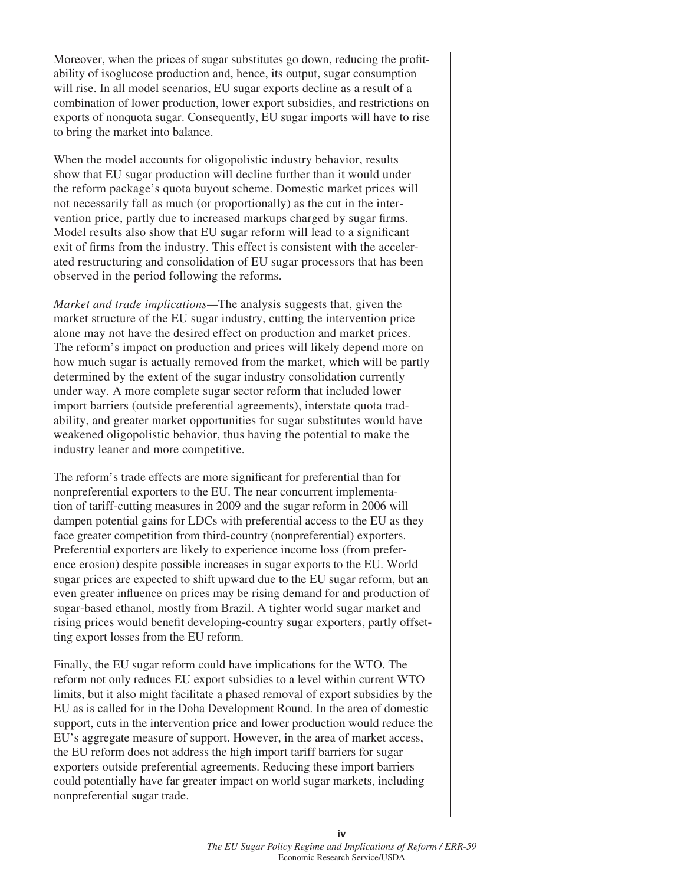Moreover, when the prices of sugar substitutes go down, reducing the profitability of isoglucose production and, hence, its output, sugar consumption will rise. In all model scenarios, EU sugar exports decline as a result of a combination of lower production, lower export subsidies, and restrictions on exports of nonquota sugar. Consequently, EU sugar imports will have to rise to bring the market into balance.

When the model accounts for oligopolistic industry behavior, results show that EU sugar production will decline further than it would under the reform package's quota buyout scheme. Domestic market prices will not necessarily fall as much (or proportionally) as the cut in the intervention price, partly due to increased markups charged by sugar firms. Model results also show that EU sugar reform will lead to a significant exit of firms from the industry. This effect is consistent with the accelerated restructuring and consolidation of EU sugar processors that has been observed in the period following the reforms.

*Market and trade implications*—The analysis suggests that, given the market structure of the EU sugar industry, cutting the intervention price alone may not have the desired effect on production and market prices. The reform's impact on production and prices will likely depend more on how much sugar is actually removed from the market, which will be partly determined by the extent of the sugar industry consolidation currently under way. A more complete sugar sector reform that included lower import barriers (outside preferential agreements), interstate quota tradability, and greater market opportunities for sugar substitutes would have weakened oligopolistic behavior, thus having the potential to make the industry leaner and more competitive.

The reform's trade effects are more significant for preferential than for nonpreferential exporters to the EU. The near concurrent implementation of tariff-cutting measures in 2009 and the sugar reform in 2006 will dampen potential gains for LDCs with preferential access to the EU as they face greater competition from third-country (nonpreferential) exporters. Preferential exporters are likely to experience income loss (from preference erosion) despite possible increases in sugar exports to the EU. World sugar prices are expected to shift upward due to the EU sugar reform, but an even greater influence on prices may be rising demand for and production of sugar-based ethanol, mostly from Brazil. A tighter world sugar market and rising prices would benefit developing-country sugar exporters, partly offsetting export losses from the EU reform.

Finally, the EU sugar reform could have implications for the WTO. The reform not only reduces EU export subsidies to a level within current WTO limits, but it also might facilitate a phased removal of export subsidies by the EU as is called for in the Doha Development Round. In the area of domestic support, cuts in the intervention price and lower production would reduce the EU's aggregate measure of support. However, in the area of market access, the EU reform does not address the high import tariff barriers for sugar exporters outside preferential agreements. Reducing these import barriers could potentially have far greater impact on world sugar markets, including nonpreferential sugar trade.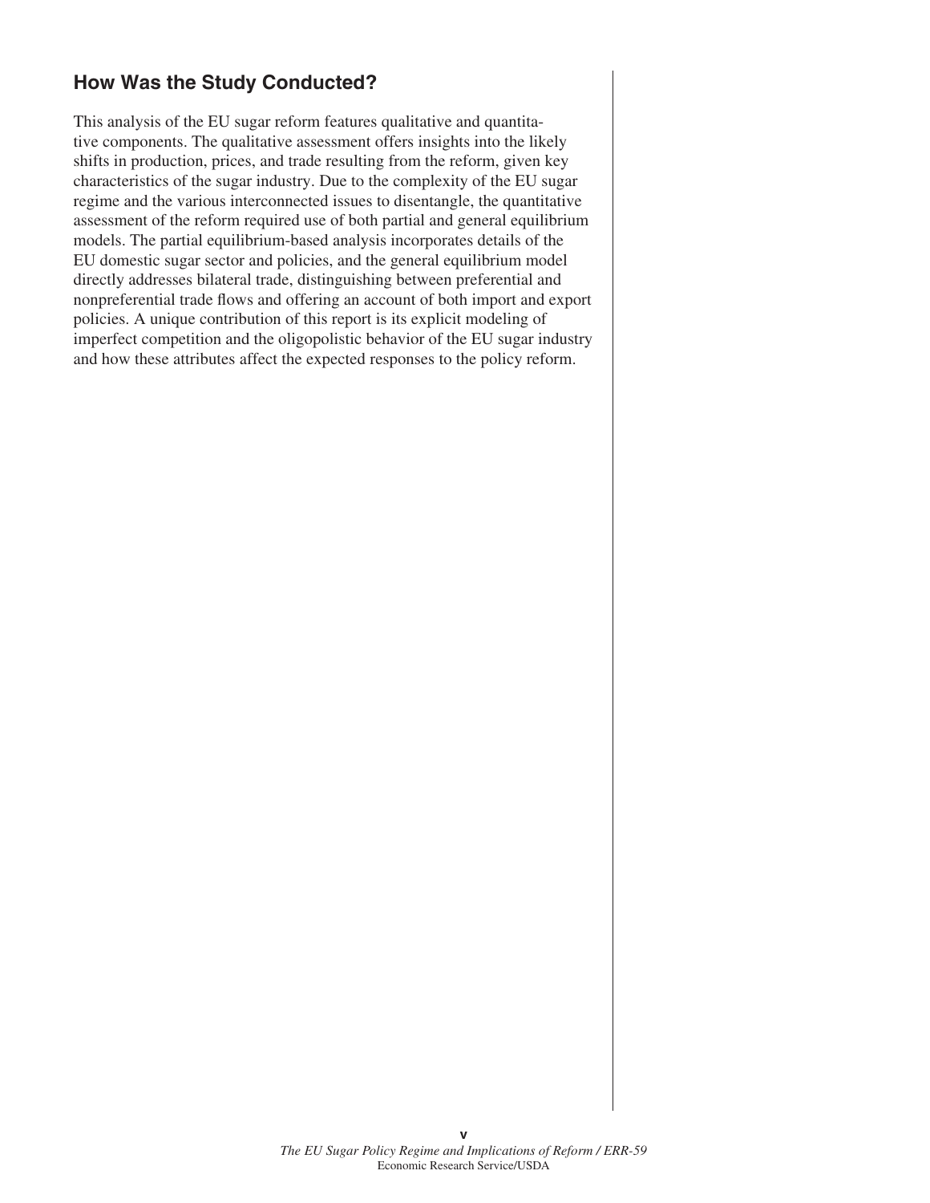## How Was the Study Conducted?

This analysis of the EU sugar reform features qualitative and quantitative components. The qualitative assessment offers insights into the likely shifts in production, prices, and trade resulting from the reform, given key characteristics of the sugar industry. Due to the complexity of the EU sugar regime and the various interconnected issues to disentangle, the quantitative assessment of the reform required use of both partial and general equilibrium models. The partial equilibrium-based analysis incorporates details of the EU domestic sugar sector and policies, and the general equilibrium model directly addresses bilateral trade, distinguishing between preferential and nonpreferential trade flows and offering an account of both import and export policies. A unique contribution of this report is its explicit modeling of imperfect competition and the oligopolistic behavior of the EU sugar industry and how these attributes affect the expected responses to the policy reform.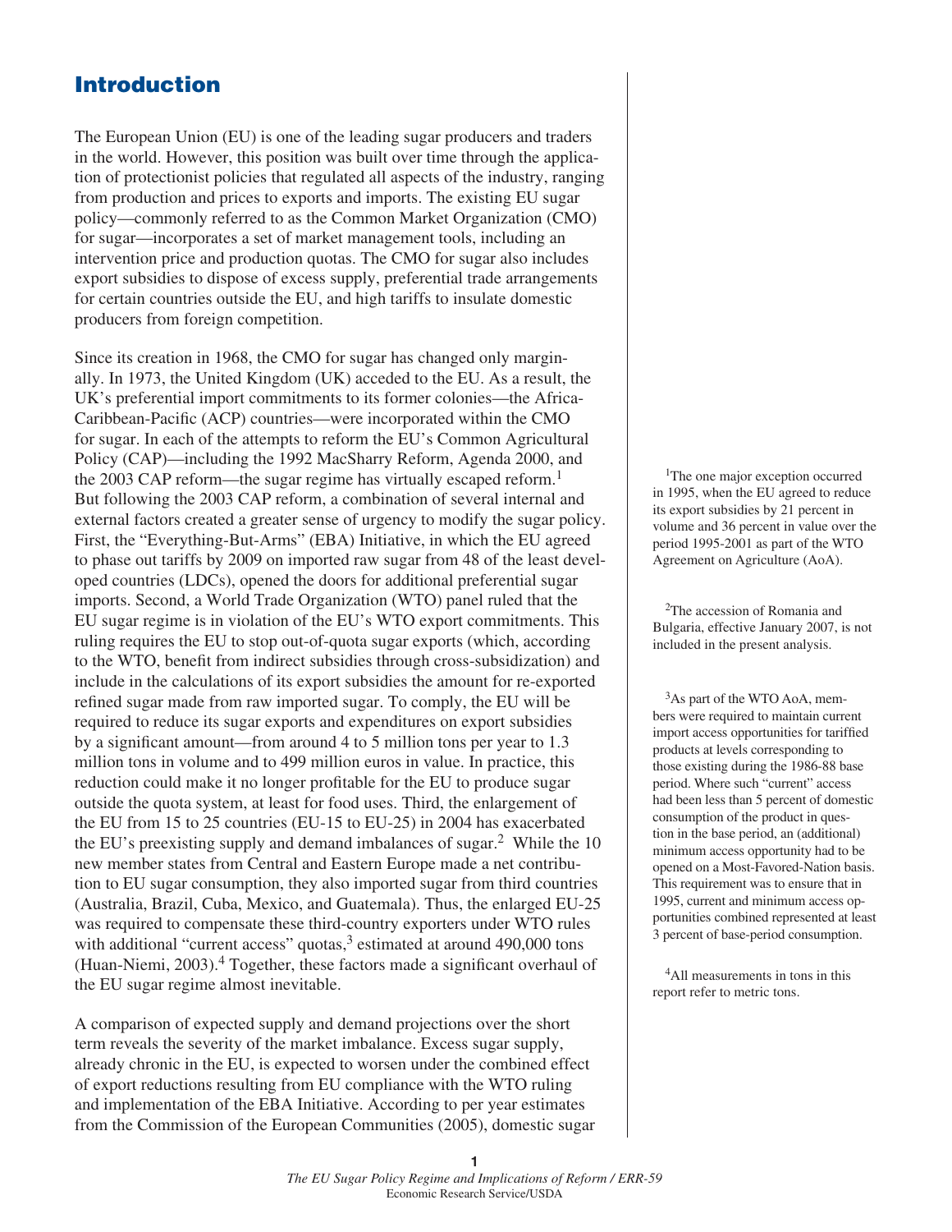# Introduction

The European Union (EU) is one of the leading sugar producers and traders in the world. However, this position was built over time through the application of protectionist policies that regulated all aspects of the industry, ranging from production and prices to exports and imports. The existing EU sugar policy—commonly referred to as the Common Market Organization (CMO) for sugar—incorporates a set of market management tools, including an intervention price and production quotas. The CMO for sugar also includes export subsidies to dispose of excess supply, preferential trade arrangements for certain countries outside the EU, and high tariffs to insulate domestic producers from foreign competition.

Since its creation in 1968, the CMO for sugar has changed only marginally. In 1973, the United Kingdom (UK) acceded to the EU. As a result, the UK's preferential import commitments to its former colonies—the Africa-Caribbean-Pacific (ACP) countries—were incorporated within the CMO for sugar. In each of the attempts to reform the EU's Common Agricultural Policy (CAP)—including the 1992 MacSharry Reform, Agenda 2000, and the 2003 CAP reform—the sugar regime has virtually escaped reform.[1] But following the 2003 CAP reform, a combination of several internal and external factors created a greater sense of urgency to modify the sugar policy. First, the "Everything-But-Arms" (EBA) Initiative, in which the EU agreed to phase out tariffs by 2009 on imported raw sugar from 48 of the least developed countries (LDCs), opened the doors for additional preferential sugar imports. Second, a World Trade Organization (WTO) panel ruled that the EU sugar regime is in violation of the EU's WTO export commitments. This ruling requires the EU to stop out-of-quota sugar exports (which, according to the WTO, benefit from indirect subsidies through cross-subsidization) and include in the calculations of its export subsidies the amount for re-exported refined sugar made from raw imported sugar. To comply, the EU will be required to reduce its sugar exports and expenditures on export subsidies by a significant amount—from around 4 to 5 million tons per year to 1.3 million tons in volume and to 499 million euros in value. In practice, this reduction could make it no longer profitable for the EU to produce sugar outside the quota system, at least for food uses. Third, the enlargement of the EU from 15 to 25 countries (EU-15 to EU-25) in 2004 has exacerbated the EU's preexisting supply and demand imbalances of sugar.[2] While the 10 new member states from Central and Eastern Europe made a net contribution to EU sugar consumption, they also imported sugar from third countries (Australia, Brazil, Cuba, Mexico, and Guatemala). Thus, the enlarged EU-25 was required to compensate these third-country exporters under WTO rules with additional "current access" quotas,[3] estimated at around 490,000 tons (Huan-Niemi, 2003).[4] Together, these factors made a significant overhaul of the EU sugar regime almost inevitable.

A comparison of expected supply and demand projections over the short term reveals the severity of the market imbalance. Excess sugar supply, already chronic in the EU, is expected to worsen under the combined effect of export reductions resulting from EU compliance with the WTO ruling and implementation of the EBA Initiative. According to per year estimates from the Commission of the European Communities (2005), domestic sugar

[1] The one major exception occurred in 1995, when the EU agreed to reduce its export subsidies by 21 percent in volume and 36 percent in value over the period 1995-2001 as part of the WTO Agreement on Agriculture (AoA).

[2] The accession of Romania and Bulgaria, effective January 2007, is not included in the present analysis.

[3] As part of the WTO AoA, members were required to maintain current import access opportunities for tariffied products at levels corresponding to those existing during the 1986-88 base period. Where such "current" access had been less than 5 percent of domestic consumption of the product in question in the base period, an (additional) minimum access opportunity had to be opened on a Most-Favored-Nation basis. This requirement was to ensure that in 1995, current and minimum access opportunities combined represented at least 3 percent of base-period consumption.

[4] All measurements in tons in this report refer to metric tons.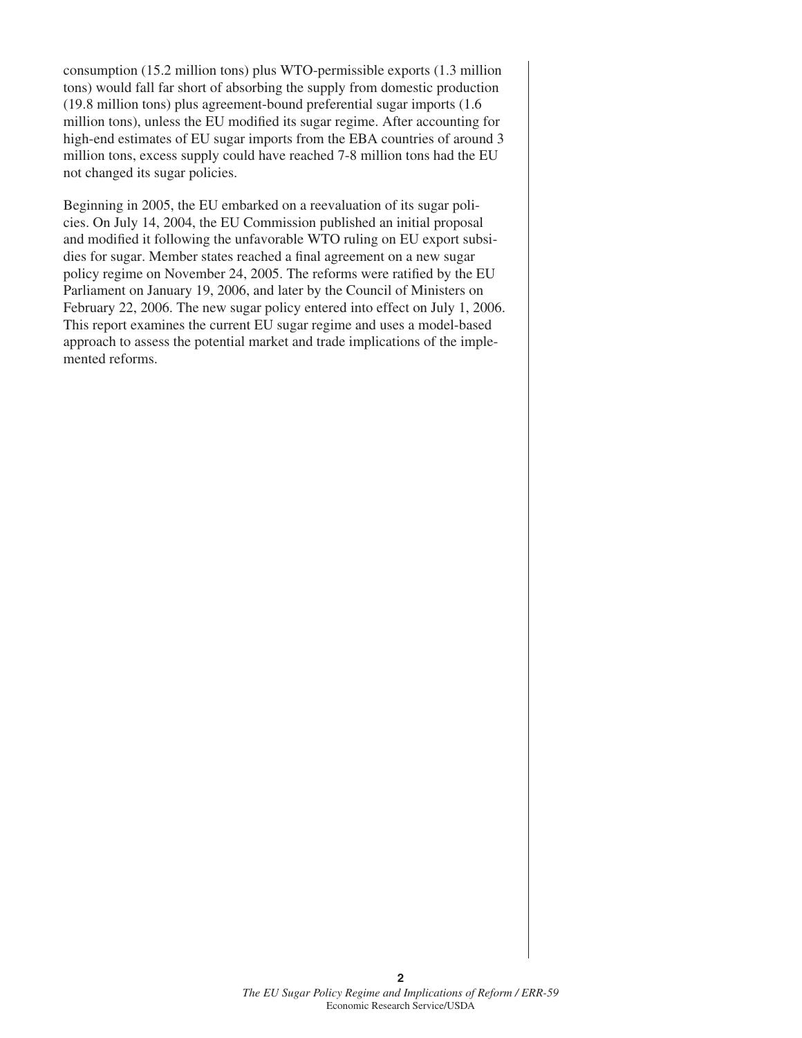consumption (15.2 million tons) plus WTO-permissible exports (1.3 million tons) would fall far short of absorbing the supply from domestic production (19.8 million tons) plus agreement-bound preferential sugar imports (1.6 million tons), unless the EU modified its sugar regime. After accounting for high-end estimates of EU sugar imports from the EBA countries of around 3 million tons, excess supply could have reached 7-8 million tons had the EU not changed its sugar policies.

Beginning in 2005, the EU embarked on a reevaluation of its sugar policies. On July 14, 2004, the EU Commission published an initial proposal and modified it following the unfavorable WTO ruling on EU export subsidies for sugar. Member states reached a final agreement on a new sugar policy regime on November 24, 2005. The reforms were ratified by the EU Parliament on January 19, 2006, and later by the Council of Ministers on February 22, 2006. The new sugar policy entered into effect on July 1, 2006. This report examines the current EU sugar regime and uses a model-based approach to assess the potential market and trade implications of the implemented reforms.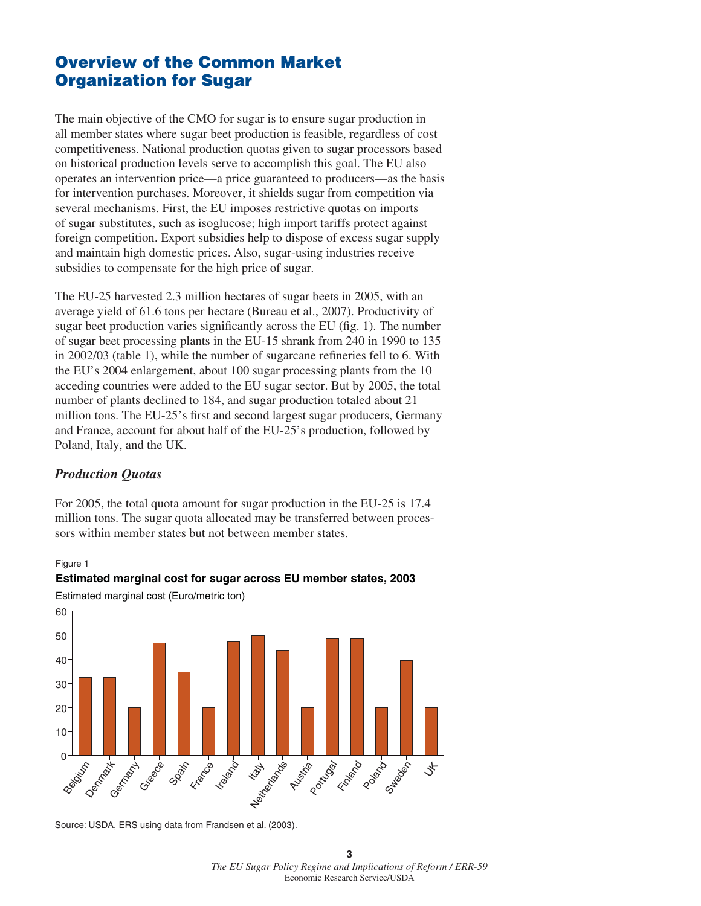## Overview of the Common Market Organization for Sugar

The main objective of the CMO for sugar is to ensure sugar production in all member states where sugar beet production is feasible, regardless of cost competitiveness. National production quotas given to sugar processors based on historical production levels serve to accomplish this goal. The EU also operates an intervention price—a price guaranteed to producers—as the basis for intervention purchases. Moreover, it shields sugar from competition via several mechanisms. First, the EU imposes restrictive quotas on imports of sugar substitutes, such as isoglucose; high import tariffs protect against foreign competition. Export subsidies help to dispose of excess sugar supply and maintain high domestic prices. Also, sugar-using industries receive subsidies to compensate for the high price of sugar.

The EU-25 harvested 2.3 million hectares of sugar beets in 2005, with an average yield of 61.6 tons per hectare (Bureau et al., 2007). Productivity of sugar beet production varies significantly across the EU (fig. 1). The number of sugar beet processing plants in the EU-15 shrank from 240 in 1990 to 135 in 2002/03 (table 1), while the number of sugarcane refineries fell to 6. With the EU's 2004 enlargement, about 100 sugar processing plants from the 10 acceding countries were added to the EU sugar sector. But by 2005, the total number of plants declined to 184, and sugar production totaled about 21 million tons. The EU-25's first and second largest sugar producers, Germany and France, account for about half of the EU-25's production, followed by Poland, Italy, and the UK.

### *Production Quotas*

For 2005, the total quota amount for sugar production in the EU-25 is 17.4 million tons. The sugar quota allocated may be transferred between processors within member states but not between member states.

Figure 1

**Estimated marginal cost for sugar across EU member states, 2003**

Estimated marginal cost (Euro/metric ton)

| Country | Estimated marginal cost (Euro/metric ton) |
|---|---|
| Belgium | 32.5 |
| Denmark | 32.5 |
| Germany | 20 |
| Greece | 47 |
| Spain | 35 |
| France | 20 |
| Ireland | 47.5 |
| Italy | 50 |
| Netherlands | 44 |
| Austria | 20 |
| Portugal | 49 |
| Finland | 49 |
| Poland | 20 |
| Sweden | 39.5 |
| UK | 20 |

Source: USDA, ERS using data from Frandsen et al. (2003).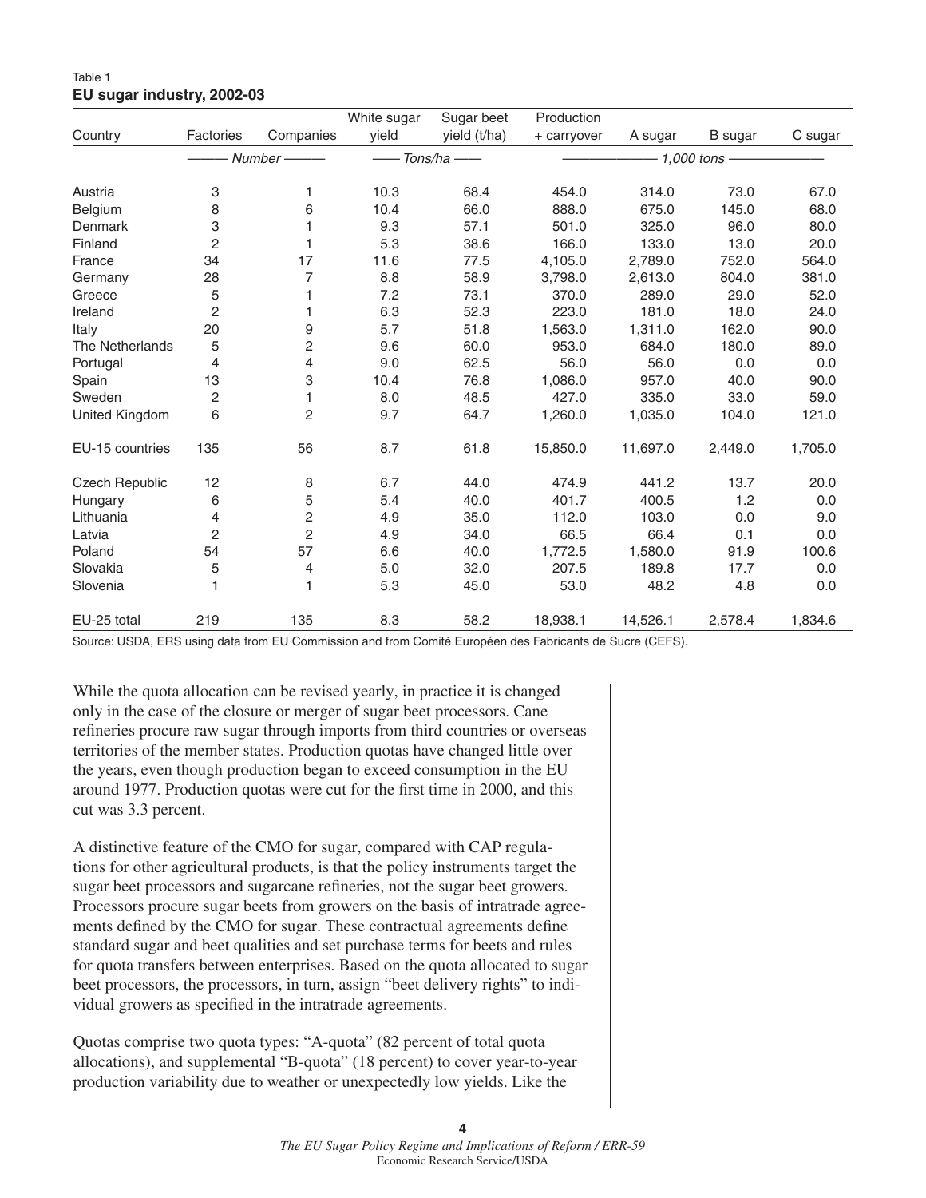Table 1
**EU sugar industry, 2002-03**

| Country | Factories | Companies | White sugar yield | Sugar beet yield (t/ha) | Production + carryover | A sugar | B sugar | C sugar |
|---|---|---|---|---|---|---|---|---|
| | Number | | Tons/ha | | 1,000 tons | | | |
| Austria | 3 | 1 | 10.3 | 68.4 | 454.0 | 314.0 | 73.0 | 67.0 |
| Belgium | 8 | 6 | 10.4 | 66.0 | 888.0 | 675.0 | 145.0 | 68.0 |
| Denmark | 3 | 1 | 9.3 | 57.1 | 501.0 | 325.0 | 96.0 | 80.0 |
| Finland | 2 | 1 | 5.3 | 38.6 | 166.0 | 133.0 | 13.0 | 20.0 |
| France | 34 | 17 | 11.6 | 77.5 | 4,105.0 | 2,789.0 | 752.0 | 564.0 |
| Germany | 28 | 7 | 8.8 | 58.9 | 3,798.0 | 2,613.0 | 804.0 | 381.0 |
| Greece | 5 | 1 | 7.2 | 73.1 | 370.0 | 289.0 | 29.0 | 52.0 |
| Ireland | 2 | 1 | 6.3 | 52.3 | 223.0 | 181.0 | 18.0 | 24.0 |
| Italy | 20 | 9 | 5.7 | 51.8 | 1,563.0 | 1,311.0 | 162.0 | 90.0 |
| The Netherlands | 5 | 2 | 9.6 | 60.0 | 953.0 | 684.0 | 180.0 | 89.0 |
| Portugal | 4 | 4 | 9.0 | 62.5 | 56.0 | 56.0 | 0.0 | 0.0 |
| Spain | 13 | 3 | 10.4 | 76.8 | 1,086.0 | 957.0 | 40.0 | 90.0 |
| Sweden | 2 | 1 | 8.0 | 48.5 | 427.0 | 335.0 | 33.0 | 59.0 |
| United Kingdom | 6 | 2 | 9.7 | 64.7 | 1,260.0 | 1,035.0 | 104.0 | 121.0 |
| EU-15 countries | 135 | 56 | 8.7 | 61.8 | 15,850.0 | 11,697.0 | 2,449.0 | 1,705.0 |
| Czech Republic | 12 | 8 | 6.7 | 44.0 | 474.9 | 441.2 | 13.7 | 20.0 |
| Hungary | 6 | 5 | 5.4 | 40.0 | 401.7 | 400.5 | 1.2 | 0.0 |
| Lithuania | 4 | 2 | 4.9 | 35.0 | 112.0 | 103.0 | 0.0 | 9.0 |
| Latvia | 2 | 2 | 4.9 | 34.0 | 66.5 | 66.4 | 0.1 | 0.0 |
| Poland | 54 | 57 | 6.6 | 40.0 | 1,772.5 | 1,580.0 | 91.9 | 100.6 |
| Slovakia | 5 | 4 | 5.0 | 32.0 | 207.5 | 189.8 | 17.7 | 0.0 |
| Slovenia | 1 | 1 | 5.3 | 45.0 | 53.0 | 48.2 | 4.8 | 0.0 |
| EU-25 total | 219 | 135 | 8.3 | 58.2 | 18,938.1 | 14,526.1 | 2,578.4 | 1,834.6 |

Source: USDA, ERS using data from EU Commission and from Comité Européen des Fabricants de Sucre (CEFS).

While the quota allocation can be revised yearly, in practice it is changed only in the case of the closure or merger of sugar beet processors. Cane refineries procure raw sugar through imports from third countries or overseas territories of the member states. Production quotas have changed little over the years, even though production began to exceed consumption in the EU around 1977. Production quotas were cut for the first time in 2000, and this cut was 3.3 percent.

A distinctive feature of the CMO for sugar, compared with CAP regulations for other agricultural products, is that the policy instruments target the sugar beet processors and sugarcane refineries, not the sugar beet growers. Processors procure sugar beets from growers on the basis of intratrade agreements defined by the CMO for sugar. These contractual agreements define standard sugar and beet qualities and set purchase terms for beets and rules for quota transfers between enterprises. Based on the quota allocated to sugar beet processors, the processors, in turn, assign "beet delivery rights" to individual growers as specified in the intratrade agreements.

Quotas comprise two quota types: "A-quota" (82 percent of total quota allocations), and supplemental "B-quota" (18 percent) to cover year-to-year production variability due to weather or unexpectedly low yields. Like the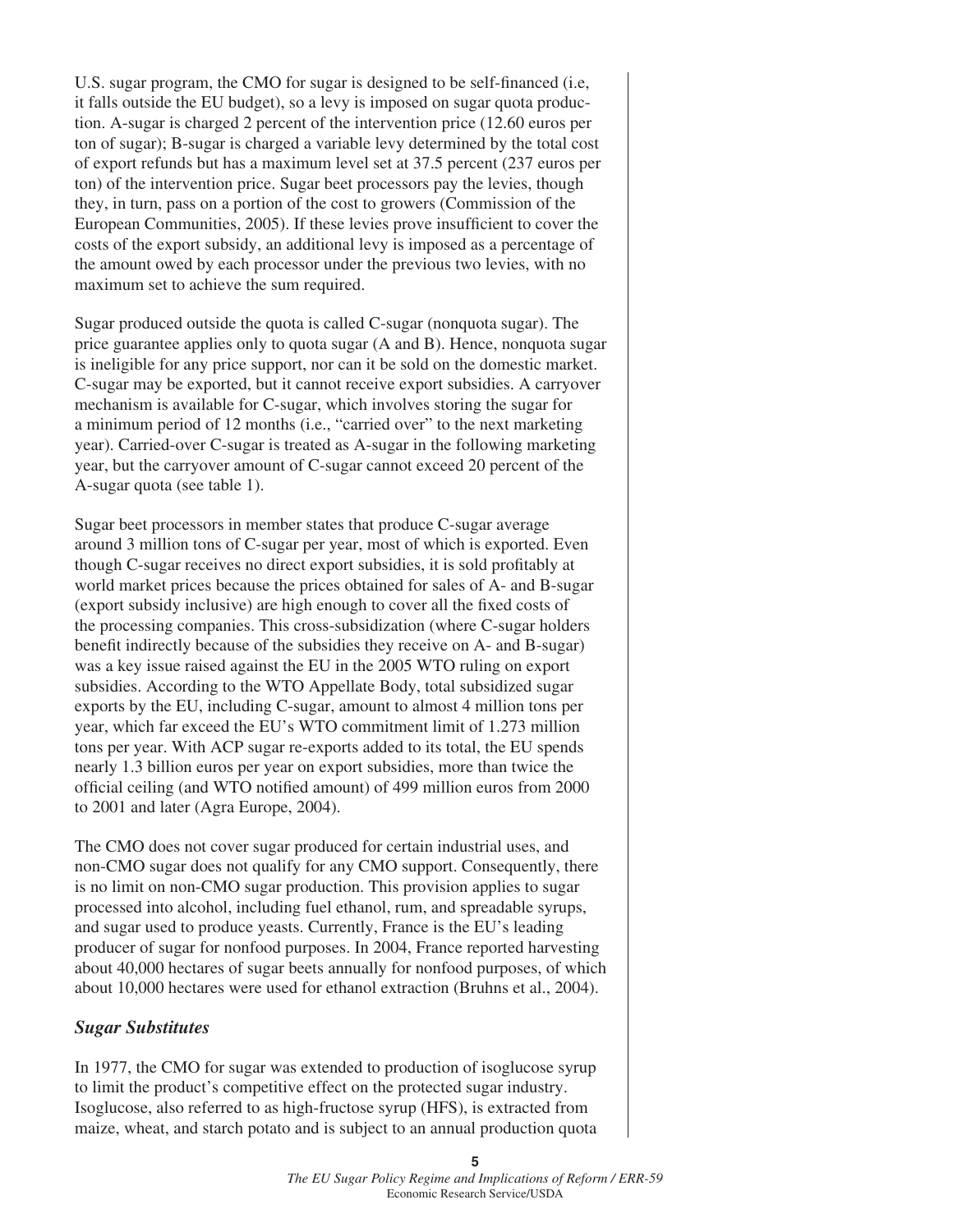U.S. sugar program, the CMO for sugar is designed to be self-financed (i.e, it falls outside the EU budget), so a levy is imposed on sugar quota production. A-sugar is charged 2 percent of the intervention price (12.60 euros per ton of sugar); B-sugar is charged a variable levy determined by the total cost of export refunds but has a maximum level set at 37.5 percent (237 euros per ton) of the intervention price. Sugar beet processors pay the levies, though they, in turn, pass on a portion of the cost to growers (Commission of the European Communities, 2005). If these levies prove insufficient to cover the costs of the export subsidy, an additional levy is imposed as a percentage of the amount owed by each processor under the previous two levies, with no maximum set to achieve the sum required.

Sugar produced outside the quota is called C-sugar (nonquota sugar). The price guarantee applies only to quota sugar (A and B). Hence, nonquota sugar is ineligible for any price support, nor can it be sold on the domestic market. C-sugar may be exported, but it cannot receive export subsidies. A carryover mechanism is available for C-sugar, which involves storing the sugar for a minimum period of 12 months (i.e., "carried over" to the next marketing year). Carried-over C-sugar is treated as A-sugar in the following marketing year, but the carryover amount of C-sugar cannot exceed 20 percent of the A-sugar quota (see table 1).

Sugar beet processors in member states that produce C-sugar average around 3 million tons of C-sugar per year, most of which is exported. Even though C-sugar receives no direct export subsidies, it is sold profitably at world market prices because the prices obtained for sales of A- and B-sugar (export subsidy inclusive) are high enough to cover all the fixed costs of the processing companies. This cross-subsidization (where C-sugar holders benefit indirectly because of the subsidies they receive on A- and B-sugar) was a key issue raised against the EU in the 2005 WTO ruling on export subsidies. According to the WTO Appellate Body, total subsidized sugar exports by the EU, including C-sugar, amount to almost 4 million tons per year, which far exceed the EU's WTO commitment limit of 1.273 million tons per year. With ACP sugar re-exports added to its total, the EU spends nearly 1.3 billion euros per year on export subsidies, more than twice the official ceiling (and WTO notified amount) of 499 million euros from 2000 to 2001 and later (Agra Europe, 2004).

The CMO does not cover sugar produced for certain industrial uses, and non-CMO sugar does not qualify for any CMO support. Consequently, there is no limit on non-CMO sugar production. This provision applies to sugar processed into alcohol, including fuel ethanol, rum, and spreadable syrups, and sugar used to produce yeasts. Currently, France is the EU's leading producer of sugar for nonfood purposes. In 2004, France reported harvesting about 40,000 hectares of sugar beets annually for nonfood purposes, of which about 10,000 hectares were used for ethanol extraction (Bruhns et al., 2004).

### *Sugar Substitutes*

In 1977, the CMO for sugar was extended to production of isoglucose syrup to limit the product's competitive effect on the protected sugar industry. Isoglucose, also referred to as high-fructose syrup (HFS), is extracted from maize, wheat, and starch potato and is subject to an annual production quota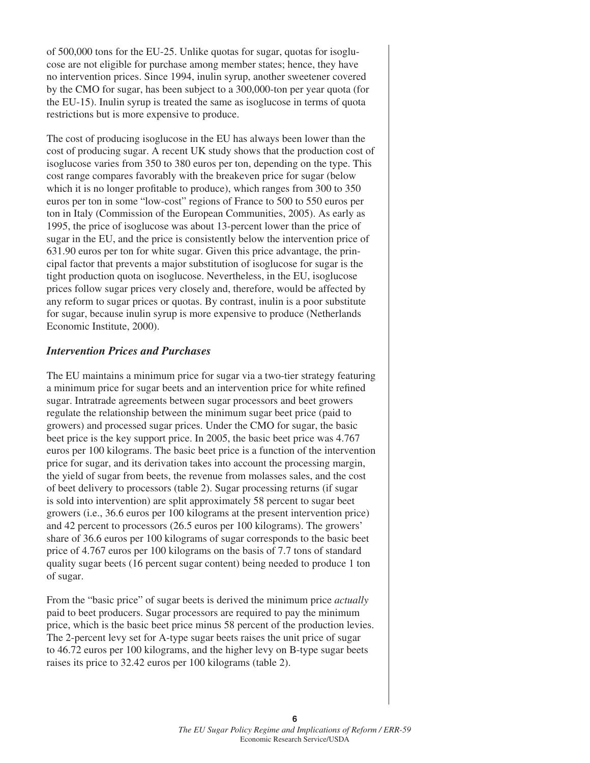of 500,000 tons for the EU-25. Unlike quotas for sugar, quotas for isoglucose are not eligible for purchase among member states; hence, they have no intervention prices. Since 1994, inulin syrup, another sweetener covered by the CMO for sugar, has been subject to a 300,000-ton per year quota (for the EU-15). Inulin syrup is treated the same as isoglucose in terms of quota restrictions but is more expensive to produce.

The cost of producing isoglucose in the EU has always been lower than the cost of producing sugar. A recent UK study shows that the production cost of isoglucose varies from 350 to 380 euros per ton, depending on the type. This cost range compares favorably with the breakeven price for sugar (below which it is no longer profitable to produce), which ranges from 300 to 350 euros per ton in some "low-cost" regions of France to 500 to 550 euros per ton in Italy (Commission of the European Communities, 2005). As early as 1995, the price of isoglucose was about 13-percent lower than the price of sugar in the EU, and the price is consistently below the intervention price of 631.90 euros per ton for white sugar. Given this price advantage, the principal factor that prevents a major substitution of isoglucose for sugar is the tight production quota on isoglucose. Nevertheless, in the EU, isoglucose prices follow sugar prices very closely and, therefore, would be affected by any reform to sugar prices or quotas. By contrast, inulin is a poor substitute for sugar, because inulin syrup is more expensive to produce (Netherlands Economic Institute, 2000).

### *Intervention Prices and Purchases*

The EU maintains a minimum price for sugar via a two-tier strategy featuring a minimum price for sugar beets and an intervention price for white refined sugar. Intratrade agreements between sugar processors and beet growers regulate the relationship between the minimum sugar beet price (paid to growers) and processed sugar prices. Under the CMO for sugar, the basic beet price is the key support price. In 2005, the basic beet price was 4.767 euros per 100 kilograms. The basic beet price is a function of the intervention price for sugar, and its derivation takes into account the processing margin, the yield of sugar from beets, the revenue from molasses sales, and the cost of beet delivery to processors (table 2). Sugar processing returns (if sugar is sold into intervention) are split approximately 58 percent to sugar beet growers (i.e., 36.6 euros per 100 kilograms at the present intervention price) and 42 percent to processors (26.5 euros per 100 kilograms). The growers' share of 36.6 euros per 100 kilograms of sugar corresponds to the basic beet price of 4.767 euros per 100 kilograms on the basis of 7.7 tons of standard quality sugar beets (16 percent sugar content) being needed to produce 1 ton of sugar.

From the "basic price" of sugar beets is derived the minimum price *actually* paid to beet producers. Sugar processors are required to pay the minimum price, which is the basic beet price minus 58 percent of the production levies. The 2-percent levy set for A-type sugar beets raises the unit price of sugar to 46.72 euros per 100 kilograms, and the higher levy on B-type sugar beets raises its price to 32.42 euros per 100 kilograms (table 2).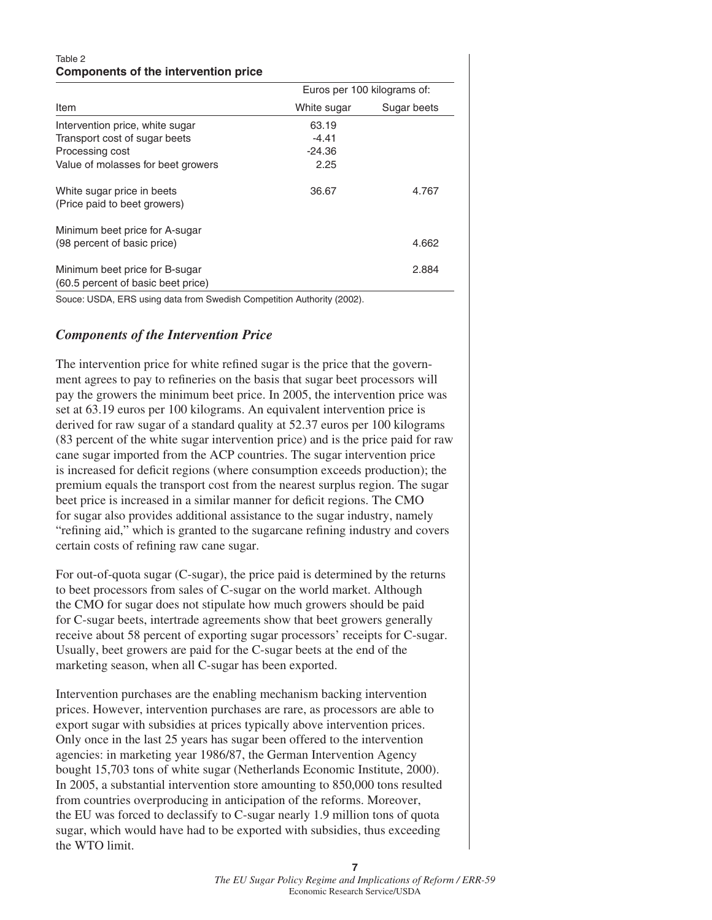Table 2
**Components of the intervention price**

| Item | Euros per 100 kilograms of: White sugar | Sugar beets |
|---|---|---|
| Intervention price, white sugar | 63.19 | |
| Transport cost of sugar beets | -4.41 | |
| Processing cost | -24.36 | |
| Value of molasses for beet growers | 2.25 | |
| White sugar price in beets (Price paid to beet growers) | 36.67 | 4.767 |
| Minimum beet price for A-sugar (98 percent of basic price) | | 4.662 |
| Minimum beet price for B-sugar (60.5 percent of basic beet price) | | 2.884 |

Souce: USDA, ERS using data from Swedish Competition Authority (2002).

### *Components of the Intervention Price*

The intervention price for white refined sugar is the price that the government agrees to pay to refineries on the basis that sugar beet processors will pay the growers the minimum beet price. In 2005, the intervention price was set at 63.19 euros per 100 kilograms. An equivalent intervention price is derived for raw sugar of a standard quality at 52.37 euros per 100 kilograms (83 percent of the white sugar intervention price) and is the price paid for raw cane sugar imported from the ACP countries. The sugar intervention price is increased for deficit regions (where consumption exceeds production); the premium equals the transport cost from the nearest surplus region. The sugar beet price is increased in a similar manner for deficit regions. The CMO for sugar also provides additional assistance to the sugar industry, namely "refining aid," which is granted to the sugarcane refining industry and covers certain costs of refining raw cane sugar.

For out-of-quota sugar (C-sugar), the price paid is determined by the returns to beet processors from sales of C-sugar on the world market. Although the CMO for sugar does not stipulate how much growers should be paid for C-sugar beets, intertrade agreements show that beet growers generally receive about 58 percent of exporting sugar processors' receipts for C-sugar. Usually, beet growers are paid for the C-sugar beets at the end of the marketing season, when all C-sugar has been exported.

Intervention purchases are the enabling mechanism backing intervention prices. However, intervention purchases are rare, as processors are able to export sugar with subsidies at prices typically above intervention prices. Only once in the last 25 years has sugar been offered to the intervention agencies: in marketing year 1986/87, the German Intervention Agency bought 15,703 tons of white sugar (Netherlands Economic Institute, 2000). In 2005, a substantial intervention store amounting to 850,000 tons resulted from countries overproducing in anticipation of the reforms. Moreover, the EU was forced to declassify to C-sugar nearly 1.9 million tons of quota sugar, which would have had to be exported with subsidies, thus exceeding the WTO limit.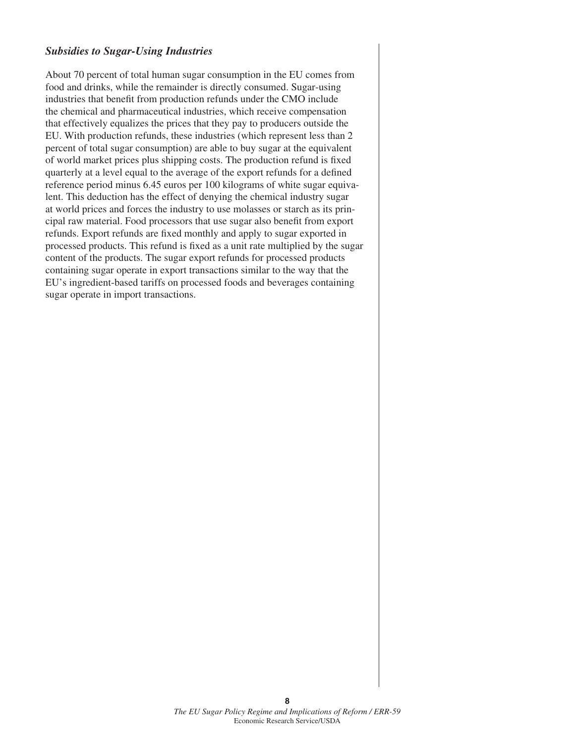### *Subsidies to Sugar-Using Industries*

About 70 percent of total human sugar consumption in the EU comes from food and drinks, while the remainder is directly consumed. Sugar-using industries that benefit from production refunds under the CMO include the chemical and pharmaceutical industries, which receive compensation that effectively equalizes the prices that they pay to producers outside the EU. With production refunds, these industries (which represent less than 2 percent of total sugar consumption) are able to buy sugar at the equivalent of world market prices plus shipping costs. The production refund is fixed quarterly at a level equal to the average of the export refunds for a defined reference period minus 6.45 euros per 100 kilograms of white sugar equivalent. This deduction has the effect of denying the chemical industry sugar at world prices and forces the industry to use molasses or starch as its principal raw material. Food processors that use sugar also benefit from export refunds. Export refunds are fixed monthly and apply to sugar exported in processed products. This refund is fixed as a unit rate multiplied by the sugar content of the products. The sugar export refunds for processed products containing sugar operate in export transactions similar to the way that the EU's ingredient-based tariffs on processed foods and beverages containing sugar operate in import transactions.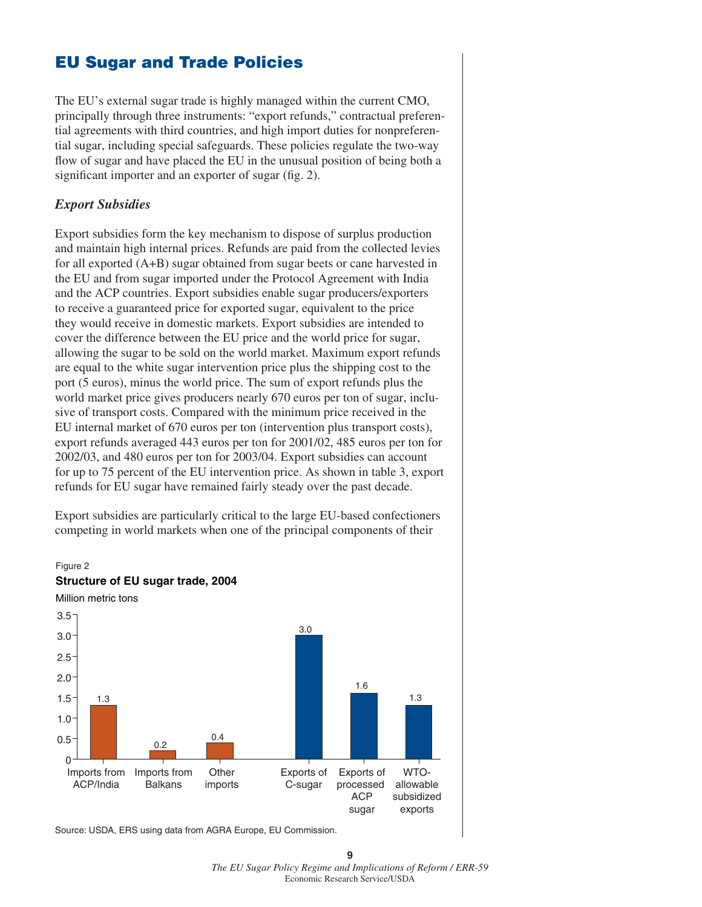## EU Sugar and Trade Policies

The EU's external sugar trade is highly managed within the current CMO, principally through three instruments: "export refunds," contractual preferential agreements with third countries, and high import duties for nonpreferential sugar, including special safeguards. These policies regulate the two-way flow of sugar and have placed the EU in the unusual position of being both a significant importer and an exporter of sugar (fig. 2).

### *Export Subsidies*

Export subsidies form the key mechanism to dispose of surplus production and maintain high internal prices. Refunds are paid from the collected levies for all exported (A+B) sugar obtained from sugar beets or cane harvested in the EU and from sugar imported under the Protocol Agreement with India and the ACP countries. Export subsidies enable sugar producers/exporters to receive a guaranteed price for exported sugar, equivalent to the price they would receive in domestic markets. Export subsidies are intended to cover the difference between the EU price and the world price for sugar, allowing the sugar to be sold on the world market. Maximum export refunds are equal to the white sugar intervention price plus the shipping cost to the port (5 euros), minus the world price. The sum of export refunds plus the world market price gives producers nearly 670 euros per ton of sugar, inclusive of transport costs. Compared with the minimum price received in the EU internal market of 670 euros per ton (intervention plus transport costs), export refunds averaged 443 euros per ton for 2001/02, 485 euros per ton for 2002/03, and 480 euros per ton for 2003/04. Export subsidies can account for up to 75 percent of the EU intervention price. As shown in table 3, export refunds for EU sugar have remained fairly steady over the past decade.

Export subsidies are particularly critical to the large EU-based confectioners competing in world markets when one of the principal components of their

Figure 2

**Structure of EU sugar trade, 2004**

Million metric tons

| Category | Million metric tons |
|---|---|
| Imports from ACP/India | 1.3 |
| Imports from Balkans | 0.2 |
| Other imports | 0.4 |
| Exports of C-sugar | 3.0 |
| Exports of processed ACP sugar | 1.6 |
| WTO-allowable subsidized exports | 1.3 |

Source: USDA, ERS using data from AGRA Europe, EU Commission.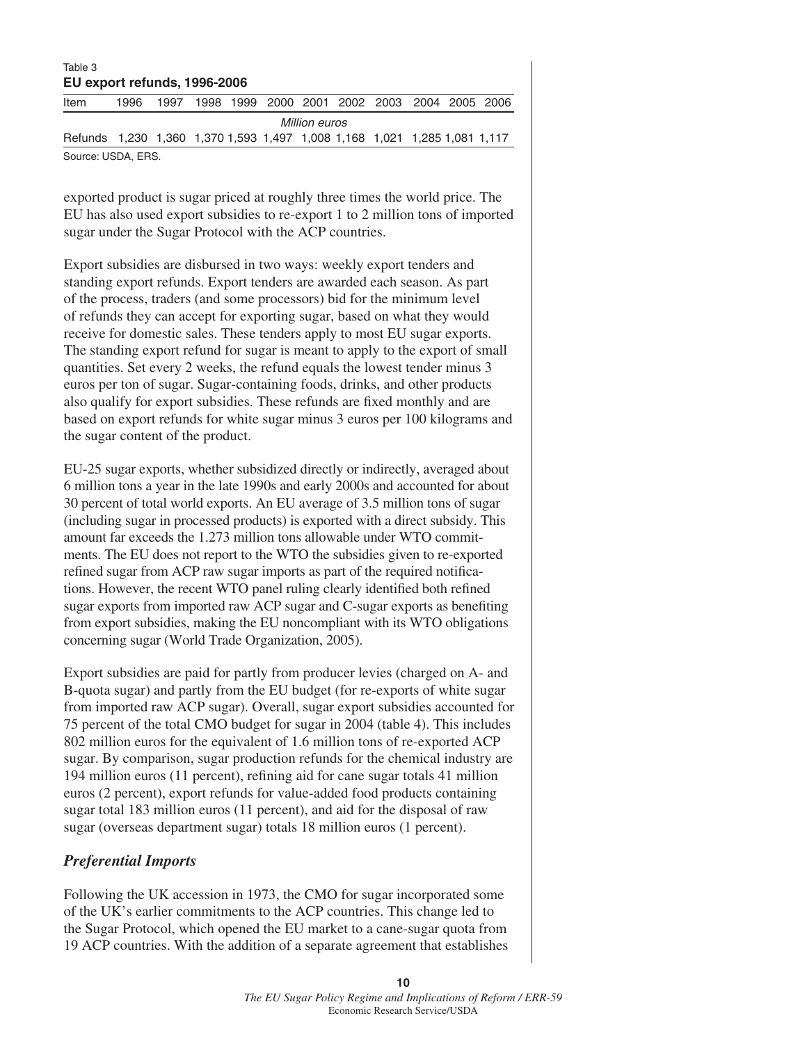Table 3

**EU export refunds, 1996-2006**

| Item | 1996 | 1997 | 1998 | 1999 | 2000 | 2001 | 2002 | 2003 | 2004 | 2005 | 2006 |
|---|---|---|---|---|---|---|---|---|---|---|---|
| | *Million euros* | | | | | | | | | | |
| Refunds | 1,230 | 1,360 | 1,370 | 1,593 | 1,497 | 1,008 | 1,168 | 1,021 | 1,285 | 1,081 | 1,117 |

Source: USDA, ERS.

exported product is sugar priced at roughly three times the world price. The EU has also used export subsidies to re-export 1 to 2 million tons of imported sugar under the Sugar Protocol with the ACP countries.

Export subsidies are disbursed in two ways: weekly export tenders and standing export refunds. Export tenders are awarded each season. As part of the process, traders (and some processors) bid for the minimum level of refunds they can accept for exporting sugar, based on what they would receive for domestic sales. These tenders apply to most EU sugar exports. The standing export refund for sugar is meant to apply to the export of small quantities. Set every 2 weeks, the refund equals the lowest tender minus 3 euros per ton of sugar. Sugar-containing foods, drinks, and other products also qualify for export subsidies. These refunds are fixed monthly and are based on export refunds for white sugar minus 3 euros per 100 kilograms and the sugar content of the product.

EU-25 sugar exports, whether subsidized directly or indirectly, averaged about 6 million tons a year in the late 1990s and early 2000s and accounted for about 30 percent of total world exports. An EU average of 3.5 million tons of sugar (including sugar in processed products) is exported with a direct subsidy. This amount far exceeds the 1.273 million tons allowable under WTO commitments. The EU does not report to the WTO the subsidies given to re-exported refined sugar from ACP raw sugar imports as part of the required notifications. However, the recent WTO panel ruling clearly identified both refined sugar exports from imported raw ACP sugar and C-sugar exports as benefiting from export subsidies, making the EU noncompliant with its WTO obligations concerning sugar (World Trade Organization, 2005).

Export subsidies are paid for partly from producer levies (charged on A- and B-quota sugar) and partly from the EU budget (for re-exports of white sugar from imported raw ACP sugar). Overall, sugar export subsidies accounted for 75 percent of the total CMO budget for sugar in 2004 (table 4). This includes 802 million euros for the equivalent of 1.6 million tons of re-exported ACP sugar. By comparison, sugar production refunds for the chemical industry are 194 million euros (11 percent), refining aid for cane sugar totals 41 million euros (2 percent), export refunds for value-added food products containing sugar total 183 million euros (11 percent), and aid for the disposal of raw sugar (overseas department sugar) totals 18 million euros (1 percent).

### *Preferential Imports*

Following the UK accession in 1973, the CMO for sugar incorporated some of the UK's earlier commitments to the ACP countries. This change led to the Sugar Protocol, which opened the EU market to a cane-sugar quota from 19 ACP countries. With the addition of a separate agreement that establishes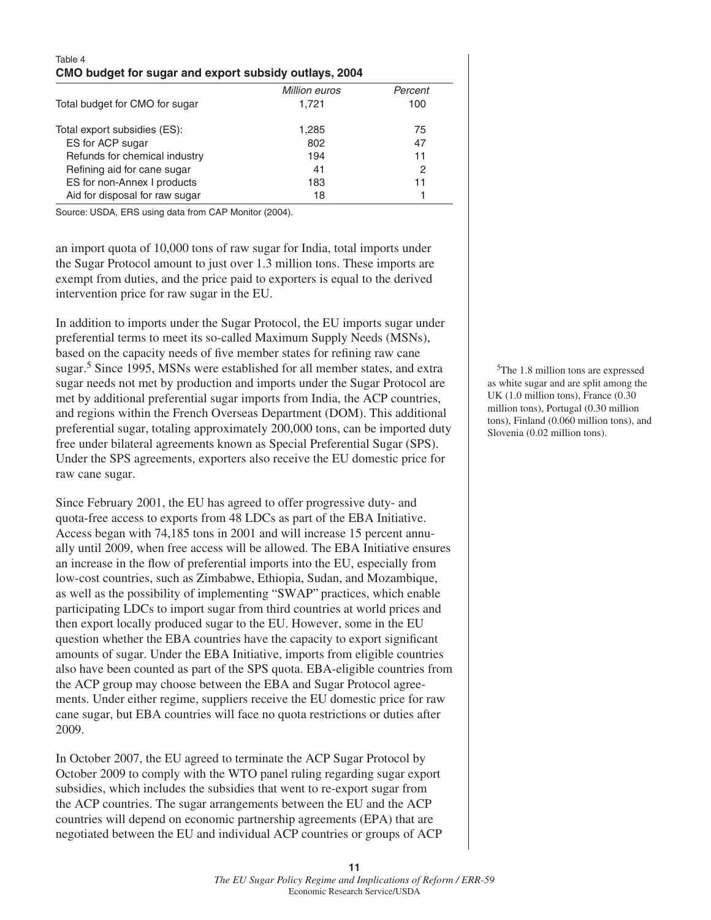Table 4
**CMO budget for sugar and export subsidy outlays, 2004**

| | *Million euros* | *Percent* |
|---|---|---|
| Total budget for CMO for sugar | 1,721 | 100 |
| Total export subsidies (ES): | 1,285 | 75 |
| ES for ACP sugar | 802 | 47 |
| Refunds for chemical industry | 194 | 11 |
| Refining aid for cane sugar | 41 | 2 |
| ES for non-Annex I products | 183 | 11 |
| Aid for disposal for raw sugar | 18 | 1 |

Source: USDA, ERS using data from CAP Monitor (2004).

an import quota of 10,000 tons of raw sugar for India, total imports under the Sugar Protocol amount to just over 1.3 million tons. These imports are exempt from duties, and the price paid to exporters is equal to the derived intervention price for raw sugar in the EU.

In addition to imports under the Sugar Protocol, the EU imports sugar under preferential terms to meet its so-called Maximum Supply Needs (MSNs), based on the capacity needs of five member states for refining raw cane sugar.[5] Since 1995, MSNs were established for all member states, and extra sugar needs not met by production and imports under the Sugar Protocol are met by additional preferential sugar imports from India, the ACP countries, and regions within the French Overseas Department (DOM). This additional preferential sugar, totaling approximately 200,000 tons, can be imported duty free under bilateral agreements known as Special Preferential Sugar (SPS). Under the SPS agreements, exporters also receive the EU domestic price for raw cane sugar.

[5]The 1.8 million tons are expressed as white sugar and are split among the UK (1.0 million tons), France (0.30 million tons), Portugal (0.30 million tons), Finland (0.060 million tons), and Slovenia (0.02 million tons).

Since February 2001, the EU has agreed to offer progressive duty- and quota-free access to exports from 48 LDCs as part of the EBA Initiative. Access began with 74,185 tons in 2001 and will increase 15 percent annually until 2009, when free access will be allowed. The EBA Initiative ensures an increase in the flow of preferential imports into the EU, especially from low-cost countries, such as Zimbabwe, Ethiopia, Sudan, and Mozambique, as well as the possibility of implementing "SWAP" practices, which enable participating LDCs to import sugar from third countries at world prices and then export locally produced sugar to the EU. However, some in the EU question whether the EBA countries have the capacity to export significant amounts of sugar. Under the EBA Initiative, imports from eligible countries also have been counted as part of the SPS quota. EBA-eligible countries from the ACP group may choose between the EBA and Sugar Protocol agreements. Under either regime, suppliers receive the EU domestic price for raw cane sugar, but EBA countries will face no quota restrictions or duties after 2009.

In October 2007, the EU agreed to terminate the ACP Sugar Protocol by October 2009 to comply with the WTO panel ruling regarding sugar export subsidies, which includes the subsidies that went to re-export sugar from the ACP countries. The sugar arrangements between the EU and the ACP countries will depend on economic partnership agreements (EPA) that are negotiated between the EU and individual ACP countries or groups of ACP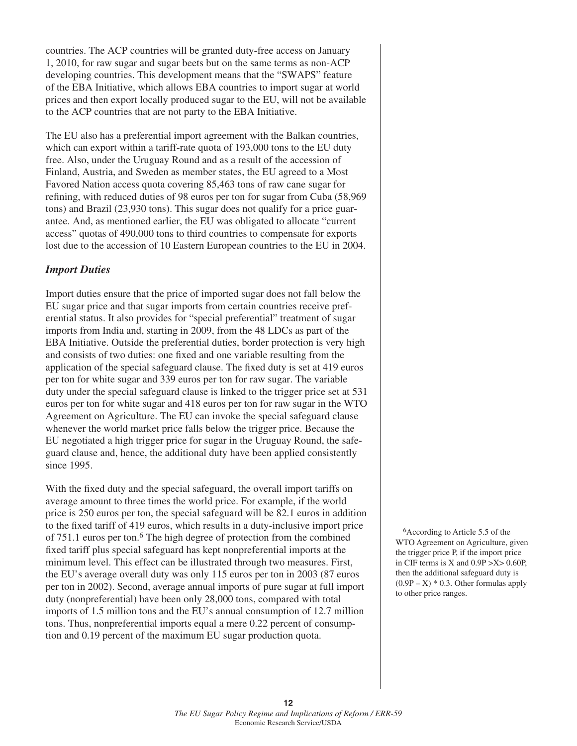countries. The ACP countries will be granted duty-free access on January 1, 2010, for raw sugar and sugar beets but on the same terms as non-ACP developing countries. This development means that the "SWAPS" feature of the EBA Initiative, which allows EBA countries to import sugar at world prices and then export locally produced sugar to the EU, will not be available to the ACP countries that are not party to the EBA Initiative.

The EU also has a preferential import agreement with the Balkan countries, which can export within a tariff-rate quota of 193,000 tons to the EU duty free. Also, under the Uruguay Round and as a result of the accession of Finland, Austria, and Sweden as member states, the EU agreed to a Most Favored Nation access quota covering 85,463 tons of raw cane sugar for refining, with reduced duties of 98 euros per ton for sugar from Cuba (58,969 tons) and Brazil (23,930 tons). This sugar does not qualify for a price guarantee. And, as mentioned earlier, the EU was obligated to allocate "current access" quotas of 490,000 tons to third countries to compensate for exports lost due to the accession of 10 Eastern European countries to the EU in 2004.

### *Import Duties*

Import duties ensure that the price of imported sugar does not fall below the EU sugar price and that sugar imports from certain countries receive preferential status. It also provides for "special preferential" treatment of sugar imports from India and, starting in 2009, from the 48 LDCs as part of the EBA Initiative. Outside the preferential duties, border protection is very high and consists of two duties: one fixed and one variable resulting from the application of the special safeguard clause. The fixed duty is set at 419 euros per ton for white sugar and 339 euros per ton for raw sugar. The variable duty under the special safeguard clause is linked to the trigger price set at 531 euros per ton for white sugar and 418 euros per ton for raw sugar in the WTO Agreement on Agriculture. The EU can invoke the special safeguard clause whenever the world market price falls below the trigger price. Because the EU negotiated a high trigger price for sugar in the Uruguay Round, the safeguard clause and, hence, the additional duty have been applied consistently since 1995.

With the fixed duty and the special safeguard, the overall import tariffs on average amount to three times the world price. For example, if the world price is 250 euros per ton, the special safeguard will be 82.1 euros in addition to the fixed tariff of 419 euros, which results in a duty-inclusive import price of 751.1 euros per ton.[6] The high degree of protection from the combined fixed tariff plus special safeguard has kept nonpreferential imports at the minimum level. This effect can be illustrated through two measures. First, the EU's average overall duty was only 115 euros per ton in 2003 (87 euros per ton in 2002). Second, average annual imports of pure sugar at full import duty (nonpreferential) have been only 28,000 tons, compared with total imports of 1.5 million tons and the EU's annual consumption of 12.7 million tons. Thus, nonpreferential imports equal a mere 0.22 percent of consumption and 0.19 percent of the maximum EU sugar production quota.

[6]According to Article 5.5 of the WTO Agreement on Agriculture, given the trigger price P, if the import price in CIF terms is X and $0.9P > X > 0.60P$, then the additional safeguard duty is $(0.9P - X) * 0.3$. Other formulas apply to other price ranges.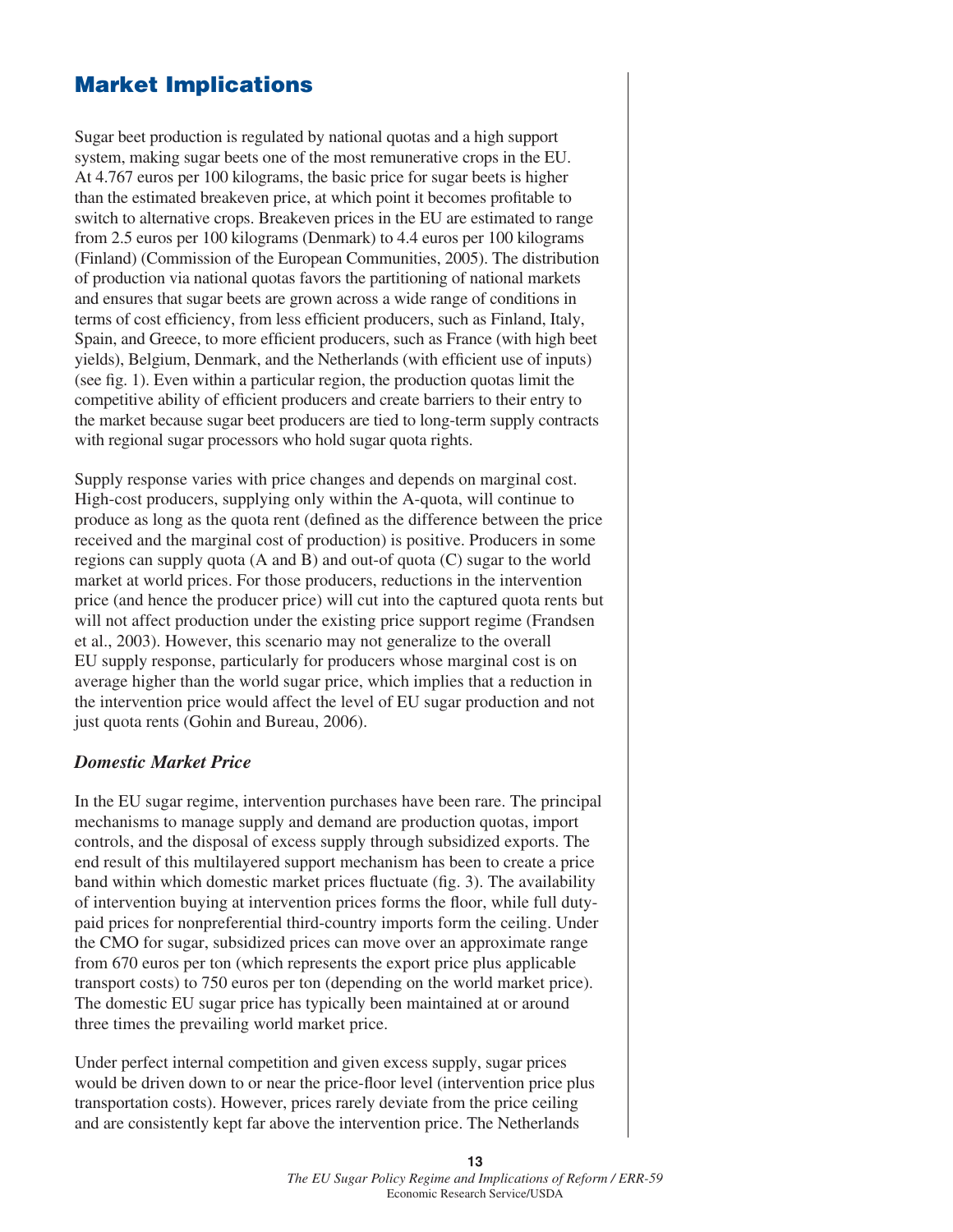## Market Implications

Sugar beet production is regulated by national quotas and a high support system, making sugar beets one of the most remunerative crops in the EU. At 4.767 euros per 100 kilograms, the basic price for sugar beets is higher than the estimated breakeven price, at which point it becomes profitable to switch to alternative crops. Breakeven prices in the EU are estimated to range from 2.5 euros per 100 kilograms (Denmark) to 4.4 euros per 100 kilograms (Finland) (Commission of the European Communities, 2005). The distribution of production via national quotas favors the partitioning of national markets and ensures that sugar beets are grown across a wide range of conditions in terms of cost efficiency, from less efficient producers, such as Finland, Italy, Spain, and Greece, to more efficient producers, such as France (with high beet yields), Belgium, Denmark, and the Netherlands (with efficient use of inputs) (see fig. 1). Even within a particular region, the production quotas limit the competitive ability of efficient producers and create barriers to their entry to the market because sugar beet producers are tied to long-term supply contracts with regional sugar processors who hold sugar quota rights.

Supply response varies with price changes and depends on marginal cost. High-cost producers, supplying only within the A-quota, will continue to produce as long as the quota rent (defined as the difference between the price received and the marginal cost of production) is positive. Producers in some regions can supply quota (A and B) and out-of quota (C) sugar to the world market at world prices. For those producers, reductions in the intervention price (and hence the producer price) will cut into the captured quota rents but will not affect production under the existing price support regime (Frandsen et al., 2003). However, this scenario may not generalize to the overall EU supply response, particularly for producers whose marginal cost is on average higher than the world sugar price, which implies that a reduction in the intervention price would affect the level of EU sugar production and not just quota rents (Gohin and Bureau, 2006).

### *Domestic Market Price*

In the EU sugar regime, intervention purchases have been rare. The principal mechanisms to manage supply and demand are production quotas, import controls, and the disposal of excess supply through subsidized exports. The end result of this multilayered support mechanism has been to create a price band within which domestic market prices fluctuate (fig. 3). The availability of intervention buying at intervention prices forms the floor, while full duty-paid prices for nonpreferential third-country imports form the ceiling. Under the CMO for sugar, subsidized prices can move over an approximate range from 670 euros per ton (which represents the export price plus applicable transport costs) to 750 euros per ton (depending on the world market price). The domestic EU sugar price has typically been maintained at or around three times the prevailing world market price.

Under perfect internal competition and given excess supply, sugar prices would be driven down to or near the price-floor level (intervention price plus transportation costs). However, prices rarely deviate from the price ceiling and are consistently kept far above the intervention price. The Netherlands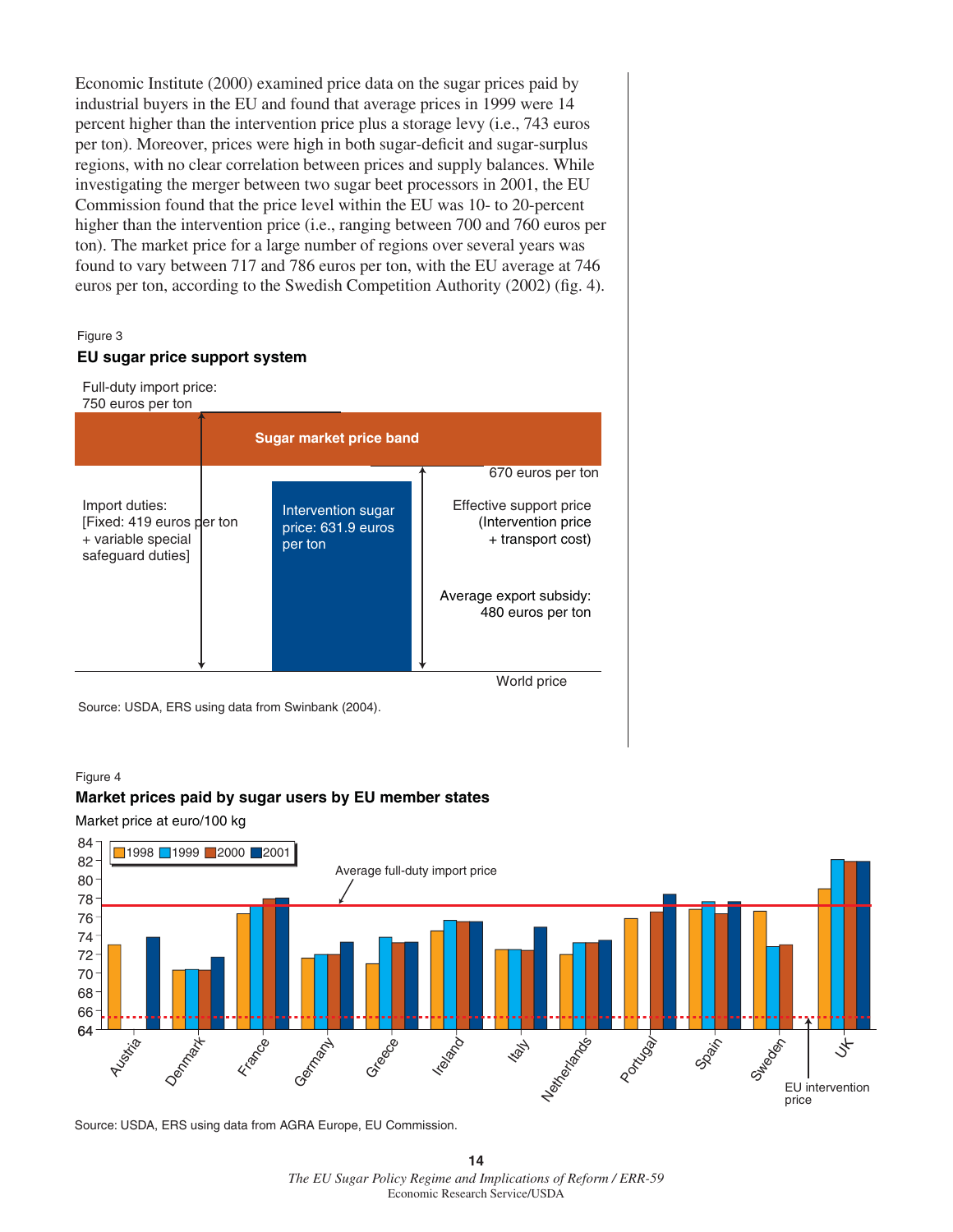Economic Institute (2000) examined price data on the sugar prices paid by industrial buyers in the EU and found that average prices in 1999 were 14 percent higher than the intervention price plus a storage levy (i.e., 743 euros per ton). Moreover, prices were high in both sugar-deficit and sugar-surplus regions, with no clear correlation between prices and supply balances. While investigating the merger between two sugar beet processors in 2001, the EU Commission found that the price level within the EU was 10- to 20-percent higher than the intervention price (i.e., ranging between 700 and 760 euros per ton). The market price for a large number of regions over several years was found to vary between 717 and 786 euros per ton, with the EU average at 746 euros per ton, according to the Swedish Competition Authority (2002) (fig. 4).

Figure 3

**EU sugar price support system**

Full-duty import price: 750 euros per ton

Sugar market price band

670 euros per ton

Import duties: [Fixed: 419 euros per ton + variable special safeguard duties]

Intervention sugar price: 631.9 euros per ton

Effective support price (Intervention price + transport cost)

Average export subsidy: 480 euros per ton

World price

Source: USDA, ERS using data from Swinbank (2004).

Figure 4

**Market prices paid by sugar users by EU member states**

Market price at euro/100 kg

Legend: 1998, 1999, 2000, 2001

Average full-duty import price

EU intervention price

Countries: Austria, Denmark, France, Germany, Greece, Ireland, Italy, Netherlands, Portugal, Spain, Sweden, UK

Source: USDA, ERS using data from AGRA Europe, EU Commission.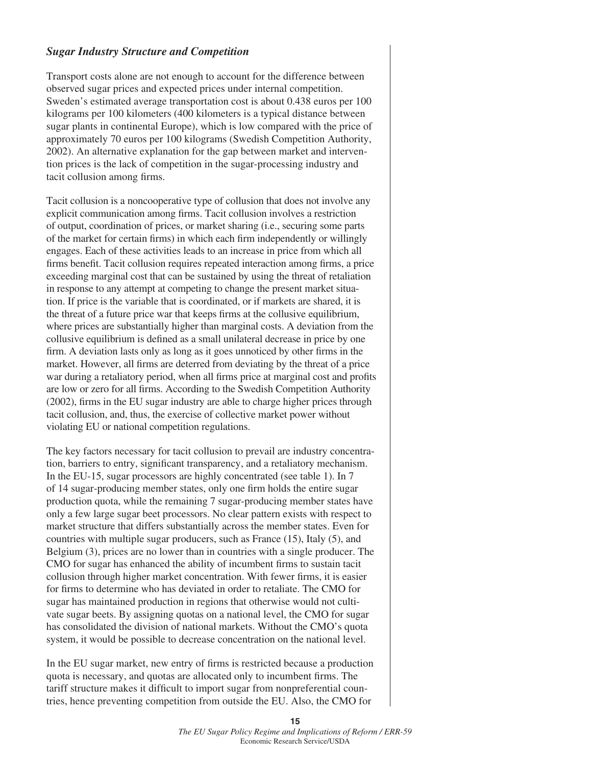### *Sugar Industry Structure and Competition*

Transport costs alone are not enough to account for the difference between observed sugar prices and expected prices under internal competition. Sweden's estimated average transportation cost is about 0.438 euros per 100 kilograms per 100 kilometers (400 kilometers is a typical distance between sugar plants in continental Europe), which is low compared with the price of approximately 70 euros per 100 kilograms (Swedish Competition Authority, 2002). An alternative explanation for the gap between market and intervention prices is the lack of competition in the sugar-processing industry and tacit collusion among firms.

Tacit collusion is a noncooperative type of collusion that does not involve any explicit communication among firms. Tacit collusion involves a restriction of output, coordination of prices, or market sharing (i.e., securing some parts of the market for certain firms) in which each firm independently or willingly engages. Each of these activities leads to an increase in price from which all firms benefit. Tacit collusion requires repeated interaction among firms, a price exceeding marginal cost that can be sustained by using the threat of retaliation in response to any attempt at competing to change the present market situation. If price is the variable that is coordinated, or if markets are shared, it is the threat of a future price war that keeps firms at the collusive equilibrium, where prices are substantially higher than marginal costs. A deviation from the collusive equilibrium is defined as a small unilateral decrease in price by one firm. A deviation lasts only as long as it goes unnoticed by other firms in the market. However, all firms are deterred from deviating by the threat of a price war during a retaliatory period, when all firms price at marginal cost and profits are low or zero for all firms. According to the Swedish Competition Authority (2002), firms in the EU sugar industry are able to charge higher prices through tacit collusion, and, thus, the exercise of collective market power without violating EU or national competition regulations.

The key factors necessary for tacit collusion to prevail are industry concentration, barriers to entry, significant transparency, and a retaliatory mechanism. In the EU-15, sugar processors are highly concentrated (see table 1). In 7 of 14 sugar-producing member states, only one firm holds the entire sugar production quota, while the remaining 7 sugar-producing member states have only a few large sugar beet processors. No clear pattern exists with respect to market structure that differs substantially across the member states. Even for countries with multiple sugar producers, such as France (15), Italy (5), and Belgium (3), prices are no lower than in countries with a single producer. The CMO for sugar has enhanced the ability of incumbent firms to sustain tacit collusion through higher market concentration. With fewer firms, it is easier for firms to determine who has deviated in order to retaliate. The CMO for sugar has maintained production in regions that otherwise would not cultivate sugar beets. By assigning quotas on a national level, the CMO for sugar has consolidated the division of national markets. Without the CMO's quota system, it would be possible to decrease concentration on the national level.

In the EU sugar market, new entry of firms is restricted because a production quota is necessary, and quotas are allocated only to incumbent firms. The tariff structure makes it difficult to import sugar from nonpreferential countries, hence preventing competition from outside the EU. Also, the CMO for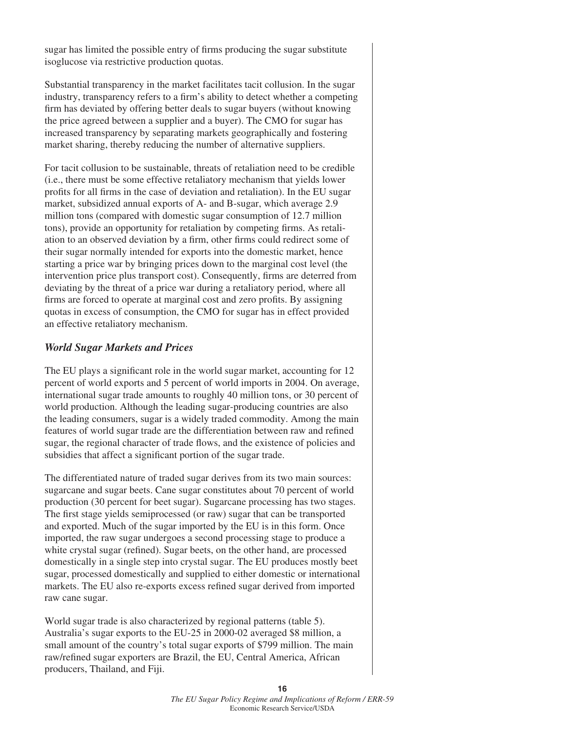sugar has limited the possible entry of firms producing the sugar substitute isoglucose via restrictive production quotas.

Substantial transparency in the market facilitates tacit collusion. In the sugar industry, transparency refers to a firm's ability to detect whether a competing firm has deviated by offering better deals to sugar buyers (without knowing the price agreed between a supplier and a buyer). The CMO for sugar has increased transparency by separating markets geographically and fostering market sharing, thereby reducing the number of alternative suppliers.

For tacit collusion to be sustainable, threats of retaliation need to be credible (i.e., there must be some effective retaliatory mechanism that yields lower profits for all firms in the case of deviation and retaliation). In the EU sugar market, subsidized annual exports of A- and B-sugar, which average 2.9 million tons (compared with domestic sugar consumption of 12.7 million tons), provide an opportunity for retaliation by competing firms. As retaliation to an observed deviation by a firm, other firms could redirect some of their sugar normally intended for exports into the domestic market, hence starting a price war by bringing prices down to the marginal cost level (the intervention price plus transport cost). Consequently, firms are deterred from deviating by the threat of a price war during a retaliatory period, where all firms are forced to operate at marginal cost and zero profits. By assigning quotas in excess of consumption, the CMO for sugar has in effect provided an effective retaliatory mechanism.

### *World Sugar Markets and Prices*

The EU plays a significant role in the world sugar market, accounting for 12 percent of world exports and 5 percent of world imports in 2004. On average, international sugar trade amounts to roughly 40 million tons, or 30 percent of world production. Although the leading sugar-producing countries are also the leading consumers, sugar is a widely traded commodity. Among the main features of world sugar trade are the differentiation between raw and refined sugar, the regional character of trade flows, and the existence of policies and subsidies that affect a significant portion of the sugar trade.

The differentiated nature of traded sugar derives from its two main sources: sugarcane and sugar beets. Cane sugar constitutes about 70 percent of world production (30 percent for beet sugar). Sugarcane processing has two stages. The first stage yields semiprocessed (or raw) sugar that can be transported and exported. Much of the sugar imported by the EU is in this form. Once imported, the raw sugar undergoes a second processing stage to produce a white crystal sugar (refined). Sugar beets, on the other hand, are processed domestically in a single step into crystal sugar. The EU produces mostly beet sugar, processed domestically and supplied to either domestic or international markets. The EU also re-exports excess refined sugar derived from imported raw cane sugar.

World sugar trade is also characterized by regional patterns (table 5). Australia's sugar exports to the EU-25 in 2000-02 averaged \$8 million, a small amount of the country's total sugar exports of \$799 million. The main raw/refined sugar exporters are Brazil, the EU, Central America, African producers, Thailand, and Fiji.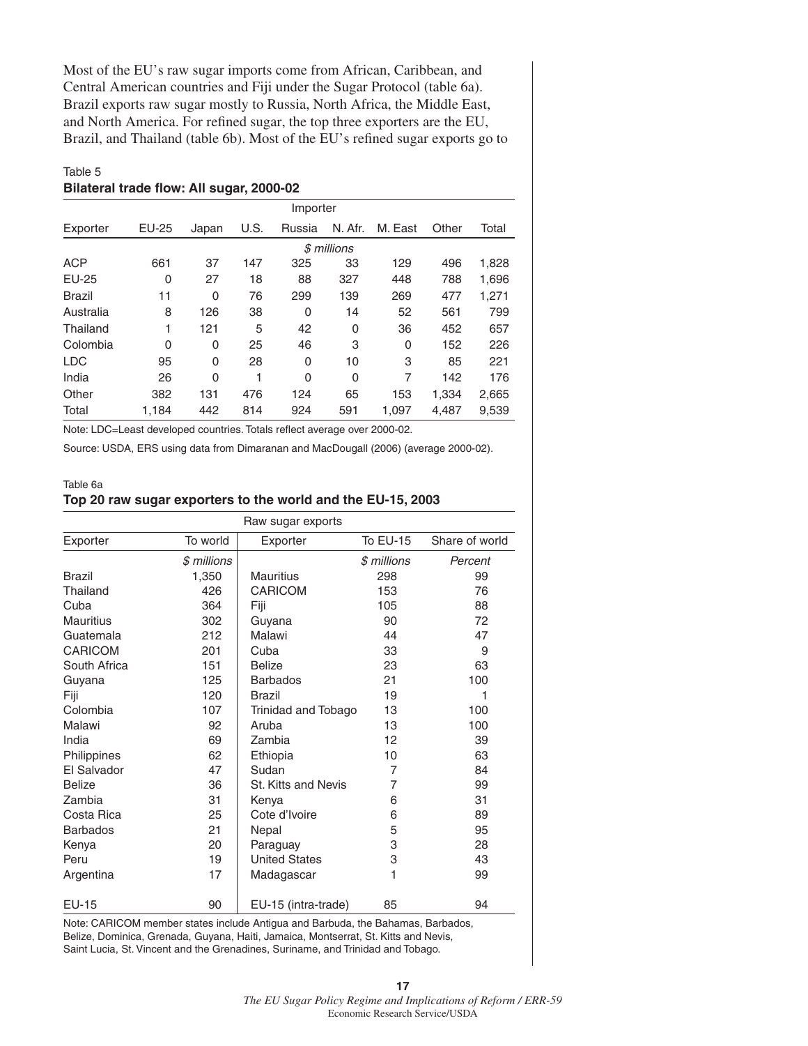Most of the EU's raw sugar imports come from African, Caribbean, and Central American countries and Fiji under the Sugar Protocol (table 6a). Brazil exports raw sugar mostly to Russia, North Africa, the Middle East, and North America. For refined sugar, the top three exporters are the EU, Brazil, and Thailand (table 6b). Most of the EU's refined sugar exports go to

Table 5

**Bilateral trade flow: All sugar, 2000-02**

| | Importer | | | | | | | |
|---|---|---|---|---|---|---|---|---|
| Exporter | EU-25 | Japan | U.S. | Russia | N. Afr. | M. East | Other | Total |
| | *$ millions* | | | | | | | |
| ACP | 661 | 37 | 147 | 325 | 33 | 129 | 496 | 1,828 |
| EU-25 | 0 | 27 | 18 | 88 | 327 | 448 | 788 | 1,696 |
| Brazil | 11 | 0 | 76 | 299 | 139 | 269 | 477 | 1,271 |
| Australia | 8 | 126 | 38 | 0 | 14 | 52 | 561 | 799 |
| Thailand | 1 | 121 | 5 | 42 | 0 | 36 | 452 | 657 |
| Colombia | 0 | 0 | 25 | 46 | 3 | 0 | 152 | 226 |
| LDC | 95 | 0 | 28 | 0 | 10 | 3 | 85 | 221 |
| India | 26 | 0 | 1 | 0 | 0 | 7 | 142 | 176 |
| Other | 382 | 131 | 476 | 124 | 65 | 153 | 1,334 | 2,665 |
| Total | 1,184 | 442 | 814 | 924 | 591 | 1,097 | 4,487 | 9,539 |

Note: LDC=Least developed countries. Totals reflect average over 2000-02.

Source: USDA, ERS using data from Dimaranan and MacDougall (2006) (average 2000-02).

Table 6a

**Top 20 raw sugar exporters to the world and the EU-15, 2003**

| Raw sugar exports | | | | |
|---|---|---|---|---|
| Exporter | To world | Exporter | To EU-15 | Share of world |
| | *$ millions* | | *$ millions* | *Percent* |
| Brazil | 1,350 | Mauritius | 298 | 99 |
| Thailand | 426 | CARICOM | 153 | 76 |
| Cuba | 364 | Fiji | 105 | 88 |
| Mauritius | 302 | Guyana | 90 | 72 |
| Guatemala | 212 | Malawi | 44 | 47 |
| CARICOM | 201 | Cuba | 33 | 9 |
| South Africa | 151 | Belize | 23 | 63 |
| Guyana | 125 | Barbados | 21 | 100 |
| Fiji | 120 | Brazil | 19 | 1 |
| Colombia | 107 | Trinidad and Tobago | 13 | 100 |
| Malawi | 92 | Aruba | 13 | 100 |
| India | 69 | Zambia | 12 | 39 |
| Philippines | 62 | Ethiopia | 10 | 63 |
| El Salvador | 47 | Sudan | 7 | 84 |
| Belize | 36 | St. Kitts and Nevis | 7 | 99 |
| Zambia | 31 | Kenya | 6 | 31 |
| Costa Rica | 25 | Cote d'Ivoire | 6 | 89 |
| Barbados | 21 | Nepal | 5 | 95 |
| Kenya | 20 | Paraguay | 3 | 28 |
| Peru | 19 | United States | 3 | 43 |
| Argentina | 17 | Madagascar | 1 | 99 |
| EU-15 | 90 | EU-15 (intra-trade) | 85 | 94 |

Note: CARICOM member states include Antigua and Barbuda, the Bahamas, Barbados, Belize, Dominica, Grenada, Guyana, Haiti, Jamaica, Montserrat, St. Kitts and Nevis, Saint Lucia, St. Vincent and the Grenadines, Suriname, and Trinidad and Tobago.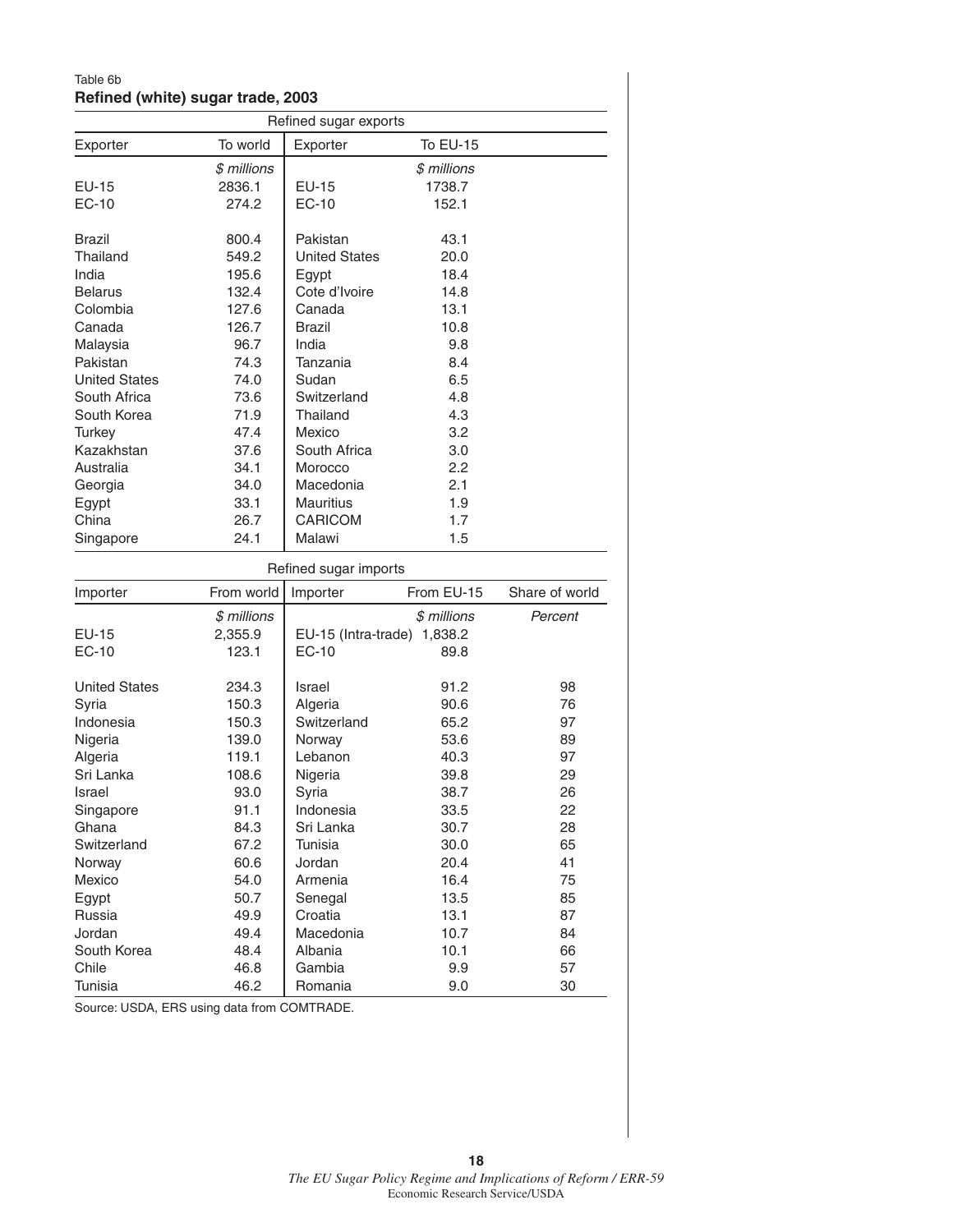Table 6b

**Refined (white) sugar trade, 2003**

| Refined sugar exports | | | |
|---|---|---|---|
| Exporter | To world | Exporter | To EU-15 |
| | *$ millions* | | *$ millions* |
| EU-15 | 2836.1 | EU-15 | 1738.7 |
| EC-10 | 274.2 | EC-10 | 152.1 |
| | | | |
| Brazil | 800.4 | Pakistan | 43.1 |
| Thailand | 549.2 | United States | 20.0 |
| India | 195.6 | Egypt | 18.4 |
| Belarus | 132.4 | Cote d'Ivoire | 14.8 |
| Colombia | 127.6 | Canada | 13.1 |
| Canada | 126.7 | Brazil | 10.8 |
| Malaysia | 96.7 | India | 9.8 |
| Pakistan | 74.3 | Tanzania | 8.4 |
| United States | 74.0 | Sudan | 6.5 |
| South Africa | 73.6 | Switzerland | 4.8 |
| South Korea | 71.9 | Thailand | 4.3 |
| Turkey | 47.4 | Mexico | 3.2 |
| Kazakhstan | 37.6 | South Africa | 3.0 |
| Australia | 34.1 | Morocco | 2.2 |
| Georgia | 34.0 | Macedonia | 2.1 |
| Egypt | 33.1 | Mauritius | 1.9 |
| China | 26.7 | CARICOM | 1.7 |
| Singapore | 24.1 | Malawi | 1.5 |

| Refined sugar imports | | | | |
|---|---|---|---|---|
| Importer | From world | Importer | From EU-15 | Share of world |
| | *$ millions* | | *$ millions* | *Percent* |
| EU-15 | 2,355.9 | EU-15 (Intra-trade) | 1,838.2 | |
| EC-10 | 123.1 | EC-10 | 89.8 | |
| | | | | |
| United States | 234.3 | Israel | 91.2 | 98 |
| Syria | 150.3 | Algeria | 90.6 | 76 |
| Indonesia | 150.3 | Switzerland | 65.2 | 97 |
| Nigeria | 139.0 | Norway | 53.6 | 89 |
| Algeria | 119.1 | Lebanon | 40.3 | 97 |
| Sri Lanka | 108.6 | Nigeria | 39.8 | 29 |
| Israel | 93.0 | Syria | 38.7 | 26 |
| Singapore | 91.1 | Indonesia | 33.5 | 22 |
| Ghana | 84.3 | Sri Lanka | 30.7 | 28 |
| Switzerland | 67.2 | Tunisia | 30.0 | 65 |
| Norway | 60.6 | Jordan | 20.4 | 41 |
| Mexico | 54.0 | Armenia | 16.4 | 75 |
| Egypt | 50.7 | Senegal | 13.5 | 85 |
| Russia | 49.9 | Croatia | 13.1 | 87 |
| Jordan | 49.4 | Macedonia | 10.7 | 84 |
| South Korea | 48.4 | Albania | 10.1 | 66 |
| Chile | 46.8 | Gambia | 9.9 | 57 |
| Tunisia | 46.2 | Romania | 9.0 | 30 |

Source: USDA, ERS using data from COMTRADE.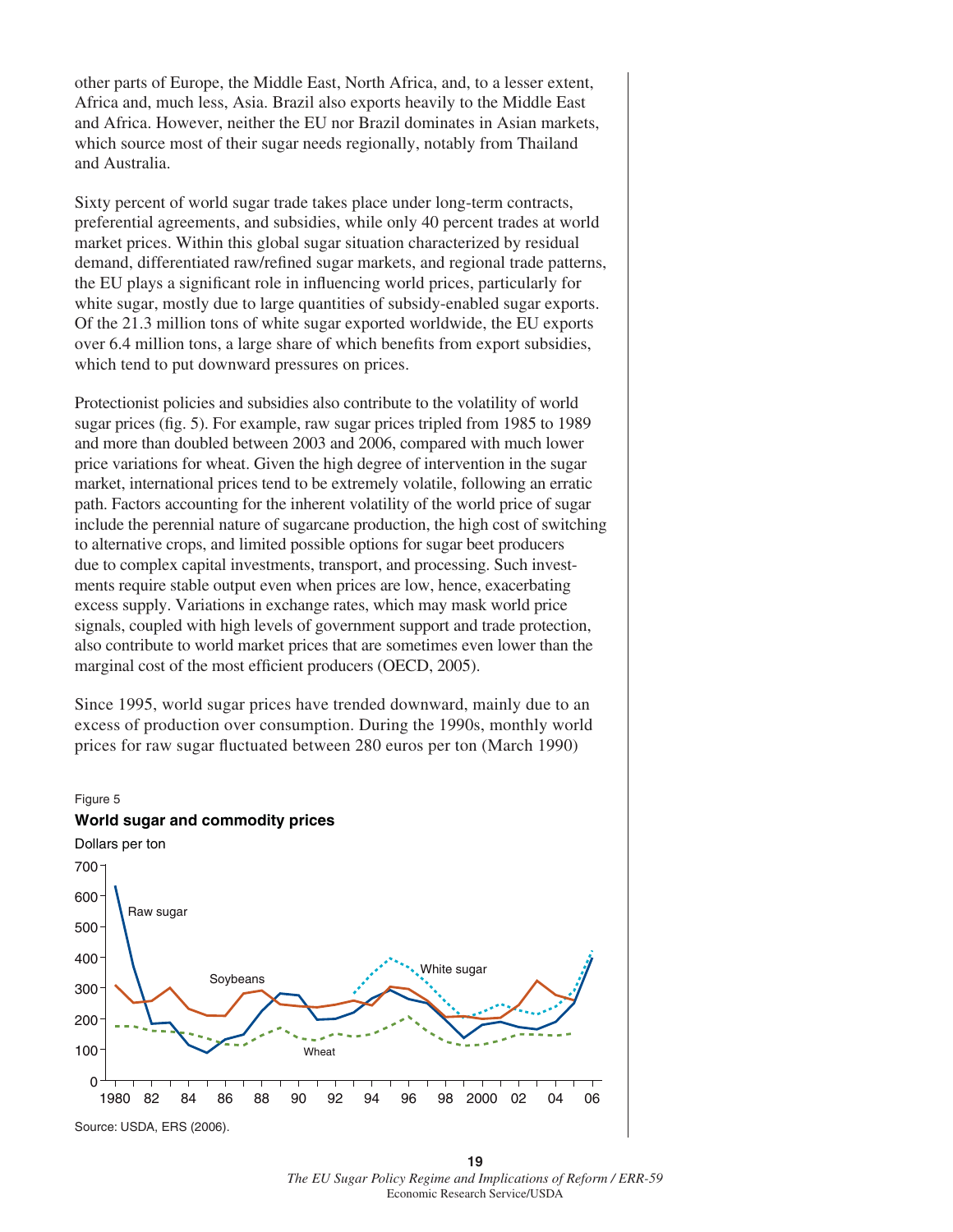other parts of Europe, the Middle East, North Africa, and, to a lesser extent, Africa and, much less, Asia. Brazil also exports heavily to the Middle East and Africa. However, neither the EU nor Brazil dominates in Asian markets, which source most of their sugar needs regionally, notably from Thailand and Australia.

Sixty percent of world sugar trade takes place under long-term contracts, preferential agreements, and subsidies, while only 40 percent trades at world market prices. Within this global sugar situation characterized by residual demand, differentiated raw/refined sugar markets, and regional trade patterns, the EU plays a significant role in influencing world prices, particularly for white sugar, mostly due to large quantities of subsidy-enabled sugar exports. Of the 21.3 million tons of white sugar exported worldwide, the EU exports over 6.4 million tons, a large share of which benefits from export subsidies, which tend to put downward pressures on prices.

Protectionist policies and subsidies also contribute to the volatility of world sugar prices (fig. 5). For example, raw sugar prices tripled from 1985 to 1989 and more than doubled between 2003 and 2006, compared with much lower price variations for wheat. Given the high degree of intervention in the sugar market, international prices tend to be extremely volatile, following an erratic path. Factors accounting for the inherent volatility of the world price of sugar include the perennial nature of sugarcane production, the high cost of switching to alternative crops, and limited possible options for sugar beet producers due to complex capital investments, transport, and processing. Such investments require stable output even when prices are low, hence, exacerbating excess supply. Variations in exchange rates, which may mask world price signals, coupled with high levels of government support and trade protection, also contribute to world market prices that are sometimes even lower than the marginal cost of the most efficient producers (OECD, 2005).

Since 1995, world sugar prices have trended downward, mainly due to an excess of production over consumption. During the 1990s, monthly world prices for raw sugar fluctuated between 280 euros per ton (March 1990)

Figure 5

**World sugar and commodity prices**

Dollars per ton

Source: USDA, ERS (2006).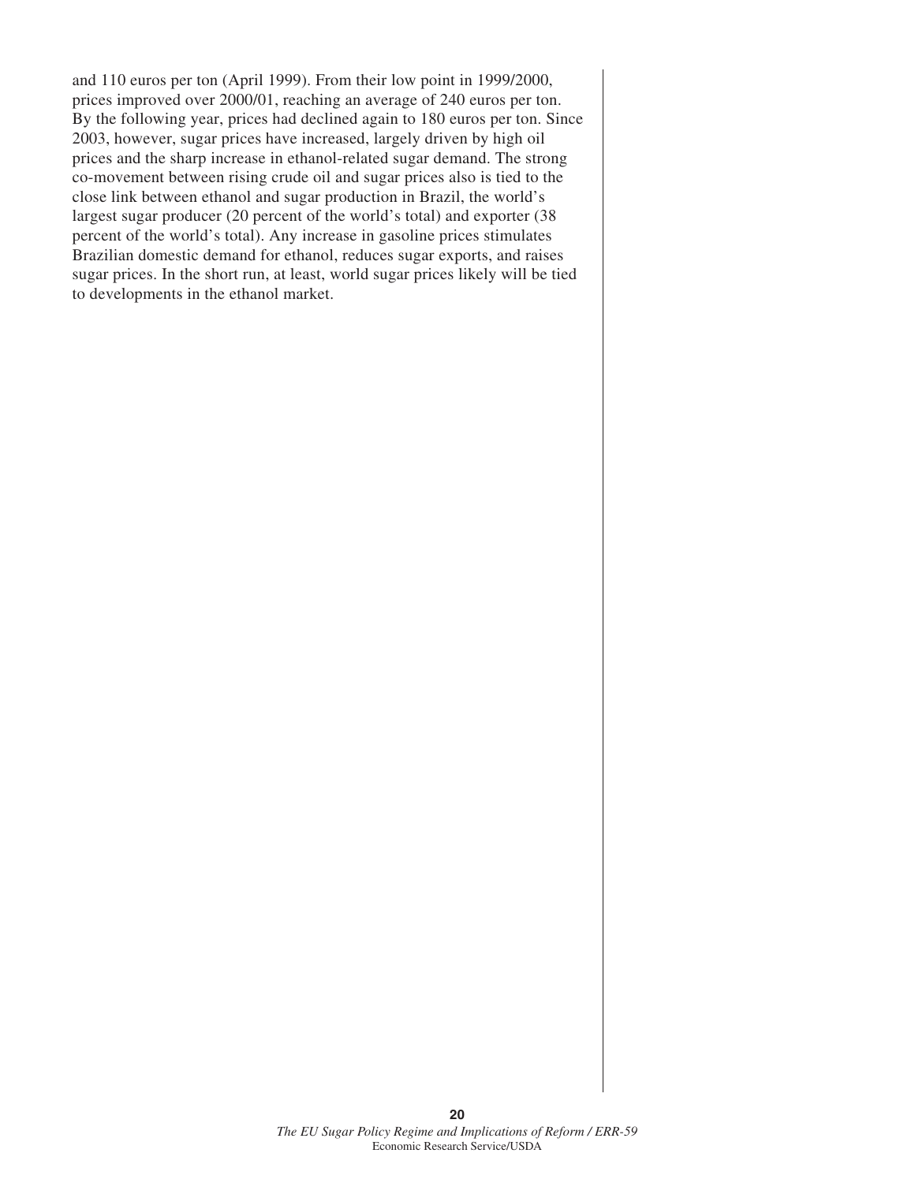and 110 euros per ton (April 1999). From their low point in 1999/2000, prices improved over 2000/01, reaching an average of 240 euros per ton. By the following year, prices had declined again to 180 euros per ton. Since 2003, however, sugar prices have increased, largely driven by high oil prices and the sharp increase in ethanol-related sugar demand. The strong co-movement between rising crude oil and sugar prices also is tied to the close link between ethanol and sugar production in Brazil, the world's largest sugar producer (20 percent of the world's total) and exporter (38 percent of the world's total). Any increase in gasoline prices stimulates Brazilian domestic demand for ethanol, reduces sugar exports, and raises sugar prices. In the short run, at least, world sugar prices likely will be tied to developments in the ethanol market.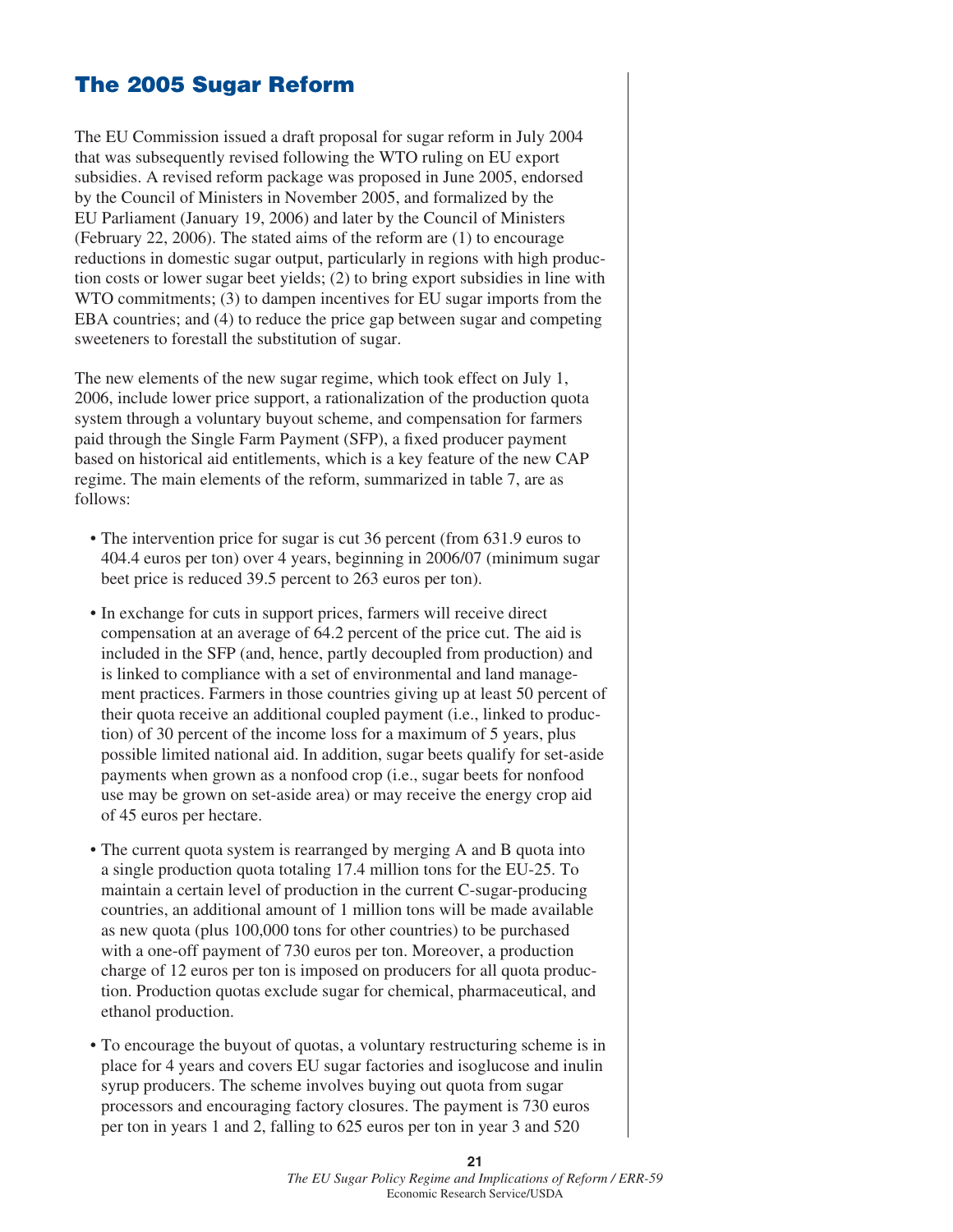## The 2005 Sugar Reform

The EU Commission issued a draft proposal for sugar reform in July 2004 that was subsequently revised following the WTO ruling on EU export subsidies. A revised reform package was proposed in June 2005, endorsed by the Council of Ministers in November 2005, and formalized by the EU Parliament (January 19, 2006) and later by the Council of Ministers (February 22, 2006). The stated aims of the reform are (1) to encourage reductions in domestic sugar output, particularly in regions with high production costs or lower sugar beet yields; (2) to bring export subsidies in line with WTO commitments; (3) to dampen incentives for EU sugar imports from the EBA countries; and (4) to reduce the price gap between sugar and competing sweeteners to forestall the substitution of sugar.

The new elements of the new sugar regime, which took effect on July 1, 2006, include lower price support, a rationalization of the production quota system through a voluntary buyout scheme, and compensation for farmers paid through the Single Farm Payment (SFP), a fixed producer payment based on historical aid entitlements, which is a key feature of the new CAP regime. The main elements of the reform, summarized in table 7, are as follows:

- The intervention price for sugar is cut 36 percent (from 631.9 euros to 404.4 euros per ton) over 4 years, beginning in 2006/07 (minimum sugar beet price is reduced 39.5 percent to 263 euros per ton).
- In exchange for cuts in support prices, farmers will receive direct compensation at an average of 64.2 percent of the price cut. The aid is included in the SFP (and, hence, partly decoupled from production) and is linked to compliance with a set of environmental and land management practices. Farmers in those countries giving up at least 50 percent of their quota receive an additional coupled payment (i.e., linked to production) of 30 percent of the income loss for a maximum of 5 years, plus possible limited national aid. In addition, sugar beets qualify for set-aside payments when grown as a nonfood crop (i.e., sugar beets for nonfood use may be grown on set-aside area) or may receive the energy crop aid of 45 euros per hectare.
- The current quota system is rearranged by merging A and B quota into a single production quota totaling 17.4 million tons for the EU-25. To maintain a certain level of production in the current C-sugar-producing countries, an additional amount of 1 million tons will be made available as new quota (plus 100,000 tons for other countries) to be purchased with a one-off payment of 730 euros per ton. Moreover, a production charge of 12 euros per ton is imposed on producers for all quota production. Production quotas exclude sugar for chemical, pharmaceutical, and ethanol production.
- To encourage the buyout of quotas, a voluntary restructuring scheme is in place for 4 years and covers EU sugar factories and isoglucose and inulin syrup producers. The scheme involves buying out quota from sugar processors and encouraging factory closures. The payment is 730 euros per ton in years 1 and 2, falling to 625 euros per ton in year 3 and 520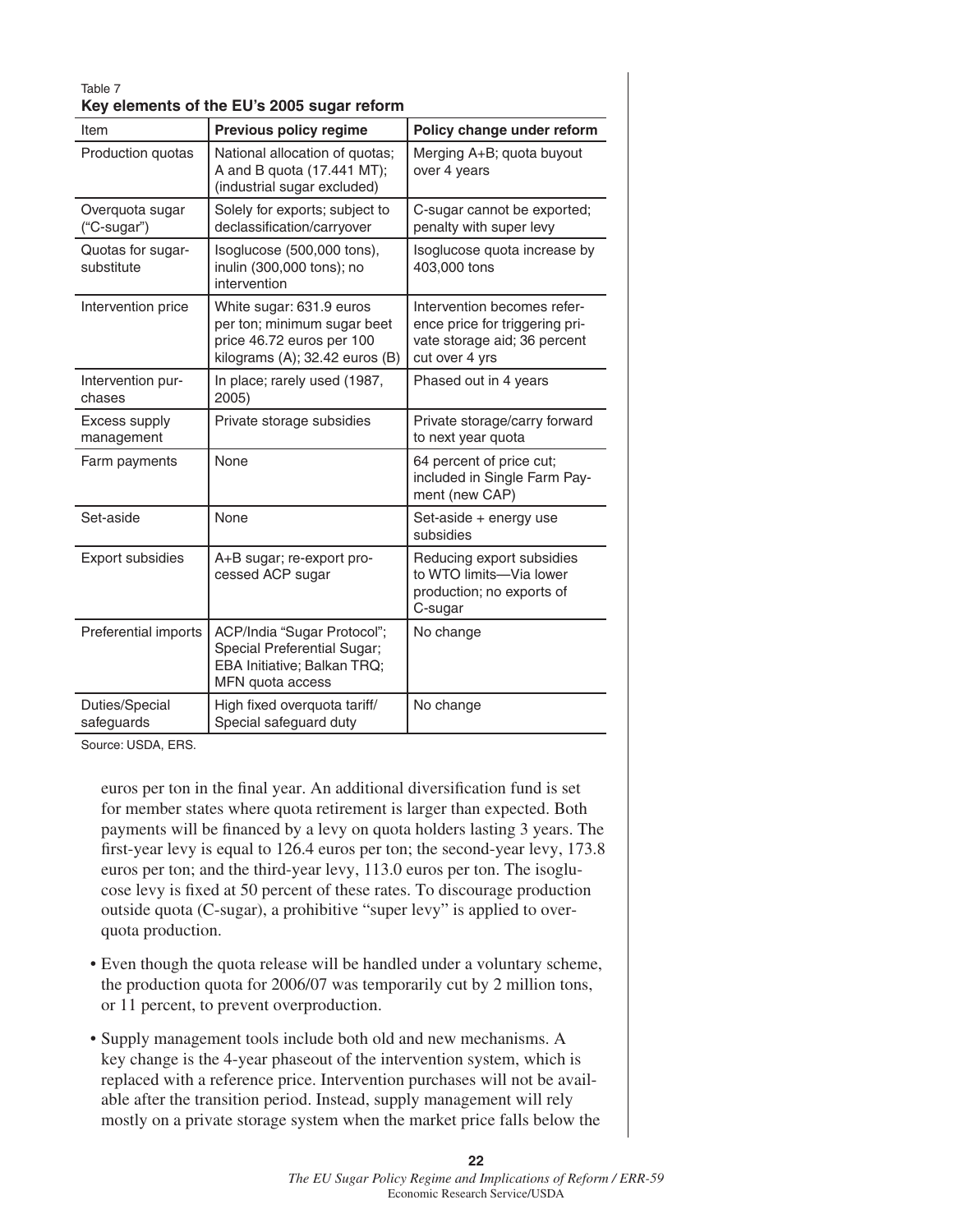Table 7

**Key elements of the EU's 2005 sugar reform**

| Item | Previous policy regime | Policy change under reform |
|---|---|---|
| Production quotas | National allocation of quotas; A and B quota (17.441 MT); (industrial sugar excluded) | Merging A+B; quota buyout over 4 years |
| Overquota sugar ("C-sugar") | Solely for exports; subject to declassification/carryover | C-sugar cannot be exported; penalty with super levy |
| Quotas for sugar-substitute | Isoglucose (500,000 tons), inulin (300,000 tons); no intervention | Isoglucose quota increase by 403,000 tons |
| Intervention price | White sugar: 631.9 euros per ton; minimum sugar beet price 46.72 euros per 100 kilograms (A); 32.42 euros (B) | Intervention becomes reference price for triggering private storage aid; 36 percent cut over 4 yrs |
| Intervention purchases | In place; rarely used (1987, 2005) | Phased out in 4 years |
| Excess supply management | Private storage subsidies | Private storage/carry forward to next year quota |
| Farm payments | None | 64 percent of price cut; included in Single Farm Payment (new CAP) |
| Set-aside | None | Set-aside + energy use subsidies |
| Export subsidies | A+B sugar; re-export processed ACP sugar | Reducing export subsidies to WTO limits—Via lower production; no exports of C-sugar |
| Preferential imports | ACP/India "Sugar Protocol"; Special Preferential Sugar; EBA Initiative; Balkan TRQ; MFN quota access | No change |
| Duties/Special safeguards | High fixed overquota tariff/ Special safeguard duty | No change |

Source: USDA, ERS.

euros per ton in the final year. An additional diversification fund is set for member states where quota retirement is larger than expected. Both payments will be financed by a levy on quota holders lasting 3 years. The first-year levy is equal to 126.4 euros per ton; the second-year levy, 173.8 euros per ton; and the third-year levy, 113.0 euros per ton. The isoglucose levy is fixed at 50 percent of these rates. To discourage production outside quota (C-sugar), a prohibitive "super levy" is applied to overquota production.

- Even though the quota release will be handled under a voluntary scheme, the production quota for 2006/07 was temporarily cut by 2 million tons, or 11 percent, to prevent overproduction.
- Supply management tools include both old and new mechanisms. A key change is the 4-year phaseout of the intervention system, which is replaced with a reference price. Intervention purchases will not be available after the transition period. Instead, supply management will rely mostly on a private storage system when the market price falls below the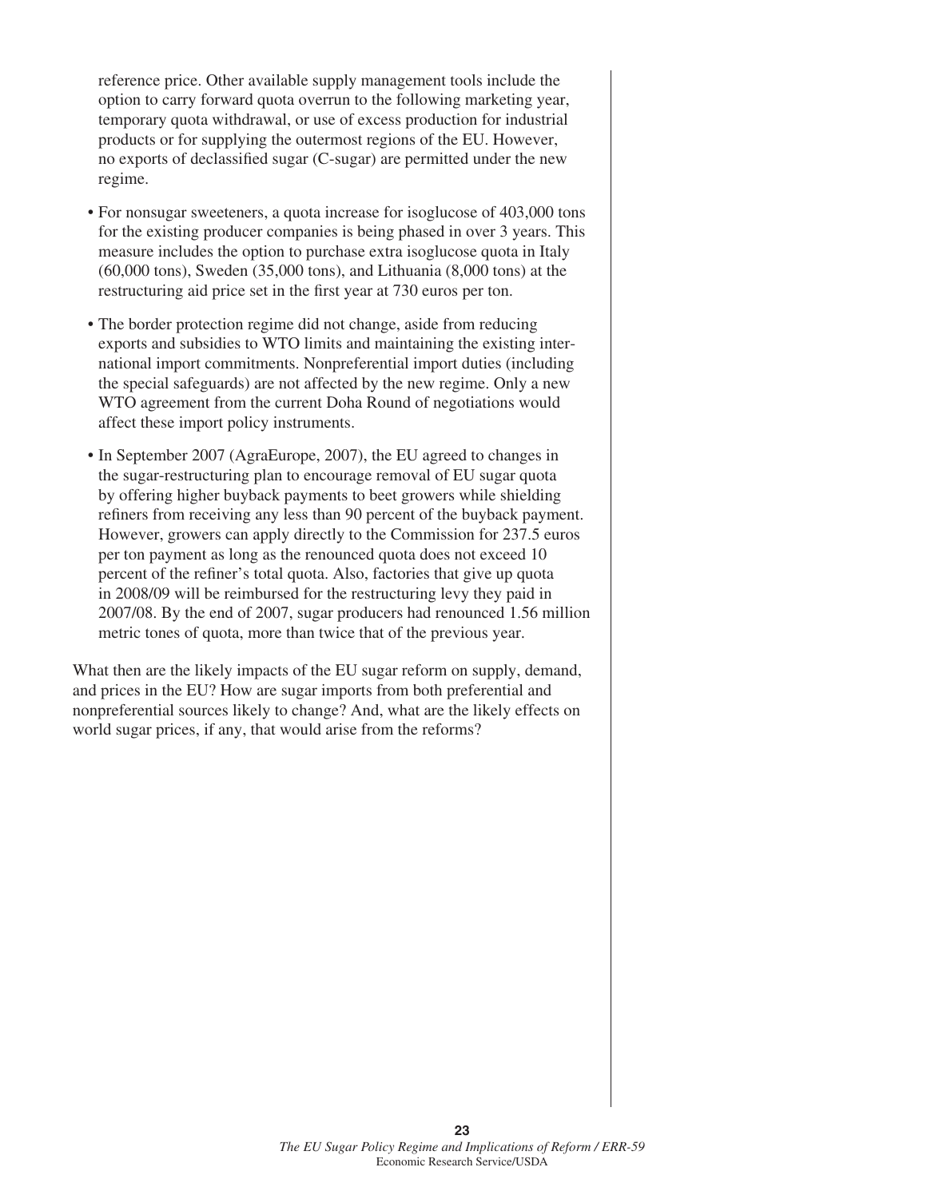reference price. Other available supply management tools include the option to carry forward quota overrun to the following marketing year, temporary quota withdrawal, or use of excess production for industrial products or for supplying the outermost regions of the EU. However, no exports of declassified sugar (C-sugar) are permitted under the new regime.

- For nonsugar sweeteners, a quota increase for isoglucose of 403,000 tons for the existing producer companies is being phased in over 3 years. This measure includes the option to purchase extra isoglucose quota in Italy (60,000 tons), Sweden (35,000 tons), and Lithuania (8,000 tons) at the restructuring aid price set in the first year at 730 euros per ton.

- The border protection regime did not change, aside from reducing exports and subsidies to WTO limits and maintaining the existing international import commitments. Nonpreferential import duties (including the special safeguards) are not affected by the new regime. Only a new WTO agreement from the current Doha Round of negotiations would affect these import policy instruments.

- In September 2007 (AgraEurope, 2007), the EU agreed to changes in the sugar-restructuring plan to encourage removal of EU sugar quota by offering higher buyback payments to beet growers while shielding refiners from receiving any less than 90 percent of the buyback payment. However, growers can apply directly to the Commission for 237.5 euros per ton payment as long as the renounced quota does not exceed 10 percent of the refiner's total quota. Also, factories that give up quota in 2008/09 will be reimbursed for the restructuring levy they paid in 2007/08. By the end of 2007, sugar producers had renounced 1.56 million metric tones of quota, more than twice that of the previous year.

What then are the likely impacts of the EU sugar reform on supply, demand, and prices in the EU? How are sugar imports from both preferential and nonpreferential sources likely to change? And, what are the likely effects on world sugar prices, if any, that would arise from the reforms?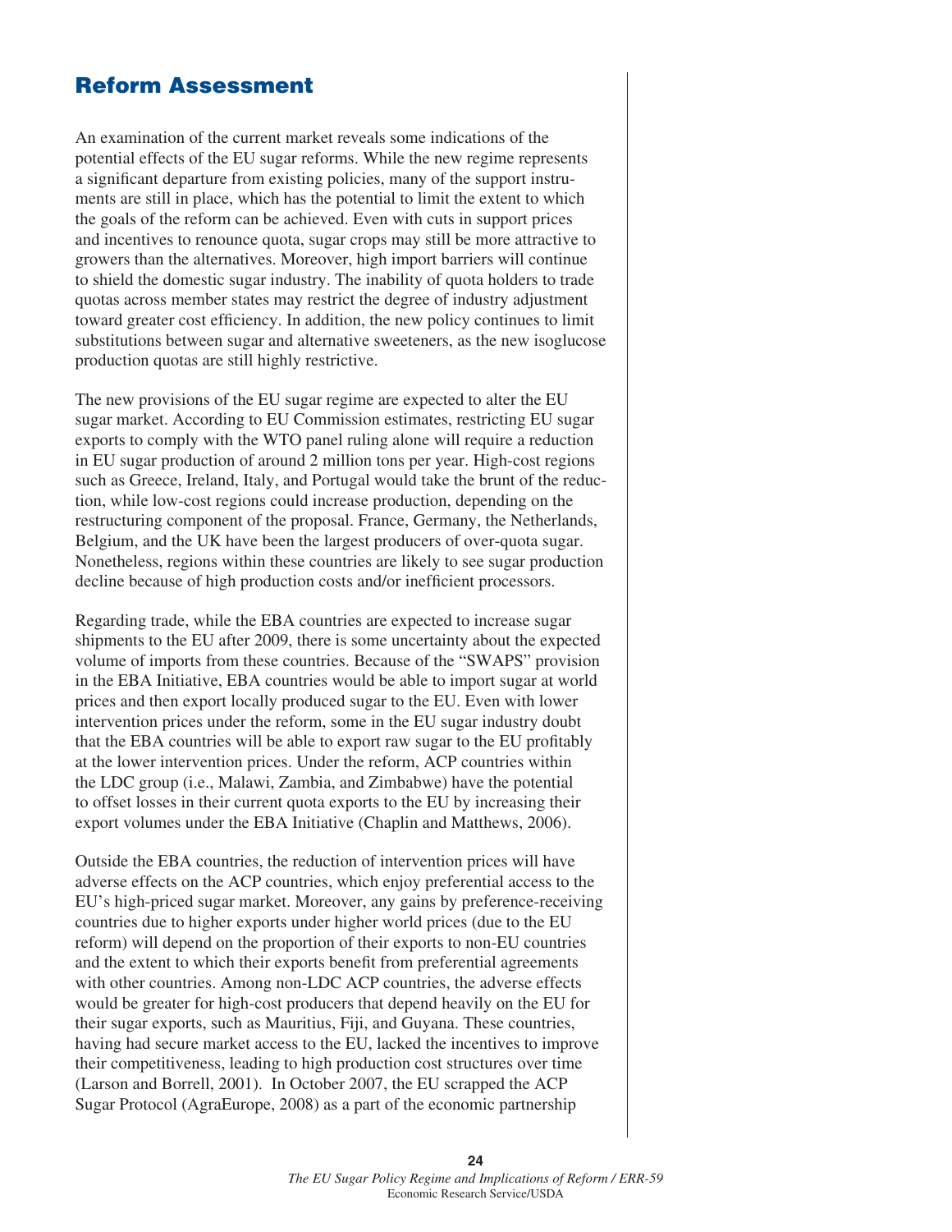## Reform Assessment

An examination of the current market reveals some indications of the potential effects of the EU sugar reforms. While the new regime represents a significant departure from existing policies, many of the support instruments are still in place, which has the potential to limit the extent to which the goals of the reform can be achieved. Even with cuts in support prices and incentives to renounce quota, sugar crops may still be more attractive to growers than the alternatives. Moreover, high import barriers will continue to shield the domestic sugar industry. The inability of quota holders to trade quotas across member states may restrict the degree of industry adjustment toward greater cost efficiency. In addition, the new policy continues to limit substitutions between sugar and alternative sweeteners, as the new isoglucose production quotas are still highly restrictive.

The new provisions of the EU sugar regime are expected to alter the EU sugar market. According to EU Commission estimates, restricting EU sugar exports to comply with the WTO panel ruling alone will require a reduction in EU sugar production of around 2 million tons per year. High-cost regions such as Greece, Ireland, Italy, and Portugal would take the brunt of the reduction, while low-cost regions could increase production, depending on the restructuring component of the proposal. France, Germany, the Netherlands, Belgium, and the UK have been the largest producers of over-quota sugar. Nonetheless, regions within these countries are likely to see sugar production decline because of high production costs and/or inefficient processors.

Regarding trade, while the EBA countries are expected to increase sugar shipments to the EU after 2009, there is some uncertainty about the expected volume of imports from these countries. Because of the "SWAPS" provision in the EBA Initiative, EBA countries would be able to import sugar at world prices and then export locally produced sugar to the EU. Even with lower intervention prices under the reform, some in the EU sugar industry doubt that the EBA countries will be able to export raw sugar to the EU profitably at the lower intervention prices. Under the reform, ACP countries within the LDC group (i.e., Malawi, Zambia, and Zimbabwe) have the potential to offset losses in their current quota exports to the EU by increasing their export volumes under the EBA Initiative (Chaplin and Matthews, 2006).

Outside the EBA countries, the reduction of intervention prices will have adverse effects on the ACP countries, which enjoy preferential access to the EU's high-priced sugar market. Moreover, any gains by preference-receiving countries due to higher exports under higher world prices (due to the EU reform) will depend on the proportion of their exports to non-EU countries and the extent to which their exports benefit from preferential agreements with other countries. Among non-LDC ACP countries, the adverse effects would be greater for high-cost producers that depend heavily on the EU for their sugar exports, such as Mauritius, Fiji, and Guyana. These countries, having had secure market access to the EU, lacked the incentives to improve their competitiveness, leading to high production cost structures over time (Larson and Borrell, 2001). In October 2007, the EU scrapped the ACP Sugar Protocol (AgraEurope, 2008) as a part of the economic partnership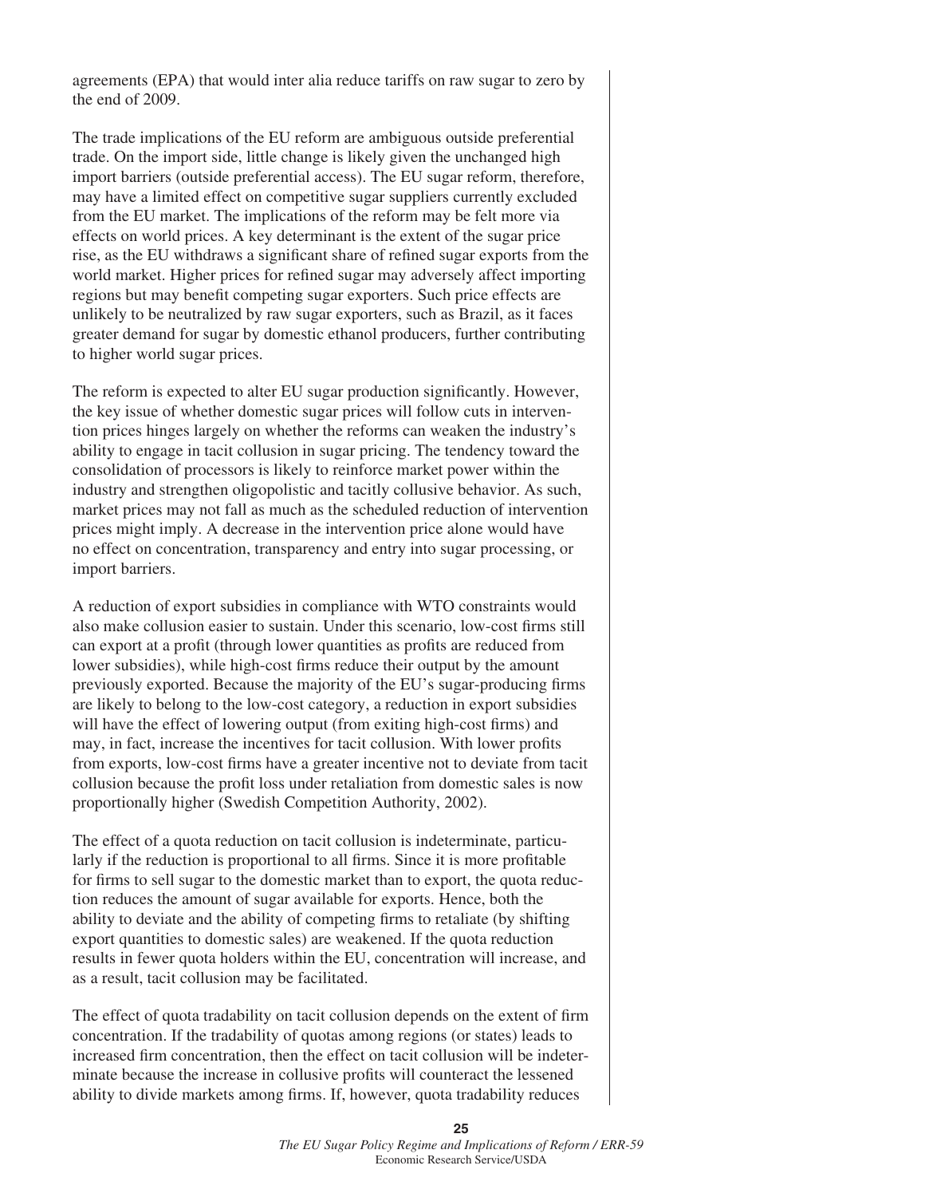agreements (EPA) that would inter alia reduce tariffs on raw sugar to zero by the end of 2009.

The trade implications of the EU reform are ambiguous outside preferential trade. On the import side, little change is likely given the unchanged high import barriers (outside preferential access). The EU sugar reform, therefore, may have a limited effect on competitive sugar suppliers currently excluded from the EU market. The implications of the reform may be felt more via effects on world prices. A key determinant is the extent of the sugar price rise, as the EU withdraws a significant share of refined sugar exports from the world market. Higher prices for refined sugar may adversely affect importing regions but may benefit competing sugar exporters. Such price effects are unlikely to be neutralized by raw sugar exporters, such as Brazil, as it faces greater demand for sugar by domestic ethanol producers, further contributing to higher world sugar prices.

The reform is expected to alter EU sugar production significantly. However, the key issue of whether domestic sugar prices will follow cuts in intervention prices hinges largely on whether the reforms can weaken the industry's ability to engage in tacit collusion in sugar pricing. The tendency toward the consolidation of processors is likely to reinforce market power within the industry and strengthen oligopolistic and tacitly collusive behavior. As such, market prices may not fall as much as the scheduled reduction of intervention prices might imply. A decrease in the intervention price alone would have no effect on concentration, transparency and entry into sugar processing, or import barriers.

A reduction of export subsidies in compliance with WTO constraints would also make collusion easier to sustain. Under this scenario, low-cost firms still can export at a profit (through lower quantities as profits are reduced from lower subsidies), while high-cost firms reduce their output by the amount previously exported. Because the majority of the EU's sugar-producing firms are likely to belong to the low-cost category, a reduction in export subsidies will have the effect of lowering output (from exiting high-cost firms) and may, in fact, increase the incentives for tacit collusion. With lower profits from exports, low-cost firms have a greater incentive not to deviate from tacit collusion because the profit loss under retaliation from domestic sales is now proportionally higher (Swedish Competition Authority, 2002).

The effect of a quota reduction on tacit collusion is indeterminate, particularly if the reduction is proportional to all firms. Since it is more profitable for firms to sell sugar to the domestic market than to export, the quota reduction reduces the amount of sugar available for exports. Hence, both the ability to deviate and the ability of competing firms to retaliate (by shifting export quantities to domestic sales) are weakened. If the quota reduction results in fewer quota holders within the EU, concentration will increase, and as a result, tacit collusion may be facilitated.

The effect of quota tradability on tacit collusion depends on the extent of firm concentration. If the tradability of quotas among regions (or states) leads to increased firm concentration, then the effect on tacit collusion will be indeterminate because the increase in collusive profits will counteract the lessened ability to divide markets among firms. If, however, quota tradability reduces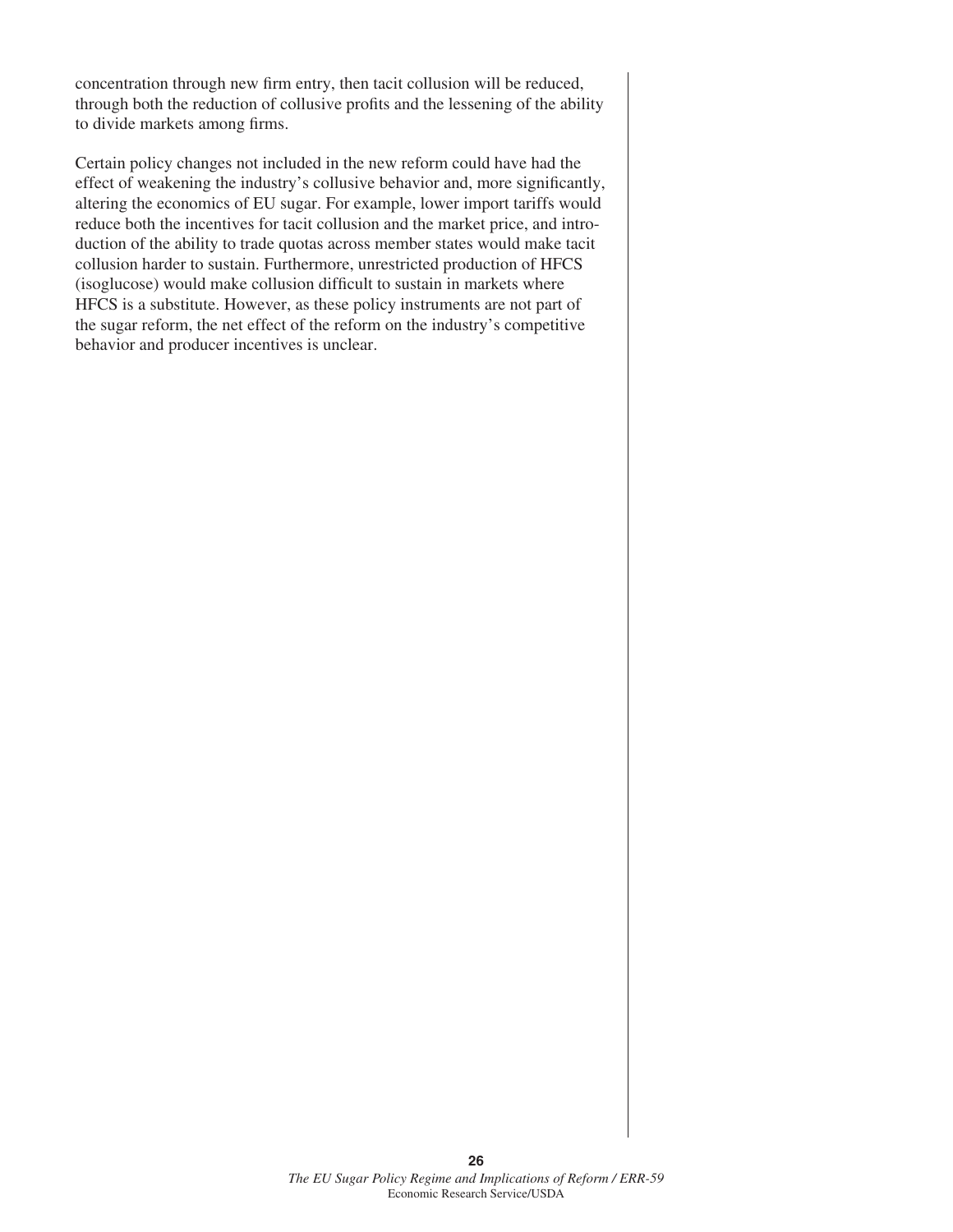concentration through new firm entry, then tacit collusion will be reduced, through both the reduction of collusive profits and the lessening of the ability to divide markets among firms.

Certain policy changes not included in the new reform could have had the effect of weakening the industry's collusive behavior and, more significantly, altering the economics of EU sugar. For example, lower import tariffs would reduce both the incentives for tacit collusion and the market price, and introduction of the ability to trade quotas across member states would make tacit collusion harder to sustain. Furthermore, unrestricted production of HFCS (isoglucose) would make collusion difficult to sustain in markets where HFCS is a substitute. However, as these policy instruments are not part of the sugar reform, the net effect of the reform on the industry's competitive behavior and producer incentives is unclear.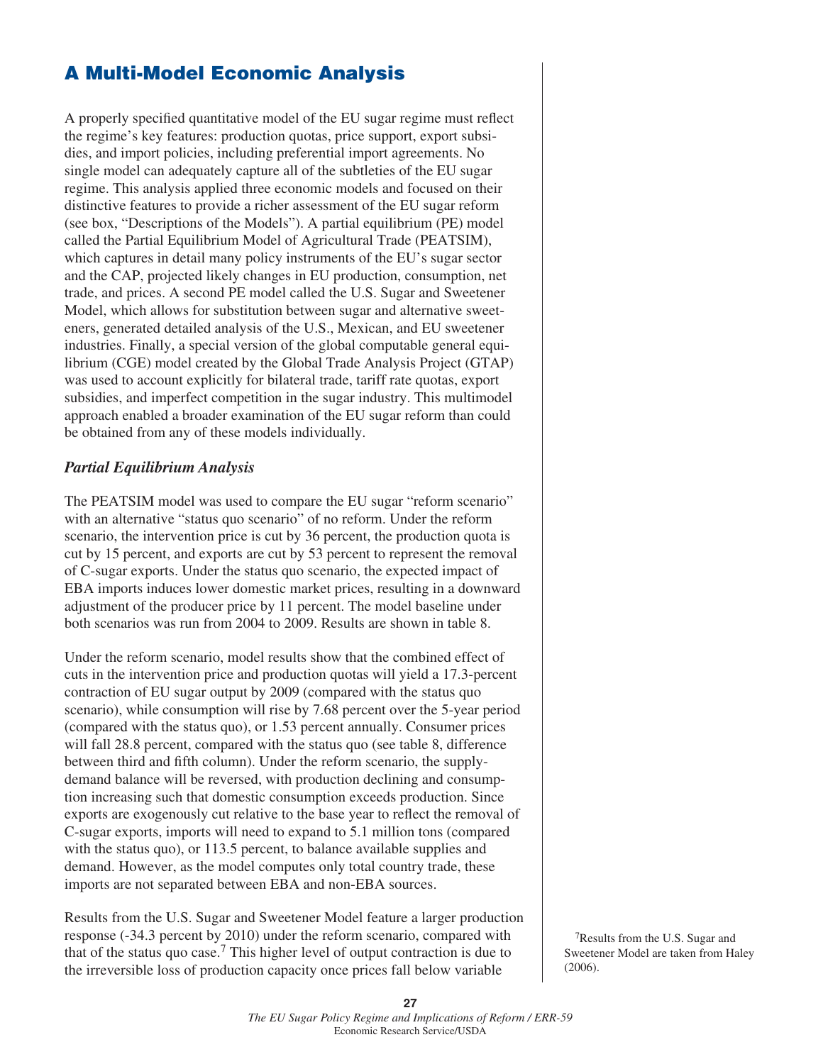# A Multi-Model Economic Analysis

A properly specified quantitative model of the EU sugar regime must reflect the regime's key features: production quotas, price support, export subsidies, and import policies, including preferential import agreements. No single model can adequately capture all of the subtleties of the EU sugar regime. This analysis applied three economic models and focused on their distinctive features to provide a richer assessment of the EU sugar reform (see box, "Descriptions of the Models"). A partial equilibrium (PE) model called the Partial Equilibrium Model of Agricultural Trade (PEATSIM), which captures in detail many policy instruments of the EU's sugar sector and the CAP, projected likely changes in EU production, consumption, net trade, and prices. A second PE model called the U.S. Sugar and Sweetener Model, which allows for substitution between sugar and alternative sweeteners, generated detailed analysis of the U.S., Mexican, and EU sweetener industries. Finally, a special version of the global computable general equilibrium (CGE) model created by the Global Trade Analysis Project (GTAP) was used to account explicitly for bilateral trade, tariff rate quotas, export subsidies, and imperfect competition in the sugar industry. This multimodel approach enabled a broader examination of the EU sugar reform than could be obtained from any of these models individually.

## *Partial Equilibrium Analysis*

The PEATSIM model was used to compare the EU sugar "reform scenario" with an alternative "status quo scenario" of no reform. Under the reform scenario, the intervention price is cut by 36 percent, the production quota is cut by 15 percent, and exports are cut by 53 percent to represent the removal of C-sugar exports. Under the status quo scenario, the expected impact of EBA imports induces lower domestic market prices, resulting in a downward adjustment of the producer price by 11 percent. The model baseline under both scenarios was run from 2004 to 2009. Results are shown in table 8.

Under the reform scenario, model results show that the combined effect of cuts in the intervention price and production quotas will yield a 17.3-percent contraction of EU sugar output by 2009 (compared with the status quo scenario), while consumption will rise by 7.68 percent over the 5-year period (compared with the status quo), or 1.53 percent annually. Consumer prices will fall 28.8 percent, compared with the status quo (see table 8, difference between third and fifth column). Under the reform scenario, the supply-demand balance will be reversed, with production declining and consumption increasing such that domestic consumption exceeds production. Since exports are exogenously cut relative to the base year to reflect the removal of C-sugar exports, imports will need to expand to 5.1 million tons (compared with the status quo), or 113.5 percent, to balance available supplies and demand. However, as the model computes only total country trade, these imports are not separated between EBA and non-EBA sources.

Results from the U.S. Sugar and Sweetener Model feature a larger production response (-34.3 percent by 2010) under the reform scenario, compared with that of the status quo case.[7] This higher level of output contraction is due to the irreversible loss of production capacity once prices fall below variable

[7] Results from the U.S. Sugar and Sweetener Model are taken from Haley (2006).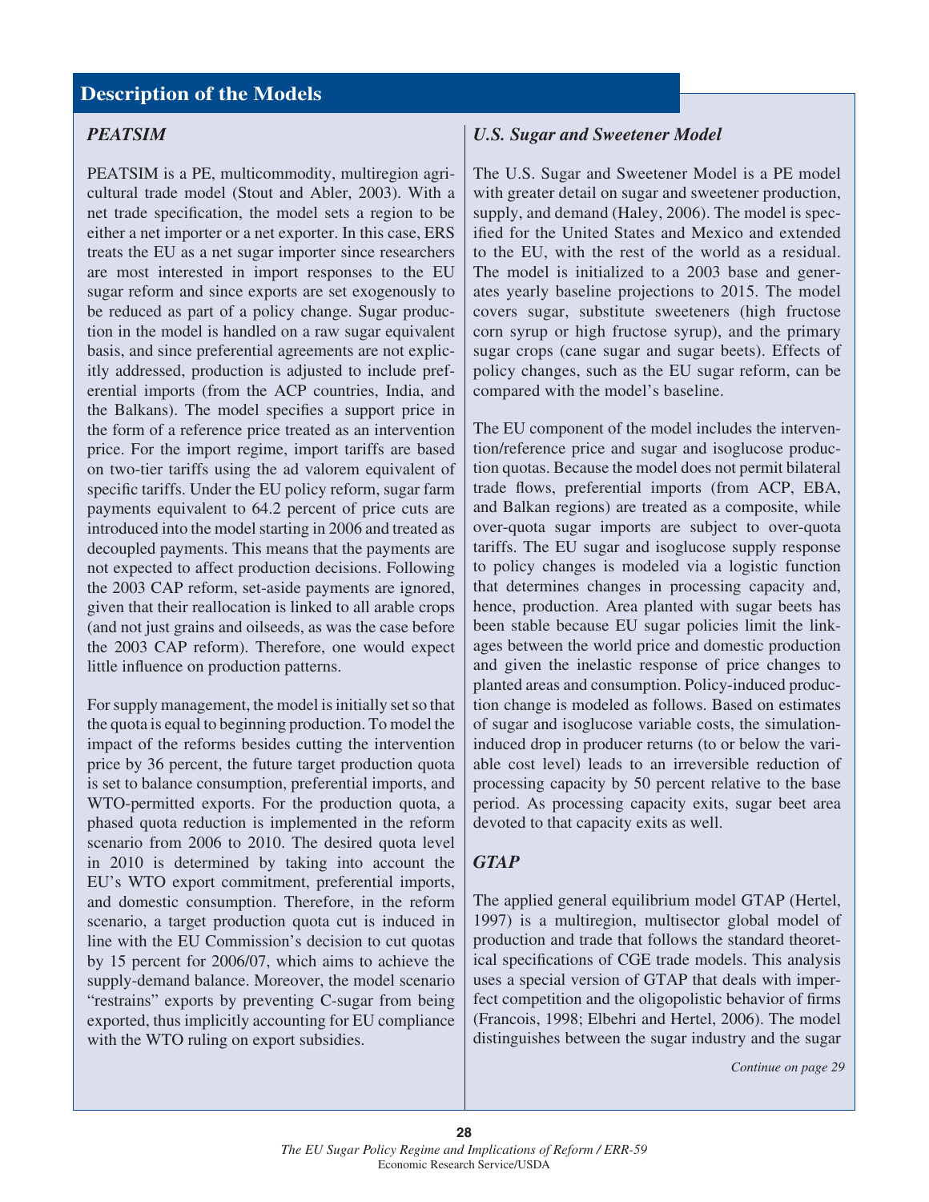## Description of the Models

### *PEATSIM*

PEATSIM is a PE, multicommodity, multiregion agricultural trade model (Stout and Abler, 2003). With a net trade specification, the model sets a region to be either a net importer or a net exporter. In this case, ERS treats the EU as a net sugar importer since researchers are most interested in import responses to the EU sugar reform and since exports are set exogenously to be reduced as part of a policy change. Sugar production in the model is handled on a raw sugar equivalent basis, and since preferential agreements are not explicitly addressed, production is adjusted to include preferential imports (from the ACP countries, India, and the Balkans). The model specifies a support price in the form of a reference price treated as an intervention price. For the import regime, import tariffs are based on two-tier tariffs using the ad valorem equivalent of specific tariffs. Under the EU policy reform, sugar farm payments equivalent to 64.2 percent of price cuts are introduced into the model starting in 2006 and treated as decoupled payments. This means that the payments are not expected to affect production decisions. Following the 2003 CAP reform, set-aside payments are ignored, given that their reallocation is linked to all arable crops (and not just grains and oilseeds, as was the case before the 2003 CAP reform). Therefore, one would expect little influence on production patterns.

For supply management, the model is initially set so that the quota is equal to beginning production. To model the impact of the reforms besides cutting the intervention price by 36 percent, the future target production quota is set to balance consumption, preferential imports, and WTO-permitted exports. For the production quota, a phased quota reduction is implemented in the reform scenario from 2006 to 2010. The desired quota level in 2010 is determined by taking into account the EU's WTO export commitment, preferential imports, and domestic consumption. Therefore, in the reform scenario, a target production quota cut is induced in line with the EU Commission's decision to cut quotas by 15 percent for 2006/07, which aims to achieve the supply-demand balance. Moreover, the model scenario "restrains" exports by preventing C-sugar from being exported, thus implicitly accounting for EU compliance with the WTO ruling on export subsidies.

### *U.S. Sugar and Sweetener Model*

The U.S. Sugar and Sweetener Model is a PE model with greater detail on sugar and sweetener production, supply, and demand (Haley, 2006). The model is specified for the United States and Mexico and extended to the EU, with the rest of the world as a residual. The model is initialized to a 2003 base and generates yearly baseline projections to 2015. The model covers sugar, substitute sweeteners (high fructose corn syrup or high fructose syrup), and the primary sugar crops (cane sugar and sugar beets). Effects of policy changes, such as the EU sugar reform, can be compared with the model's baseline.

The EU component of the model includes the intervention/reference price and sugar and isoglucose production quotas. Because the model does not permit bilateral trade flows, preferential imports (from ACP, EBA, and Balkan regions) are treated as a composite, while over-quota sugar imports are subject to over-quota tariffs. The EU sugar and isoglucose supply response to policy changes is modeled via a logistic function that determines changes in processing capacity and, hence, production. Area planted with sugar beets has been stable because EU sugar policies limit the linkages between the world price and domestic production and given the inelastic response of price changes to planted areas and consumption. Policy-induced production change is modeled as follows. Based on estimates of sugar and isoglucose variable costs, the simulation-induced drop in producer returns (to or below the variable cost level) leads to an irreversible reduction of processing capacity by 50 percent relative to the base period. As processing capacity exits, sugar beet area devoted to that capacity exits as well.

### *GTAP*

The applied general equilibrium model GTAP (Hertel, 1997) is a multiregion, multisector global model of production and trade that follows the standard theoretical specifications of CGE trade models. This analysis uses a special version of GTAP that deals with imperfect competition and the oligopolistic behavior of firms (Francois, 1998; Elbehri and Hertel, 2006). The model distinguishes between the sugar industry and the sugar

*Continue on page 29*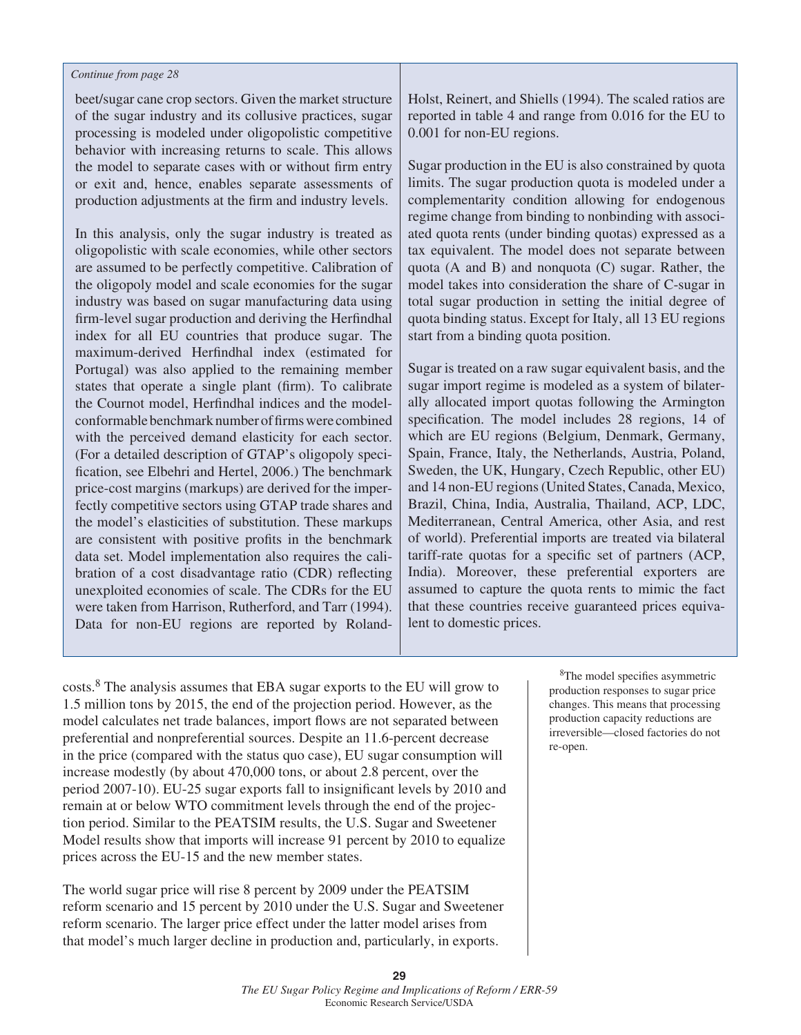*Continue from page 28*

beet/sugar cane crop sectors. Given the market structure of the sugar industry and its collusive practices, sugar processing is modeled under oligopolistic competitive behavior with increasing returns to scale. This allows the model to separate cases with or without firm entry or exit and, hence, enables separate assessments of production adjustments at the firm and industry levels.

In this analysis, only the sugar industry is treated as oligopolistic with scale economies, while other sectors are assumed to be perfectly competitive. Calibration of the oligopoly model and scale economies for the sugar industry was based on sugar manufacturing data using firm-level sugar production and deriving the Herfindhal index for all EU countries that produce sugar. The maximum-derived Herfindhal index (estimated for Portugal) was also applied to the remaining member states that operate a single plant (firm). To calibrate the Cournot model, Herfindhal indices and the model-conformable benchmark number of firms were combined with the perceived demand elasticity for each sector. (For a detailed description of GTAP's oligopoly specification, see Elbehri and Hertel, 2006.) The benchmark price-cost margins (markups) are derived for the imperfectly competitive sectors using GTAP trade shares and the model's elasticities of substitution. These markups are consistent with positive profits in the benchmark data set. Model implementation also requires the calibration of a cost disadvantage ratio (CDR) reflecting unexploited economies of scale. The CDRs for the EU were taken from Harrison, Rutherford, and Tarr (1994). Data for non-EU regions are reported by Roland-Holst, Reinert, and Shiells (1994). The scaled ratios are reported in table 4 and range from 0.016 for the EU to 0.001 for non-EU regions.

Sugar production in the EU is also constrained by quota limits. The sugar production quota is modeled under a complementarity condition allowing for endogenous regime change from binding to nonbinding with associated quota rents (under binding quotas) expressed as a tax equivalent. The model does not separate between quota (A and B) and nonquota (C) sugar. Rather, the model takes into consideration the share of C-sugar in total sugar production in setting the initial degree of quota binding status. Except for Italy, all 13 EU regions start from a binding quota position.

Sugar is treated on a raw sugar equivalent basis, and the sugar import regime is modeled as a system of bilaterally allocated import quotas following the Armington specification. The model includes 28 regions, 14 of which are EU regions (Belgium, Denmark, Germany, Spain, France, Italy, the Netherlands, Austria, Poland, Sweden, the UK, Hungary, Czech Republic, other EU) and 14 non-EU regions (United States, Canada, Mexico, Brazil, China, India, Australia, Thailand, ACP, LDC, Mediterranean, Central America, other Asia, and rest of world). Preferential imports are treated via bilateral tariff-rate quotas for a specific set of partners (ACP, India). Moreover, these preferential exporters are assumed to capture the quota rents to mimic the fact that these countries receive guaranteed prices equivalent to domestic prices.

costs.[8] The analysis assumes that EBA sugar exports to the EU will grow to 1.5 million tons by 2015, the end of the projection period. However, as the model calculates net trade balances, import flows are not separated between preferential and nonpreferential sources. Despite an 11.6-percent decrease in the price (compared with the status quo case), EU sugar consumption will increase modestly (by about 470,000 tons, or about 2.8 percent, over the period 2007-10). EU-25 sugar exports fall to insignificant levels by 2010 and remain at or below WTO commitment levels through the end of the projection period. Similar to the PEATSIM results, the U.S. Sugar and Sweetener Model results show that imports will increase 91 percent by 2010 to equalize prices across the EU-15 and the new member states.

The world sugar price will rise 8 percent by 2009 under the PEATSIM reform scenario and 15 percent by 2010 under the U.S. Sugar and Sweetener reform scenario. The larger price effect under the latter model arises from that model's much larger decline in production and, particularly, in exports.

[8] The model specifies asymmetric production responses to sugar price changes. This means that processing production capacity reductions are irreversible—closed factories do not re-open.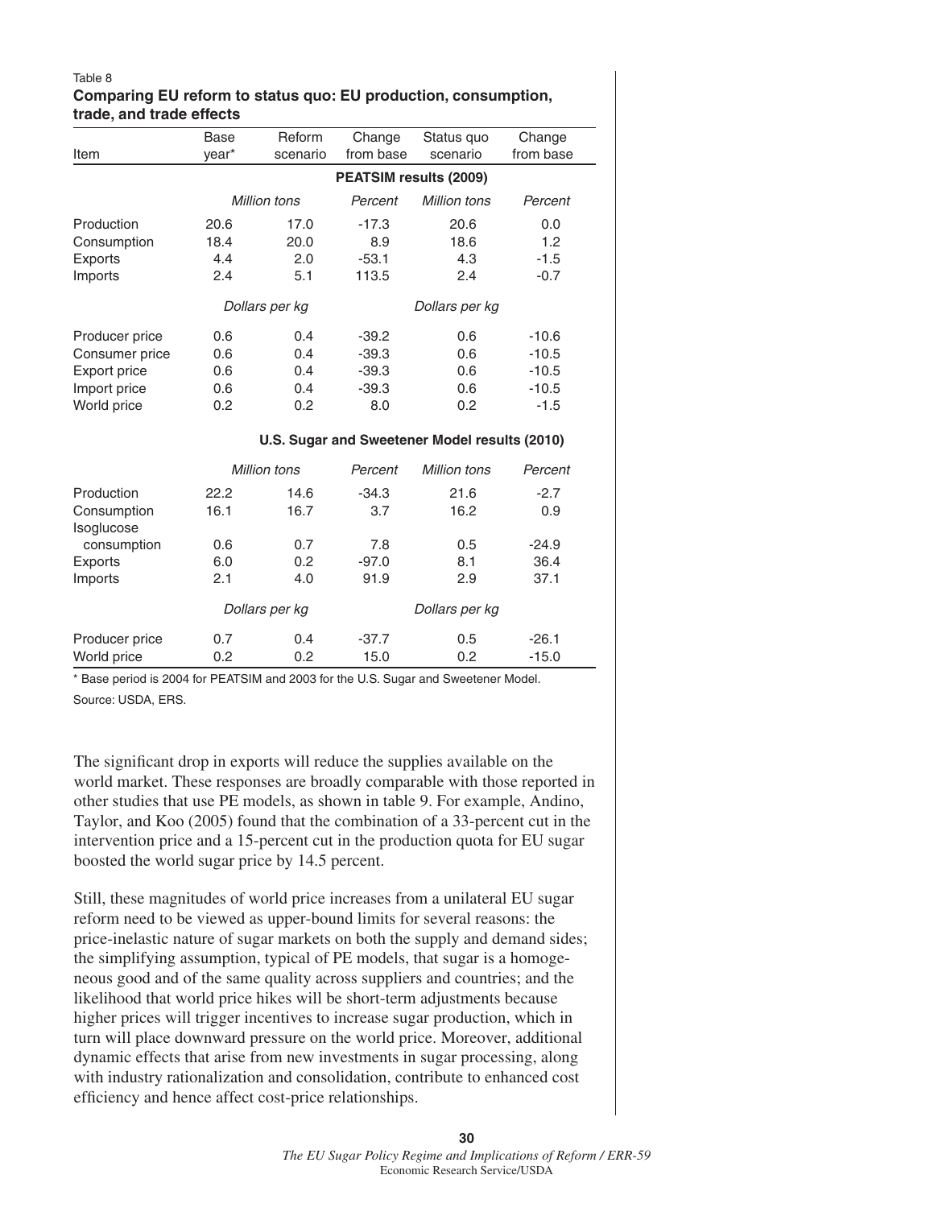Table 8

**Comparing EU reform to status quo: EU production, consumption, trade, and trade effects**

| Item | Base year* | Reform scenario | Change from base | Status quo scenario | Change from base |
|---|---|---|---|---|---|
| | **PEATSIM results (2009)** | | | | |
| | *Million tons* | | *Percent* | *Million tons* | *Percent* |
| Production | 20.6 | 17.0 | -17.3 | 20.6 | 0.0 |
| Consumption | 18.4 | 20.0 | 8.9 | 18.6 | 1.2 |
| Exports | 4.4 | 2.0 | -53.1 | 4.3 | -1.5 |
| Imports | 2.4 | 5.1 | 113.5 | 2.4 | -0.7 |
| | *Dollars per kg* | | | *Dollars per kg* | |
| Producer price | 0.6 | 0.4 | -39.2 | 0.6 | -10.6 |
| Consumer price | 0.6 | 0.4 | -39.3 | 0.6 | -10.5 |
| Export price | 0.6 | 0.4 | -39.3 | 0.6 | -10.5 |
| Import price | 0.6 | 0.4 | -39.3 | 0.6 | -10.5 |
| World price | 0.2 | 0.2 | 8.0 | 0.2 | -1.5 |
| | **U.S. Sugar and Sweetener Model results (2010)** | | | | |
| | *Million tons* | | *Percent* | *Million tons* | *Percent* |
| Production | 22.2 | 14.6 | -34.3 | 21.6 | -2.7 |
| Consumption | 16.1 | 16.7 | 3.7 | 16.2 | 0.9 |
| Isoglucose consumption | 0.6 | 0.7 | 7.8 | 0.5 | -24.9 |
| Exports | 6.0 | 0.2 | -97.0 | 8.1 | 36.4 |
| Imports | 2.1 | 4.0 | 91.9 | 2.9 | 37.1 |
| | *Dollars per kg* | | | *Dollars per kg* | |
| Producer price | 0.7 | 0.4 | -37.7 | 0.5 | -26.1 |
| World price | 0.2 | 0.2 | 15.0 | 0.2 | -15.0 |

* Base period is 2004 for PEATSIM and 2003 for the U.S. Sugar and Sweetener Model.

Source: USDA, ERS.

The significant drop in exports will reduce the supplies available on the world market. These responses are broadly comparable with those reported in other studies that use PE models, as shown in table 9. For example, Andino, Taylor, and Koo (2005) found that the combination of a 33-percent cut in the intervention price and a 15-percent cut in the production quota for EU sugar boosted the world sugar price by 14.5 percent.

Still, these magnitudes of world price increases from a unilateral EU sugar reform need to be viewed as upper-bound limits for several reasons: the price-inelastic nature of sugar markets on both the supply and demand sides; the simplifying assumption, typical of PE models, that sugar is a homogeneous good and of the same quality across suppliers and countries; and the likelihood that world price hikes will be short-term adjustments because higher prices will trigger incentives to increase sugar production, which in turn will place downward pressure on the world price. Moreover, additional dynamic effects that arise from new investments in sugar processing, along with industry rationalization and consolidation, contribute to enhanced cost efficiency and hence affect cost-price relationships.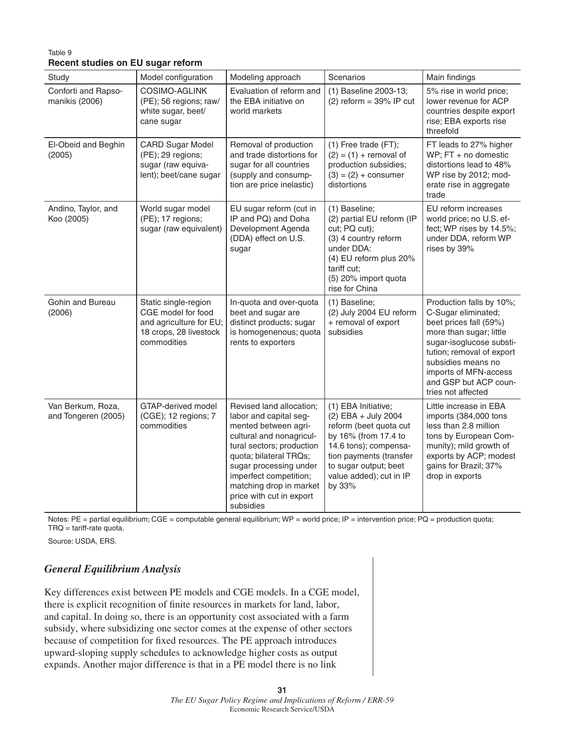Table 9
**Recent studies on EU sugar reform**

| Study | Model configuration | Modeling approach | Scenarios | Main findings |
|---|---|---|---|---|
| Conforti and Rapsomanikis (2006) | COSIMO-AGLINK (PE); 56 regions; raw/ white sugar, beet/ cane sugar | Evaluation of reform and the EBA initiative on world markets | (1) Baseline 2003-13; (2) reform = 39% IP cut | 5% rise in world price; lower revenue for ACP countries despite export rise; EBA exports rise threefold |
| El-Obeid and Beghin (2005) | CARD Sugar Model (PE); 29 regions; sugar (raw equivalent); beet/cane sugar | Removal of production and trade distortions for sugar for all countries (supply and consumption are price inelastic) | (1) Free trade (FT); (2) = (1) + removal of production subsidies; (3) = (2) + consumer distortions | FT leads to 27% higher WP; FT + no domestic distortions lead to 48% WP rise by 2012; moderate rise in aggregate trade |
| Andino, Taylor, and Koo (2005) | World sugar model (PE); 17 regions; sugar (raw equivalent) | EU sugar reform (cut in IP and PQ) and Doha Development Agenda (DDA) effect on U.S. sugar | (1) Baseline; (2) partial EU reform (IP cut; PQ cut); (3) 4 country reform under DDA: (4) EU reform plus 20% tariff cut; (5) 20% import quota rise for China | EU reform increases world price; no U.S. effect; WP rises by 14.5%; under DDA, reform WP rises by 39% |
| Gohin and Bureau (2006) | Static single-region CGE model for food and agriculture for EU; 18 crops, 28 livestock commodities | In-quota and over-quota beet and sugar are distinct products; sugar is homogenenous; quota rents to exporters | (1) Baseline; (2) July 2004 EU reform + removal of export subsidies | Production falls by 10%; C-Sugar eliminated; beet prices fall (59%) more than sugar; little sugar-isoglucose substitution; removal of export subsidies means no imports of MFN-access and GSP but ACP countries not affected |
| Van Berkum, Roza, and Tongeren (2005) | GTAP-derived model (CGE); 12 regions; 7 commodities | Revised land allocation; labor and capital segmented between agricultural and nonagricultural sectors; production quota; bilateral TRQs; sugar processing under imperfect competition; matching drop in market price with cut in export subsidies | (1) EBA Initiative; (2) EBA + July 2004 reform (beet quota cut by 16% (from 17.4 to 14.6 tons); compensation payments (transfer to sugar output; beet value added); cut in IP by 33% | Little increase in EBA imports (384,000 tons less than 2.8 million tons by European Community); mild growth of exports by ACP; modest gains for Brazil; 37% drop in exports |

Notes: PE = partial equilibrium; CGE = computable general equilibrium; WP = world price; IP = intervention price; PQ = production quota; TRQ = tariff-rate quota.

Source: USDA, ERS.

## *General Equilibrium Analysis*

Key differences exist between PE models and CGE models. In a CGE model, there is explicit recognition of finite resources in markets for land, labor, and capital. In doing so, there is an opportunity cost associated with a farm subsidy, where subsidizing one sector comes at the expense of other sectors because of competition for fixed resources. The PE approach introduces upward-sloping supply schedules to acknowledge higher costs as output expands. Another major difference is that in a PE model there is no link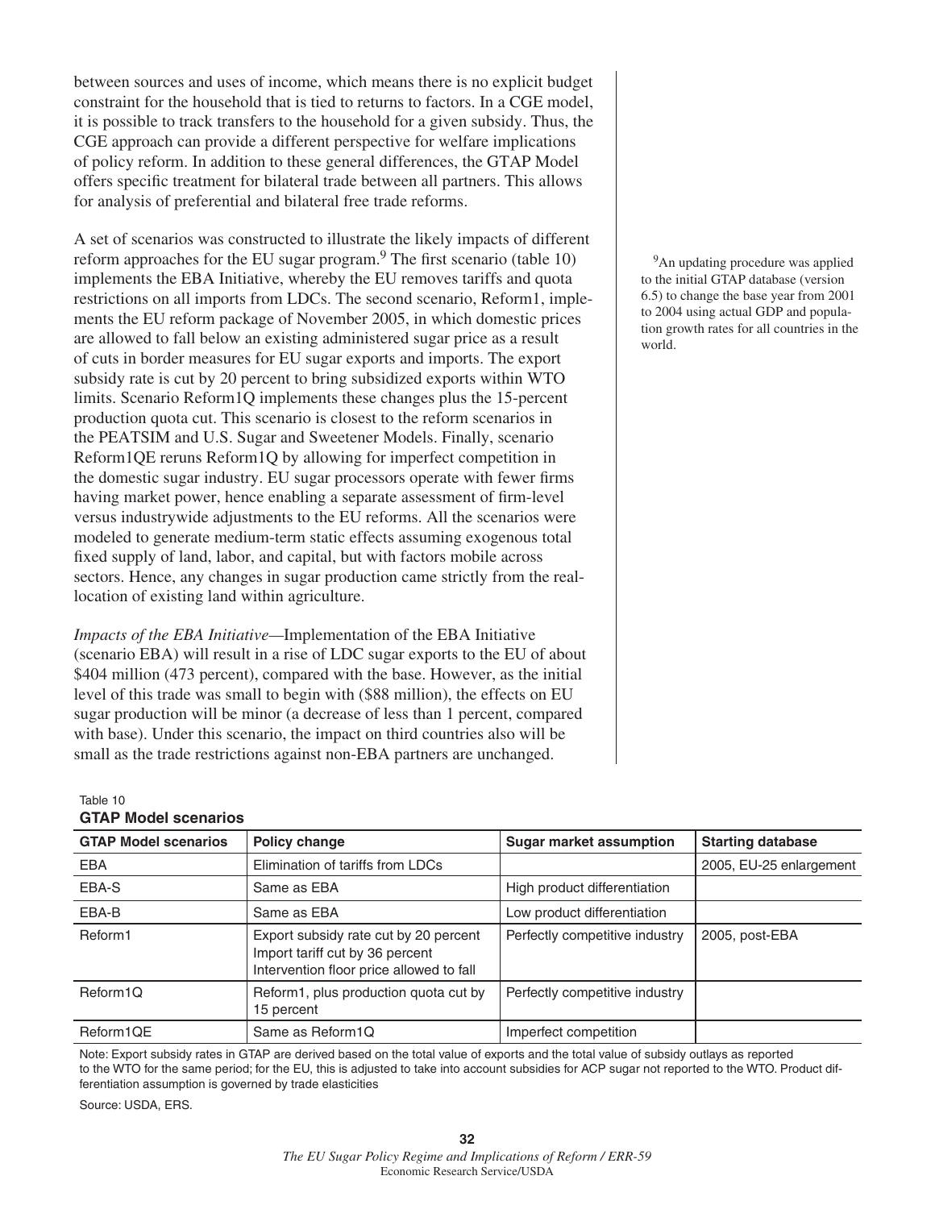between sources and uses of income, which means there is no explicit budget constraint for the household that is tied to returns to factors. In a CGE model, it is possible to track transfers to the household for a given subsidy. Thus, the CGE approach can provide a different perspective for welfare implications of policy reform. In addition to these general differences, the GTAP Model offers specific treatment for bilateral trade between all partners. This allows for analysis of preferential and bilateral free trade reforms.

A set of scenarios was constructed to illustrate the likely impacts of different reform approaches for the EU sugar program.[9] The first scenario (table 10) implements the EBA Initiative, whereby the EU removes tariffs and quota restrictions on all imports from LDCs. The second scenario, Reform1, implements the EU reform package of November 2005, in which domestic prices are allowed to fall below an existing administered sugar price as a result of cuts in border measures for EU sugar exports and imports. The export subsidy rate is cut by 20 percent to bring subsidized exports within WTO limits. Scenario Reform1Q implements these changes plus the 15-percent production quota cut. This scenario is closest to the reform scenarios in the PEATSIM and U.S. Sugar and Sweetener Models. Finally, scenario Reform1QE reruns Reform1Q by allowing for imperfect competition in the domestic sugar industry. EU sugar processors operate with fewer firms having market power, hence enabling a separate assessment of firm-level versus industrywide adjustments to the EU reforms. All the scenarios were modeled to generate medium-term static effects assuming exogenous total fixed supply of land, labor, and capital, but with factors mobile across sectors. Hence, any changes in sugar production came strictly from the reallocation of existing land within agriculture.

[9]An updating procedure was applied to the initial GTAP database (version 6.5) to change the base year from 2001 to 2004 using actual GDP and population growth rates for all countries in the world.

*Impacts of the EBA Initiative*—Implementation of the EBA Initiative (scenario EBA) will result in a rise of LDC sugar exports to the EU of about \$404 million (473 percent), compared with the base. However, as the initial level of this trade was small to begin with (\$88 million), the effects on EU sugar production will be minor (a decrease of less than 1 percent, compared with base). Under this scenario, the impact on third countries also will be small as the trade restrictions against non-EBA partners are unchanged.

Table 10
**GTAP Model scenarios**

| GTAP Model scenarios | Policy change | Sugar market assumption | Starting database |
|---|---|---|---|
| EBA | Elimination of tariffs from LDCs | | 2005, EU-25 enlargement |
| EBA-S | Same as EBA | High product differentiation | |
| EBA-B | Same as EBA | Low product differentiation | |
| Reform1 | Export subsidy rate cut by 20 percent<br>Import tariff cut by 36 percent<br>Intervention floor price allowed to fall | Perfectly competitive industry | 2005, post-EBA |
| Reform1Q | Reform1, plus production quota cut by 15 percent | Perfectly competitive industry | |
| Reform1QE | Same as Reform1Q | Imperfect competition | |

Note: Export subsidy rates in GTAP are derived based on the total value of exports and the total value of subsidy outlays as reported to the WTO for the same period; for the EU, this is adjusted to take into account subsidies for ACP sugar not reported to the WTO. Product differentiation assumption is governed by trade elasticities

Source: USDA, ERS.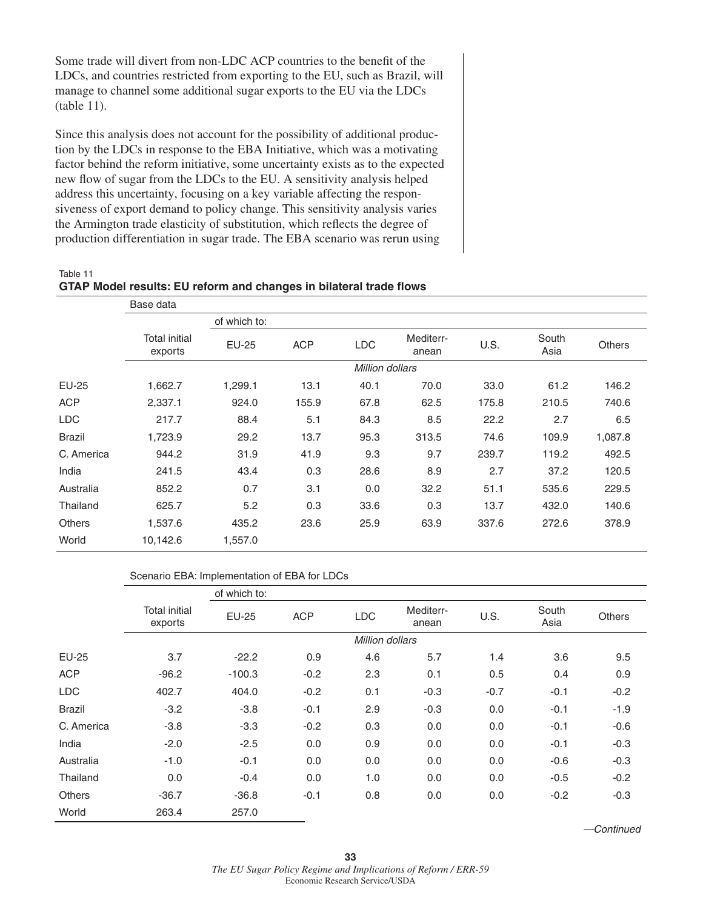Some trade will divert from non-LDC ACP countries to the benefit of the LDCs, and countries restricted from exporting to the EU, such as Brazil, will manage to channel some additional sugar exports to the EU via the LDCs (table 11).

Since this analysis does not account for the possibility of additional production by the LDCs in response to the EBA Initiative, which was a motivating factor behind the reform initiative, some uncertainty exists as to the expected new flow of sugar from the LDCs to the EU. A sensitivity analysis helped address this uncertainty, focusing on a key variable affecting the responsiveness of export demand to policy change. This sensitivity analysis varies the Armington trade elasticity of substitution, which reflects the degree of production differentiation in sugar trade. The EBA scenario was rerun using

Table 11

**GTAP Model results: EU reform and changes in bilateral trade flows**

| | Base data | | | | | | | |
|---|---|---|---|---|---|---|---|---|
| | | of which to: | | | | | | |
| | Total initial exports | EU-25 | ACP | LDC | Mediterr-anean | U.S. | South Asia | Others |
| | *Million dollars* | | | | | | | |
| EU-25 | 1,662.7 | 1,299.1 | 13.1 | 40.1 | 70.0 | 33.0 | 61.2 | 146.2 |
| ACP | 2,337.1 | 924.0 | 155.9 | 67.8 | 62.5 | 175.8 | 210.5 | 740.6 |
| LDC | 217.7 | 88.4 | 5.1 | 84.3 | 8.5 | 22.2 | 2.7 | 6.5 |
| Brazil | 1,723.9 | 29.2 | 13.7 | 95.3 | 313.5 | 74.6 | 109.9 | 1,087.8 |
| C. America | 944.2 | 31.9 | 41.9 | 9.3 | 9.7 | 239.7 | 119.2 | 492.5 |
| India | 241.5 | 43.4 | 0.3 | 28.6 | 8.9 | 2.7 | 37.2 | 120.5 |
| Australia | 852.2 | 0.7 | 3.1 | 0.0 | 32.2 | 51.1 | 535.6 | 229.5 |
| Thailand | 625.7 | 5.2 | 0.3 | 33.6 | 0.3 | 13.7 | 432.0 | 140.6 |
| Others | 1,537.6 | 435.2 | 23.6 | 25.9 | 63.9 | 337.6 | 272.6 | 378.9 |
| World | 10,142.6 | 1,557.0 | | | | | | |

| | Scenario EBA: Implementation of EBA for LDCs | | | | | | | |
|---|---|---|---|---|---|---|---|---|
| | | of which to: | | | | | | |
| | Total initial exports | EU-25 | ACP | LDC | Mediterr-anean | U.S. | South Asia | Others |
| | *Million dollars* | | | | | | | |
| EU-25 | 3.7 | -22.2 | 0.9 | 4.6 | 5.7 | 1.4 | 3.6 | 9.5 |
| ACP | -96.2 | -100.3 | -0.2 | 2.3 | 0.1 | 0.5 | 0.4 | 0.9 |
| LDC | 402.7 | 404.0 | -0.2 | 0.1 | -0.3 | -0.7 | -0.1 | -0.2 |
| Brazil | -3.2 | -3.8 | -0.1 | 2.9 | -0.3 | 0.0 | -0.1 | -1.9 |
| C. America | -3.8 | -3.3 | -0.2 | 0.3 | 0.0 | 0.0 | -0.1 | -0.6 |
| India | -2.0 | -2.5 | 0.0 | 0.9 | 0.0 | 0.0 | -0.1 | -0.3 |
| Australia | -1.0 | -0.1 | 0.0 | 0.0 | 0.0 | 0.0 | -0.6 | -0.3 |
| Thailand | 0.0 | -0.4 | 0.0 | 1.0 | 0.0 | 0.0 | -0.5 | -0.2 |
| Others | -36.7 | -36.8 | -0.1 | 0.8 | 0.0 | 0.0 | -0.2 | -0.3 |
| World | 263.4 | 257.0 | | | | | | |

*—Continued*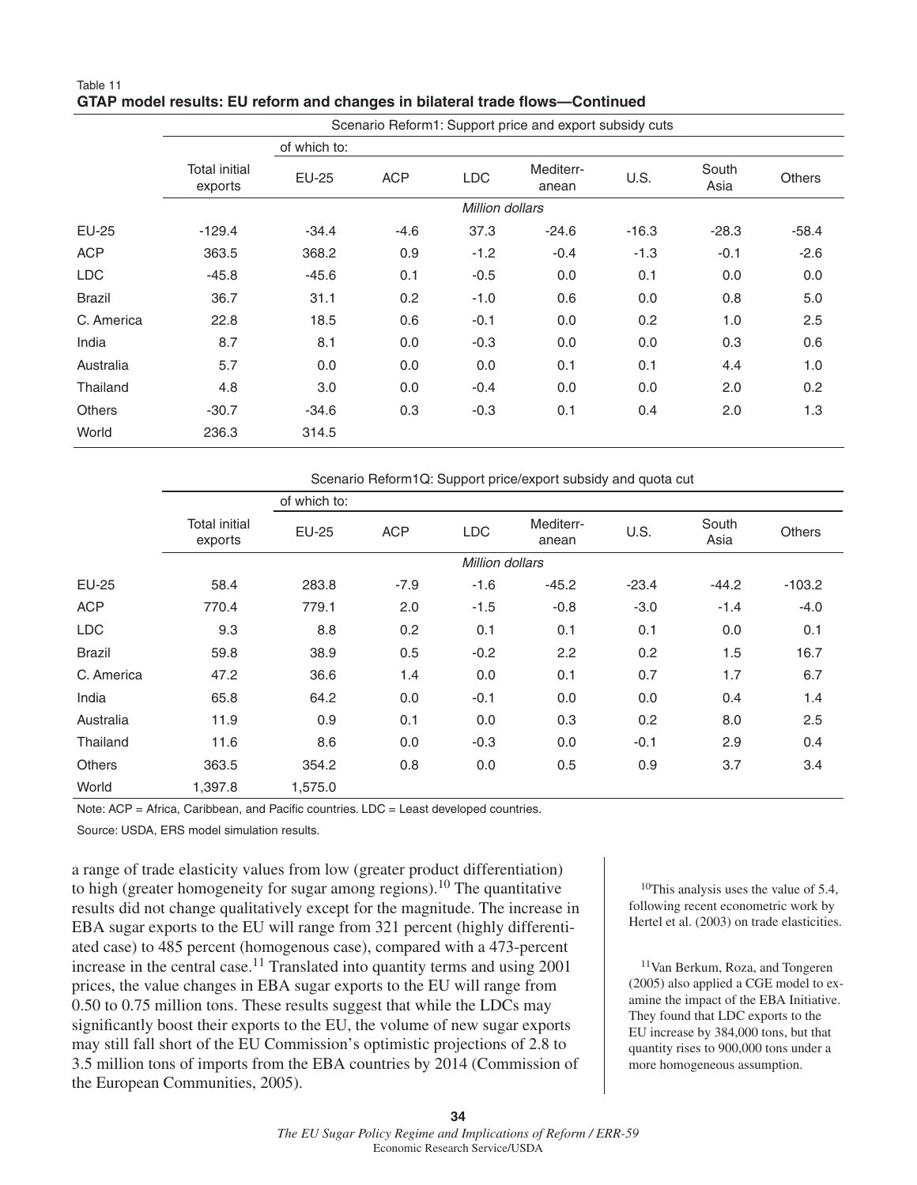Table 11
**GTAP model results: EU reform and changes in bilateral trade flows—Continued**

| | Scenario Reform1: Support price and export subsidy cuts | | | | | | | |
|---|---|---|---|---|---|---|---|---|
| | | of which to: | | | | | | |
| | Total initial exports | EU-25 | ACP | LDC | Mediterr-anean | U.S. | South Asia | Others |
| | Million dollars | | | | | | | |
| EU-25 | -129.4 | -34.4 | -4.6 | 37.3 | -24.6 | -16.3 | -28.3 | -58.4 |
| ACP | 363.5 | 368.2 | 0.9 | -1.2 | -0.4 | -1.3 | -0.1 | -2.6 |
| LDC | -45.8 | -45.6 | 0.1 | -0.5 | 0.0 | 0.1 | 0.0 | 0.0 |
| Brazil | 36.7 | 31.1 | 0.2 | -1.0 | 0.6 | 0.0 | 0.8 | 5.0 |
| C. America | 22.8 | 18.5 | 0.6 | -0.1 | 0.0 | 0.2 | 1.0 | 2.5 |
| India | 8.7 | 8.1 | 0.0 | -0.3 | 0.0 | 0.0 | 0.3 | 0.6 |
| Australia | 5.7 | 0.0 | 0.0 | 0.0 | 0.1 | 0.1 | 4.4 | 1.0 |
| Thailand | 4.8 | 3.0 | 0.0 | -0.4 | 0.0 | 0.0 | 2.0 | 0.2 |
| Others | -30.7 | -34.6 | 0.3 | -0.3 | 0.1 | 0.4 | 2.0 | 1.3 |
| World | 236.3 | 314.5 | | | | | | |

| | Scenario Reform1Q: Support price/export subsidy and quota cut | | | | | | | |
|---|---|---|---|---|---|---|---|---|
| | | of which to: | | | | | | |
| | Total initial exports | EU-25 | ACP | LDC | Mediterr-anean | U.S. | South Asia | Others |
| | Million dollars | | | | | | | |
| EU-25 | 58.4 | 283.8 | -7.9 | -1.6 | -45.2 | -23.4 | -44.2 | -103.2 |
| ACP | 770.4 | 779.1 | 2.0 | -1.5 | -0.8 | -3.0 | -1.4 | -4.0 |
| LDC | 9.3 | 8.8 | 0.2 | 0.1 | 0.1 | 0.1 | 0.0 | 0.1 |
| Brazil | 59.8 | 38.9 | 0.5 | -0.2 | 2.2 | 0.2 | 1.5 | 16.7 |
| C. America | 47.2 | 36.6 | 1.4 | 0.0 | 0.1 | 0.7 | 1.7 | 6.7 |
| India | 65.8 | 64.2 | 0.0 | -0.1 | 0.0 | 0.0 | 0.4 | 1.4 |
| Australia | 11.9 | 0.9 | 0.1 | 0.0 | 0.3 | 0.2 | 8.0 | 2.5 |
| Thailand | 11.6 | 8.6 | 0.0 | -0.3 | 0.0 | -0.1 | 2.9 | 0.4 |
| Others | 363.5 | 354.2 | 0.8 | 0.0 | 0.5 | 0.9 | 3.7 | 3.4 |
| World | 1,397.8 | 1,575.0 | | | | | | |

Note: ACP = Africa, Caribbean, and Pacific countries. LDC = Least developed countries.

Source: USDA, ERS model simulation results.

a range of trade elasticity values from low (greater product differentiation) to high (greater homogeneity for sugar among regions).[10] The quantitative results did not change qualitatively except for the magnitude. The increase in EBA sugar exports to the EU will range from 321 percent (highly differentiated case) to 485 percent (homogenous case), compared with a 473-percent increase in the central case.[11] Translated into quantity terms and using 2001 prices, the value changes in EBA sugar exports to the EU will range from 0.50 to 0.75 million tons. These results suggest that while the LDCs may significantly boost their exports to the EU, the volume of new sugar exports may still fall short of the EU Commission's optimistic projections of 2.8 to 3.5 million tons of imports from the EBA countries by 2014 (Commission of the European Communities, 2005).

[10]This analysis uses the value of 5.4, following recent econometric work by Hertel et al. (2003) on trade elasticities.

[11]Van Berkum, Roza, and Tongeren (2005) also applied a CGE model to examine the impact of the EBA Initiative. They found that LDC exports to the EU increase by 384,000 tons, but that quantity rises to 900,000 tons under a more homogeneous assumption.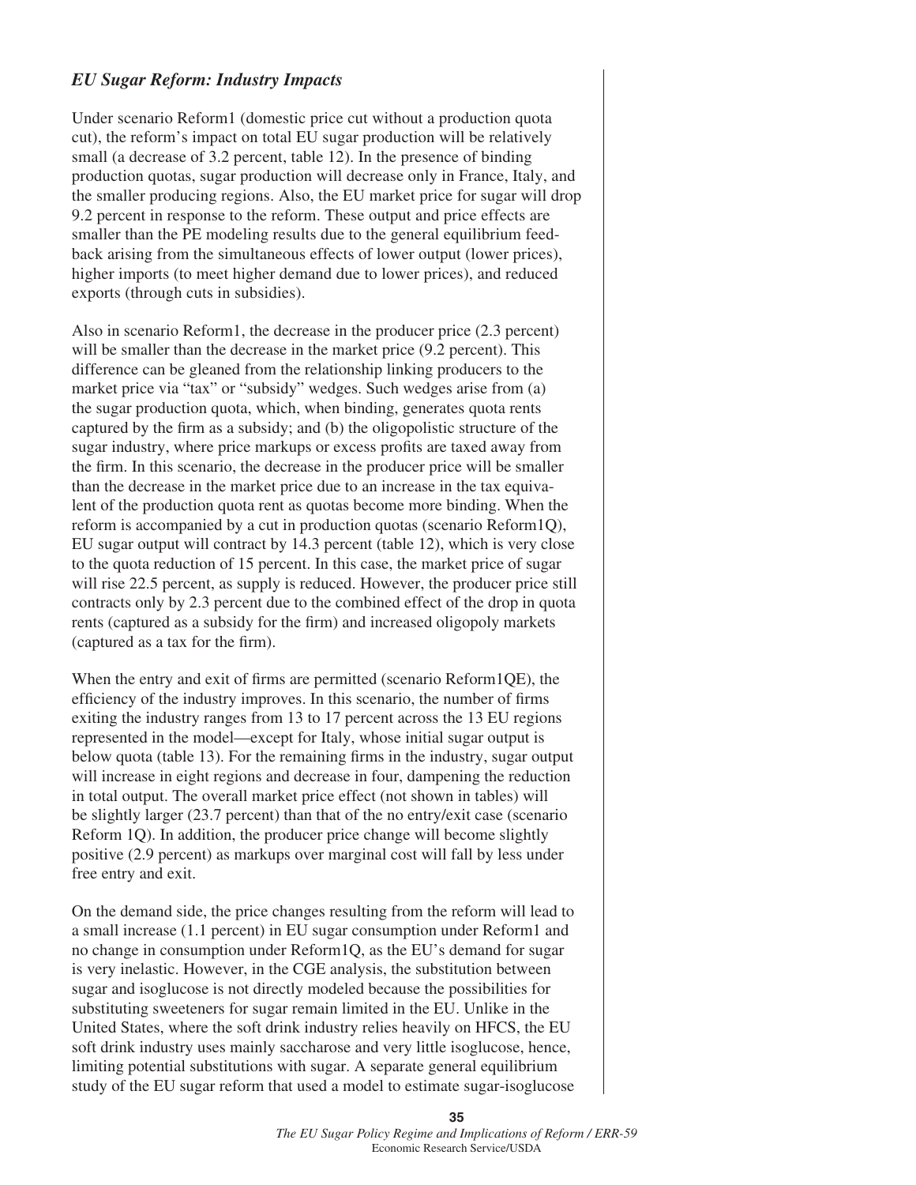### *EU Sugar Reform: Industry Impacts*

Under scenario Reform1 (domestic price cut without a production quota cut), the reform's impact on total EU sugar production will be relatively small (a decrease of 3.2 percent, table 12). In the presence of binding production quotas, sugar production will decrease only in France, Italy, and the smaller producing regions. Also, the EU market price for sugar will drop 9.2 percent in response to the reform. These output and price effects are smaller than the PE modeling results due to the general equilibrium feedback arising from the simultaneous effects of lower output (lower prices), higher imports (to meet higher demand due to lower prices), and reduced exports (through cuts in subsidies).

Also in scenario Reform1, the decrease in the producer price (2.3 percent) will be smaller than the decrease in the market price (9.2 percent). This difference can be gleaned from the relationship linking producers to the market price via "tax" or "subsidy" wedges. Such wedges arise from (a) the sugar production quota, which, when binding, generates quota rents captured by the firm as a subsidy; and (b) the oligopolistic structure of the sugar industry, where price markups or excess profits are taxed away from the firm. In this scenario, the decrease in the producer price will be smaller than the decrease in the market price due to an increase in the tax equivalent of the production quota rent as quotas become more binding. When the reform is accompanied by a cut in production quotas (scenario Reform1Q), EU sugar output will contract by 14.3 percent (table 12), which is very close to the quota reduction of 15 percent. In this case, the market price of sugar will rise 22.5 percent, as supply is reduced. However, the producer price still contracts only by 2.3 percent due to the combined effect of the drop in quota rents (captured as a subsidy for the firm) and increased oligopoly markets (captured as a tax for the firm).

When the entry and exit of firms are permitted (scenario Reform1QE), the efficiency of the industry improves. In this scenario, the number of firms exiting the industry ranges from 13 to 17 percent across the 13 EU regions represented in the model—except for Italy, whose initial sugar output is below quota (table 13). For the remaining firms in the industry, sugar output will increase in eight regions and decrease in four, dampening the reduction in total output. The overall market price effect (not shown in tables) will be slightly larger (23.7 percent) than that of the no entry/exit case (scenario Reform 1Q). In addition, the producer price change will become slightly positive (2.9 percent) as markups over marginal cost will fall by less under free entry and exit.

On the demand side, the price changes resulting from the reform will lead to a small increase (1.1 percent) in EU sugar consumption under Reform1 and no change in consumption under Reform1Q, as the EU's demand for sugar is very inelastic. However, in the CGE analysis, the substitution between sugar and isoglucose is not directly modeled because the possibilities for substituting sweeteners for sugar remain limited in the EU. Unlike in the United States, where the soft drink industry relies heavily on HFCS, the EU soft drink industry uses mainly saccharose and very little isoglucose, hence, limiting potential substitutions with sugar. A separate general equilibrium study of the EU sugar reform that used a model to estimate sugar-isoglucose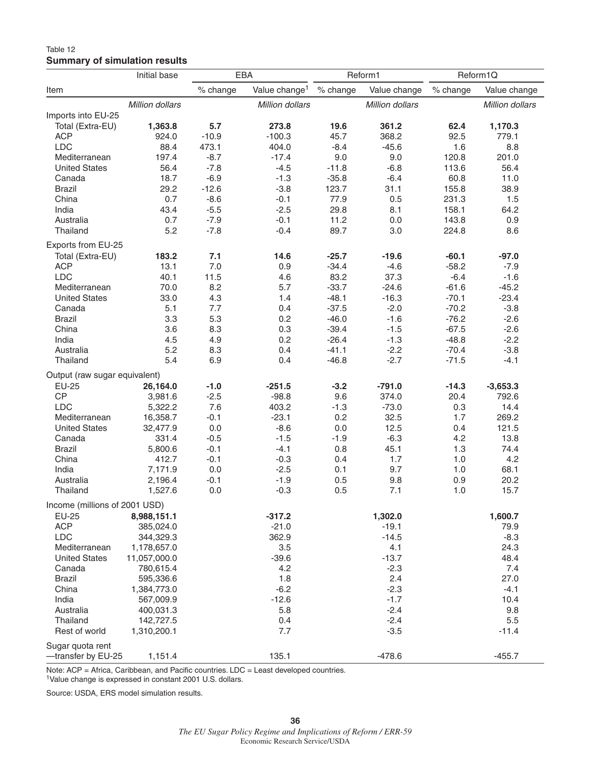Table 12
**Summary of simulation results**

| Item | Initial base | EBA | | Reform1 | | Reform1Q | |
|---|---|---|---|---|---|---|---|
| | | % change | Value change[1] | % change | Value change | % change | Value change |
| | *Million dollars* | | *Million dollars* | | *Million dollars* | | *Million dollars* |
| Imports into EU-25 | | | | | | | |
| Total (Extra-EU) | **1,363.8** | **5.7** | **273.8** | **19.6** | **361.2** | **62.4** | **1,170.3** |
| ACP | 924.0 | -10.9 | -100.3 | 45.7 | 368.2 | 92.5 | 779.1 |
| LDC | 88.4 | 473.1 | 404.0 | -8.4 | -45.6 | 1.6 | 8.8 |
| Mediterranean | 197.4 | -8.7 | -17.4 | 9.0 | 9.0 | 120.8 | 201.0 |
| United States | 56.4 | -7.8 | -4.5 | -11.8 | -6.8 | 113.6 | 56.4 |
| Canada | 18.7 | -6.9 | -1.3 | -35.8 | -6.4 | 60.8 | 11.0 |
| Brazil | 29.2 | -12.6 | -3.8 | 123.7 | 31.1 | 155.8 | 38.9 |
| China | 0.7 | -8.6 | -0.1 | 77.9 | 0.5 | 231.3 | 1.5 |
| India | 43.4 | -5.5 | -2.5 | 29.8 | 8.1 | 158.1 | 64.2 |
| Australia | 0.7 | -7.9 | -0.1 | 11.2 | 0.0 | 143.8 | 0.9 |
| Thailand | 5.2 | -7.8 | -0.4 | 89.7 | 3.0 | 224.8 | 8.6 |
| Exports from EU-25 | | | | | | | |
| Total (Extra-EU) | **183.2** | **7.1** | **14.6** | **-25.7** | **-19.6** | **-60.1** | **-97.0** |
| ACP | 13.1 | 7.0 | 0.9 | -34.4 | -4.6 | -58.2 | -7.9 |
| LDC | 40.1 | 11.5 | 4.6 | 83.2 | 37.3 | -6.4 | -1.6 |
| Mediterranean | 70.0 | 8.2 | 5.7 | -33.7 | -24.6 | -61.6 | -45.2 |
| United States | 33.0 | 4.3 | 1.4 | -48.1 | -16.3 | -70.1 | -23.4 |
| Canada | 5.1 | 7.7 | 0.4 | -37.5 | -2.0 | -70.2 | -3.8 |
| Brazil | 3.3 | 5.3 | 0.2 | -46.0 | -1.6 | -76.2 | -2.6 |
| China | 3.6 | 8.3 | 0.3 | -39.4 | -1.5 | -67.5 | -2.6 |
| India | 4.5 | 4.9 | 0.2 | -26.4 | -1.3 | -48.8 | -2.2 |
| Australia | 5.2 | 8.3 | 0.4 | -41.1 | -2.2 | -70.4 | -3.8 |
| Thailand | 5.4 | 6.9 | 0.4 | -46.8 | -2.7 | -71.5 | -4.1 |
| Output (raw sugar equivalent) | | | | | | | |
| EU-25 | **26,164.0** | **-1.0** | **-251.5** | **-3.2** | **-791.0** | **-14.3** | **-3,653.3** |
| CP | 3,981.6 | -2.5 | -98.8 | 9.6 | 374.0 | 20.4 | 792.6 |
| LDC | 5,322.2 | 7.6 | 403.2 | -1.3 | -73.0 | 0.3 | 14.4 |
| Mediterranean | 16,358.7 | -0.1 | -23.1 | 0.2 | 32.5 | 1.7 | 269.2 |
| United States | 32,477.9 | 0.0 | -8.6 | 0.0 | 12.5 | 0.4 | 121.5 |
| Canada | 331.4 | -0.5 | -1.5 | -1.9 | -6.3 | 4.2 | 13.8 |
| Brazil | 5,800.6 | -0.1 | -4.1 | 0.8 | 45.1 | 1.3 | 74.4 |
| China | 412.7 | -0.1 | -0.3 | 0.4 | 1.7 | 1.0 | 4.2 |
| India | 7,171.9 | 0.0 | -2.5 | 0.1 | 9.7 | 1.0 | 68.1 |
| Australia | 2,196.4 | -0.1 | -1.9 | 0.5 | 9.8 | 0.9 | 20.2 |
| Thailand | 1,527.6 | 0.0 | -0.3 | 0.5 | 7.1 | 1.0 | 15.7 |
| Income (millions of 2001 USD) | | | | | | | |
| EU-25 | **8,988,151.1** | | **-317.2** | | **1,302.0** | | **1,600.7** |
| ACP | 385,024.0 | | -21.0 | | -19.1 | | 79.9 |
| LDC | 344,329.3 | | 362.9 | | -14.5 | | -8.3 |
| Mediterranean | 1,178,657.0 | | 3.5 | | 4.1 | | 24.3 |
| United States | 11,057,000.0 | | -39.6 | | -13.7 | | 48.4 |
| Canada | 780,615.4 | | 4.2 | | -2.3 | | 7.4 |
| Brazil | 595,336.6 | | 1.8 | | 2.4 | | 27.0 |
| China | 1,384,773.0 | | -6.2 | | -2.3 | | -4.1 |
| India | 567,009.9 | | -12.6 | | -1.7 | | 10.4 |
| Australia | 400,031.3 | | 5.8 | | -2.4 | | 9.8 |
| Thailand | 142,727.5 | | 0.4 | | -2.4 | | 5.5 |
| Rest of world | 1,310,200.1 | | 7.7 | | -3.5 | | -11.4 |
| Sugar quota rent —transfer by EU-25 | 1,151.4 | | 135.1 | | -478.6 | | -455.7 |

Note: ACP = Africa, Caribbean, and Pacific countries. LDC = Least developed countries.
[1]Value change is expressed in constant 2001 U.S. dollars.

Source: USDA, ERS model simulation results.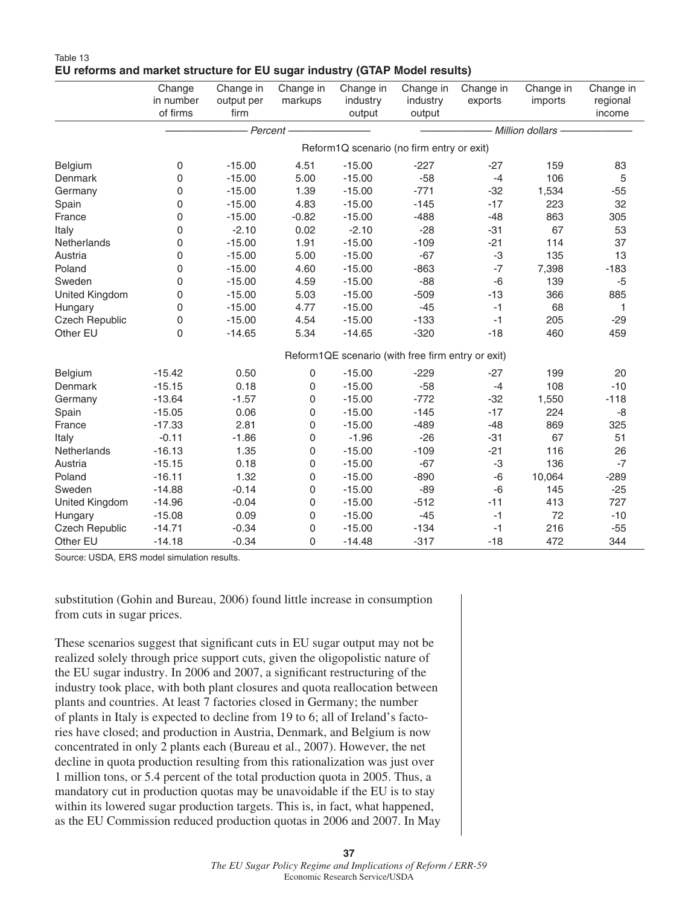Table 13
**EU reforms and market structure for EU sugar industry (GTAP Model results)**

| | Change in number of firms | Change in output per firm | Change in markups | Change in industry output | Change in industry output | Change in exports | Change in imports | Change in regional income |
|---|---|---|---|---|---|---|---|---|
| | *Percent* | | | | *Million dollars* | | | |
| | Reform1Q scenario (no firm entry or exit) | | | | | | | |
| Belgium | 0 | -15.00 | 4.51 | -15.00 | -227 | -27 | 159 | 83 |
| Denmark | 0 | -15.00 | 5.00 | -15.00 | -58 | -4 | 106 | 5 |
| Germany | 0 | -15.00 | 1.39 | -15.00 | -771 | -32 | 1,534 | -55 |
| Spain | 0 | -15.00 | 4.83 | -15.00 | -145 | -17 | 223 | 32 |
| France | 0 | -15.00 | -0.82 | -15.00 | -488 | -48 | 863 | 305 |
| Italy | 0 | -2.10 | 0.02 | -2.10 | -28 | -31 | 67 | 53 |
| Netherlands | 0 | -15.00 | 1.91 | -15.00 | -109 | -21 | 114 | 37 |
| Austria | 0 | -15.00 | 5.00 | -15.00 | -67 | -3 | 135 | 13 |
| Poland | 0 | -15.00 | 4.60 | -15.00 | -863 | -7 | 7,398 | -183 |
| Sweden | 0 | -15.00 | 4.59 | -15.00 | -88 | -6 | 139 | -5 |
| United Kingdom | 0 | -15.00 | 5.03 | -15.00 | -509 | -13 | 366 | 885 |
| Hungary | 0 | -15.00 | 4.77 | -15.00 | -45 | -1 | 68 | 1 |
| Czech Republic | 0 | -15.00 | 4.54 | -15.00 | -133 | -1 | 205 | -29 |
| Other EU | 0 | -14.65 | 5.34 | -14.65 | -320 | -18 | 460 | 459 |
| | Reform1QE scenario (with free firm entry or exit) | | | | | | | |
| Belgium | -15.42 | 0.50 | 0 | -15.00 | -229 | -27 | 199 | 20 |
| Denmark | -15.15 | 0.18 | 0 | -15.00 | -58 | -4 | 108 | -10 |
| Germany | -13.64 | -1.57 | 0 | -15.00 | -772 | -32 | 1,550 | -118 |
| Spain | -15.05 | 0.06 | 0 | -15.00 | -145 | -17 | 224 | -8 |
| France | -17.33 | 2.81 | 0 | -15.00 | -489 | -48 | 869 | 325 |
| Italy | -0.11 | -1.86 | 0 | -1.96 | -26 | -31 | 67 | 51 |
| Netherlands | -16.13 | 1.35 | 0 | -15.00 | -109 | -21 | 116 | 26 |
| Austria | -15.15 | 0.18 | 0 | -15.00 | -67 | -3 | 136 | -7 |
| Poland | -16.11 | 1.32 | 0 | -15.00 | -890 | -6 | 10,064 | -289 |
| Sweden | -14.88 | -0.14 | 0 | -15.00 | -89 | -6 | 145 | -25 |
| United Kingdom | -14.96 | -0.04 | 0 | -15.00 | -512 | -11 | 413 | 727 |
| Hungary | -15.08 | 0.09 | 0 | -15.00 | -45 | -1 | 72 | -10 |
| Czech Republic | -14.71 | -0.34 | 0 | -15.00 | -134 | -1 | 216 | -55 |
| Other EU | -14.18 | -0.34 | 0 | -14.48 | -317 | -18 | 472 | 344 |

Source: USDA, ERS model simulation results.

substitution (Gohin and Bureau, 2006) found little increase in consumption from cuts in sugar prices.

These scenarios suggest that significant cuts in EU sugar output may not be realized solely through price support cuts, given the oligopolistic nature of the EU sugar industry. In 2006 and 2007, a significant restructuring of the industry took place, with both plant closures and quota reallocation between plants and countries. At least 7 factories closed in Germany; the number of plants in Italy is expected to decline from 19 to 6; all of Ireland's factories have closed; and production in Austria, Denmark, and Belgium is now concentrated in only 2 plants each (Bureau et al., 2007). However, the net decline in quota production resulting from this rationalization was just over 1 million tons, or 5.4 percent of the total production quota in 2005. Thus, a mandatory cut in production quotas may be unavoidable if the EU is to stay within its lowered sugar production targets. This is, in fact, what happened, as the EU Commission reduced production quotas in 2006 and 2007. In May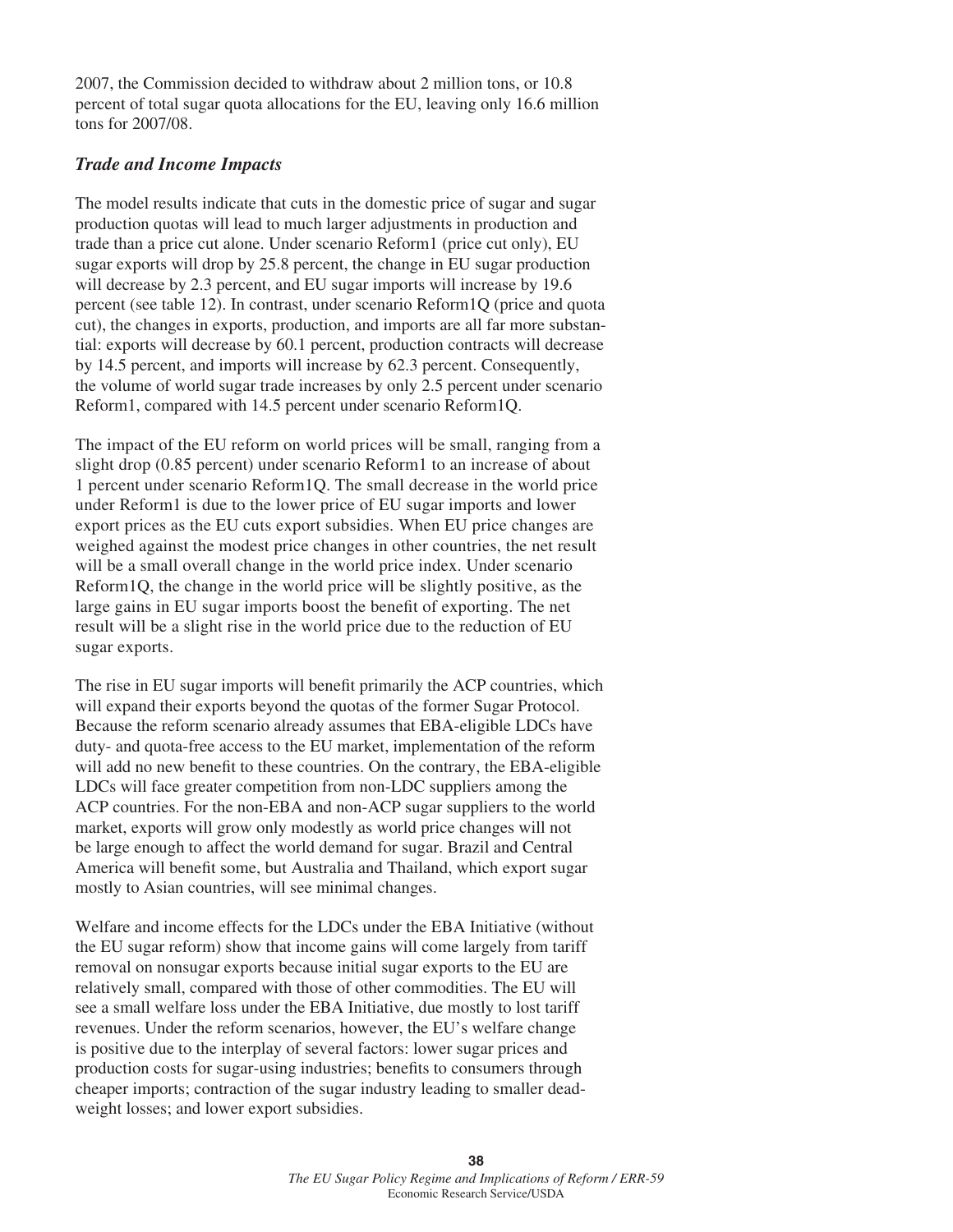2007, the Commission decided to withdraw about 2 million tons, or 10.8 percent of total sugar quota allocations for the EU, leaving only 16.6 million tons for 2007/08.

### *Trade and Income Impacts*

The model results indicate that cuts in the domestic price of sugar and sugar production quotas will lead to much larger adjustments in production and trade than a price cut alone. Under scenario Reform1 (price cut only), EU sugar exports will drop by 25.8 percent, the change in EU sugar production will decrease by 2.3 percent, and EU sugar imports will increase by 19.6 percent (see table 12). In contrast, under scenario Reform1Q (price and quota cut), the changes in exports, production, and imports are all far more substantial: exports will decrease by 60.1 percent, production contracts will decrease by 14.5 percent, and imports will increase by 62.3 percent. Consequently, the volume of world sugar trade increases by only 2.5 percent under scenario Reform1, compared with 14.5 percent under scenario Reform1Q.

The impact of the EU reform on world prices will be small, ranging from a slight drop (0.85 percent) under scenario Reform1 to an increase of about 1 percent under scenario Reform1Q. The small decrease in the world price under Reform1 is due to the lower price of EU sugar imports and lower export prices as the EU cuts export subsidies. When EU price changes are weighed against the modest price changes in other countries, the net result will be a small overall change in the world price index. Under scenario Reform1Q, the change in the world price will be slightly positive, as the large gains in EU sugar imports boost the benefit of exporting. The net result will be a slight rise in the world price due to the reduction of EU sugar exports.

The rise in EU sugar imports will benefit primarily the ACP countries, which will expand their exports beyond the quotas of the former Sugar Protocol. Because the reform scenario already assumes that EBA-eligible LDCs have duty- and quota-free access to the EU market, implementation of the reform will add no new benefit to these countries. On the contrary, the EBA-eligible LDCs will face greater competition from non-LDC suppliers among the ACP countries. For the non-EBA and non-ACP sugar suppliers to the world market, exports will grow only modestly as world price changes will not be large enough to affect the world demand for sugar. Brazil and Central America will benefit some, but Australia and Thailand, which export sugar mostly to Asian countries, will see minimal changes.

Welfare and income effects for the LDCs under the EBA Initiative (without the EU sugar reform) show that income gains will come largely from tariff removal on nonsugar exports because initial sugar exports to the EU are relatively small, compared with those of other commodities. The EU will see a small welfare loss under the EBA Initiative, due mostly to lost tariff revenues. Under the reform scenarios, however, the EU's welfare change is positive due to the interplay of several factors: lower sugar prices and production costs for sugar-using industries; benefits to consumers through cheaper imports; contraction of the sugar industry leading to smaller deadweight losses; and lower export subsidies.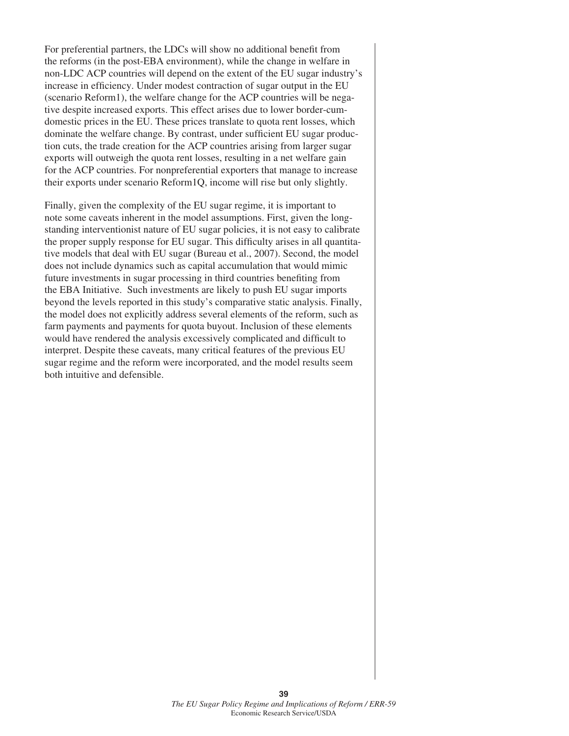For preferential partners, the LDCs will show no additional benefit from the reforms (in the post-EBA environment), while the change in welfare in non-LDC ACP countries will depend on the extent of the EU sugar industry's increase in efficiency. Under modest contraction of sugar output in the EU (scenario Reform1), the welfare change for the ACP countries will be negative despite increased exports. This effect arises due to lower border-cum-domestic prices in the EU. These prices translate to quota rent losses, which dominate the welfare change. By contrast, under sufficient EU sugar production cuts, the trade creation for the ACP countries arising from larger sugar exports will outweigh the quota rent losses, resulting in a net welfare gain for the ACP countries. For nonpreferential exporters that manage to increase their exports under scenario Reform1Q, income will rise but only slightly.

Finally, given the complexity of the EU sugar regime, it is important to note some caveats inherent in the model assumptions. First, given the long-standing interventionist nature of EU sugar policies, it is not easy to calibrate the proper supply response for EU sugar. This difficulty arises in all quantitative models that deal with EU sugar (Bureau et al., 2007). Second, the model does not include dynamics such as capital accumulation that would mimic future investments in sugar processing in third countries benefiting from the EBA Initiative. Such investments are likely to push EU sugar imports beyond the levels reported in this study's comparative static analysis. Finally, the model does not explicitly address several elements of the reform, such as farm payments and payments for quota buyout. Inclusion of these elements would have rendered the analysis excessively complicated and difficult to interpret. Despite these caveats, many critical features of the previous EU sugar regime and the reform were incorporated, and the model results seem both intuitive and defensible.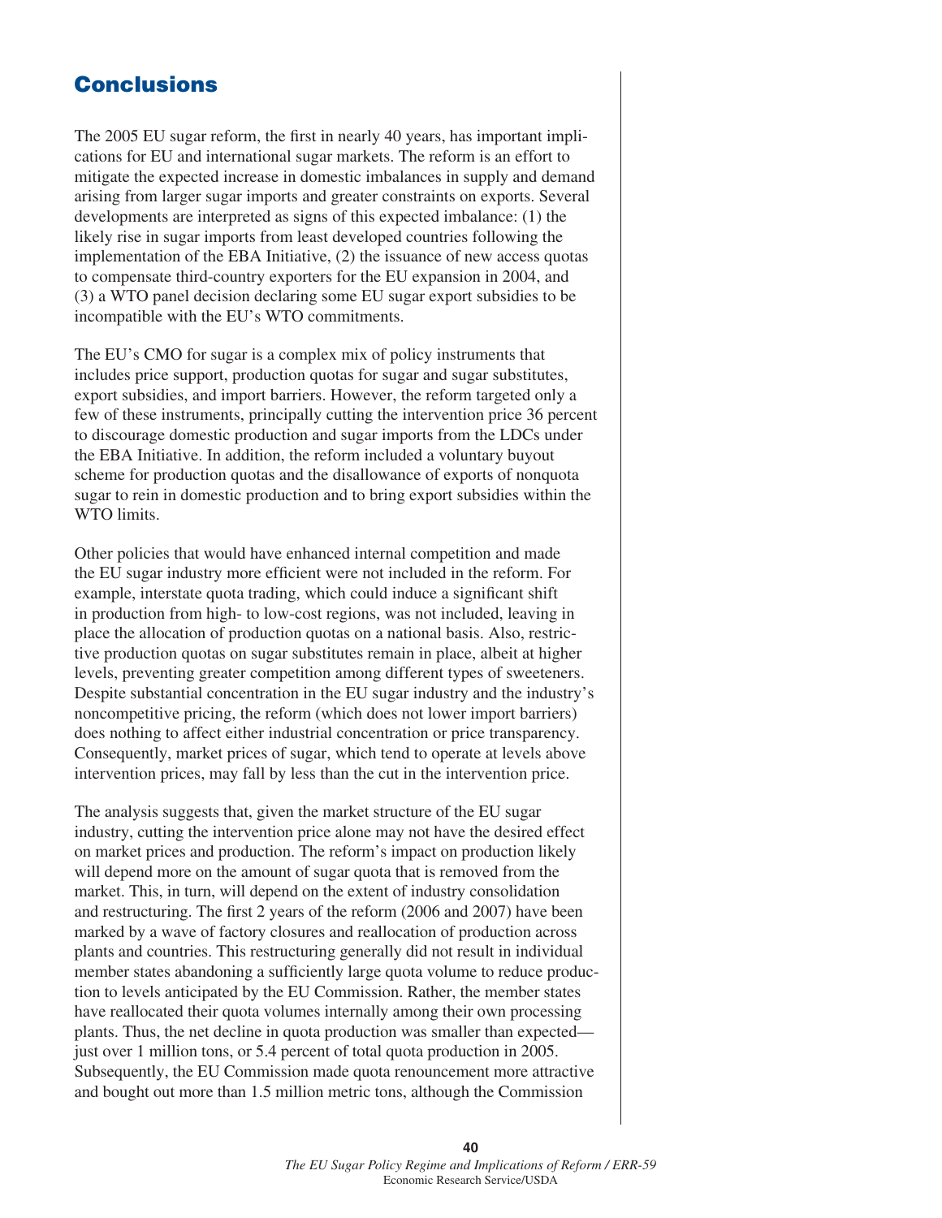## Conclusions

The 2005 EU sugar reform, the first in nearly 40 years, has important implications for EU and international sugar markets. The reform is an effort to mitigate the expected increase in domestic imbalances in supply and demand arising from larger sugar imports and greater constraints on exports. Several developments are interpreted as signs of this expected imbalance: (1) the likely rise in sugar imports from least developed countries following the implementation of the EBA Initiative, (2) the issuance of new access quotas to compensate third-country exporters for the EU expansion in 2004, and (3) a WTO panel decision declaring some EU sugar export subsidies to be incompatible with the EU's WTO commitments.

The EU's CMO for sugar is a complex mix of policy instruments that includes price support, production quotas for sugar and sugar substitutes, export subsidies, and import barriers. However, the reform targeted only a few of these instruments, principally cutting the intervention price 36 percent to discourage domestic production and sugar imports from the LDCs under the EBA Initiative. In addition, the reform included a voluntary buyout scheme for production quotas and the disallowance of exports of nonquota sugar to rein in domestic production and to bring export subsidies within the WTO limits.

Other policies that would have enhanced internal competition and made the EU sugar industry more efficient were not included in the reform. For example, interstate quota trading, which could induce a significant shift in production from high- to low-cost regions, was not included, leaving in place the allocation of production quotas on a national basis. Also, restrictive production quotas on sugar substitutes remain in place, albeit at higher levels, preventing greater competition among different types of sweeteners. Despite substantial concentration in the EU sugar industry and the industry's noncompetitive pricing, the reform (which does not lower import barriers) does nothing to affect either industrial concentration or price transparency. Consequently, market prices of sugar, which tend to operate at levels above intervention prices, may fall by less than the cut in the intervention price.

The analysis suggests that, given the market structure of the EU sugar industry, cutting the intervention price alone may not have the desired effect on market prices and production. The reform's impact on production likely will depend more on the amount of sugar quota that is removed from the market. This, in turn, will depend on the extent of industry consolidation and restructuring. The first 2 years of the reform (2006 and 2007) have been marked by a wave of factory closures and reallocation of production across plants and countries. This restructuring generally did not result in individual member states abandoning a sufficiently large quota volume to reduce production to levels anticipated by the EU Commission. Rather, the member states have reallocated their quota volumes internally among their own processing plants. Thus, the net decline in quota production was smaller than expected—just over 1 million tons, or 5.4 percent of total quota production in 2005. Subsequently, the EU Commission made quota renouncement more attractive and bought out more than 1.5 million metric tons, although the Commission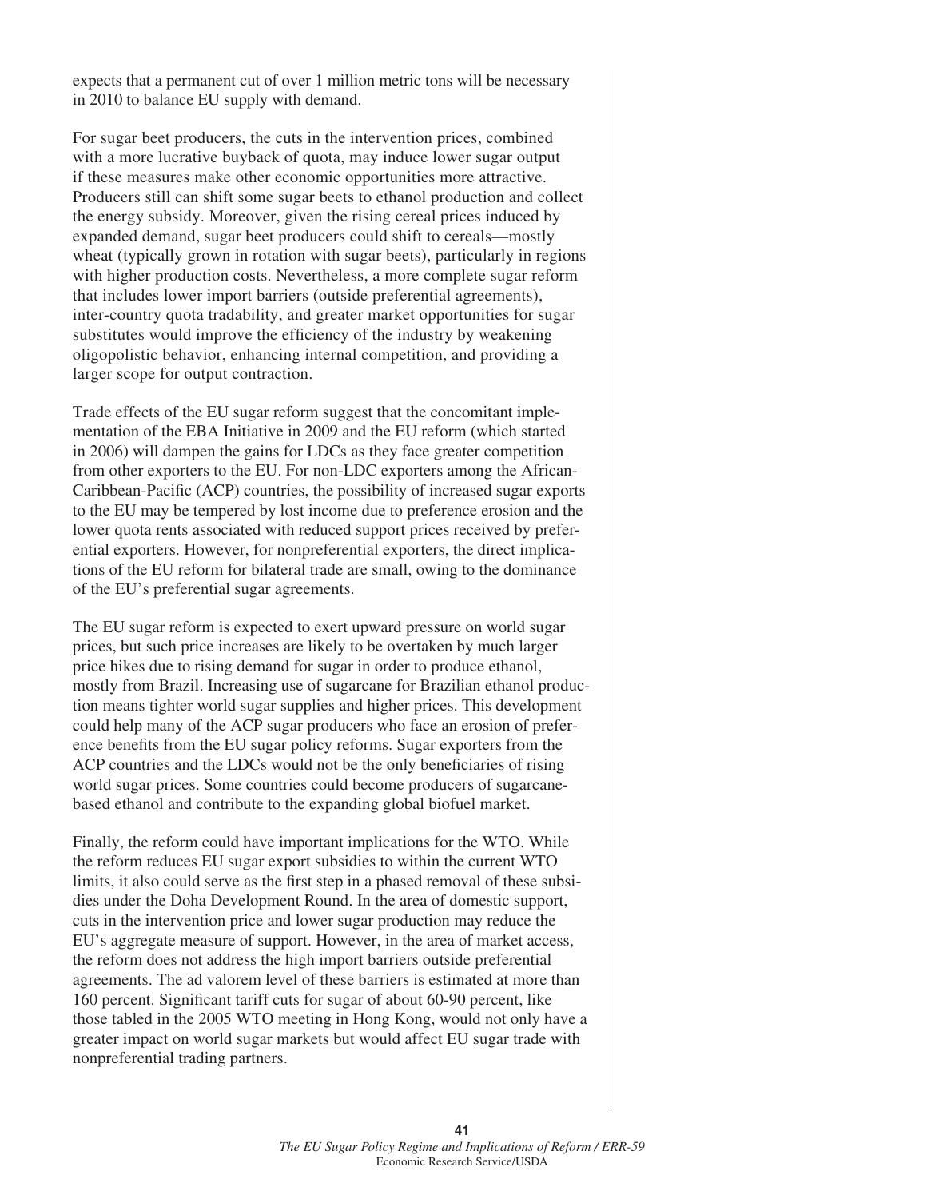expects that a permanent cut of over 1 million metric tons will be necessary in 2010 to balance EU supply with demand.

For sugar beet producers, the cuts in the intervention prices, combined with a more lucrative buyback of quota, may induce lower sugar output if these measures make other economic opportunities more attractive. Producers still can shift some sugar beets to ethanol production and collect the energy subsidy. Moreover, given the rising cereal prices induced by expanded demand, sugar beet producers could shift to cereals—mostly wheat (typically grown in rotation with sugar beets), particularly in regions with higher production costs. Nevertheless, a more complete sugar reform that includes lower import barriers (outside preferential agreements), inter-country quota tradability, and greater market opportunities for sugar substitutes would improve the efficiency of the industry by weakening oligopolistic behavior, enhancing internal competition, and providing a larger scope for output contraction.

Trade effects of the EU sugar reform suggest that the concomitant implementation of the EBA Initiative in 2009 and the EU reform (which started in 2006) will dampen the gains for LDCs as they face greater competition from other exporters to the EU. For non-LDC exporters among the African-Caribbean-Pacific (ACP) countries, the possibility of increased sugar exports to the EU may be tempered by lost income due to preference erosion and the lower quota rents associated with reduced support prices received by preferential exporters. However, for nonpreferential exporters, the direct implications of the EU reform for bilateral trade are small, owing to the dominance of the EU's preferential sugar agreements.

The EU sugar reform is expected to exert upward pressure on world sugar prices, but such price increases are likely to be overtaken by much larger price hikes due to rising demand for sugar in order to produce ethanol, mostly from Brazil. Increasing use of sugarcane for Brazilian ethanol production means tighter world sugar supplies and higher prices. This development could help many of the ACP sugar producers who face an erosion of preference benefits from the EU sugar policy reforms. Sugar exporters from the ACP countries and the LDCs would not be the only beneficiaries of rising world sugar prices. Some countries could become producers of sugarcane-based ethanol and contribute to the expanding global biofuel market.

Finally, the reform could have important implications for the WTO. While the reform reduces EU sugar export subsidies to within the current WTO limits, it also could serve as the first step in a phased removal of these subsidies under the Doha Development Round. In the area of domestic support, cuts in the intervention price and lower sugar production may reduce the EU's aggregate measure of support. However, in the area of market access, the reform does not address the high import barriers outside preferential agreements. The ad valorem level of these barriers is estimated at more than 160 percent. Significant tariff cuts for sugar of about 60-90 percent, like those tabled in the 2005 WTO meeting in Hong Kong, would not only have a greater impact on world sugar markets but would affect EU sugar trade with nonpreferential trading partners.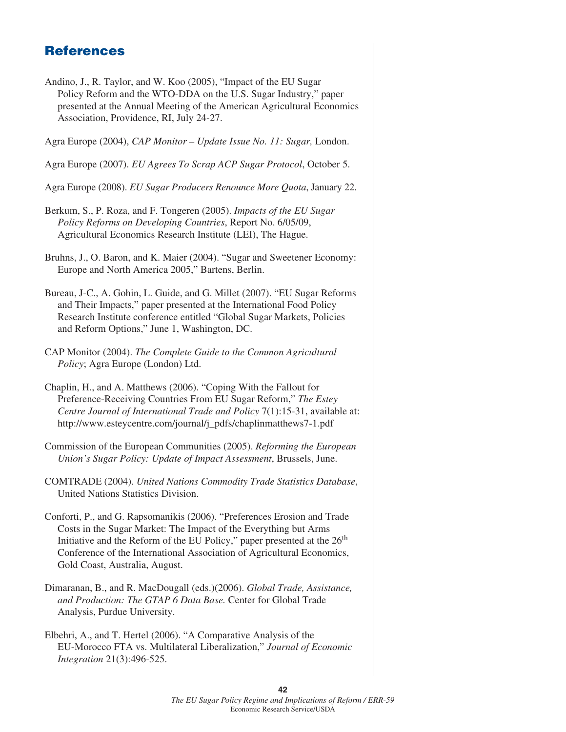# References

Andino, J., R. Taylor, and W. Koo (2005), "Impact of the EU Sugar Policy Reform and the WTO-DDA on the U.S. Sugar Industry," paper presented at the Annual Meeting of the American Agricultural Economics Association, Providence, RI, July 24-27.

Agra Europe (2004), *CAP Monitor – Update Issue No. 11: Sugar,* London.

Agra Europe (2007). *EU Agrees To Scrap ACP Sugar Protocol*, October 5.

Agra Europe (2008). *EU Sugar Producers Renounce More Quota*, January 22.

Berkum, S., P. Roza, and F. Tongeren (2005). *Impacts of the EU Sugar Policy Reforms on Developing Countries*, Report No. 6/05/09, Agricultural Economics Research Institute (LEI), The Hague.

Bruhns, J., O. Baron, and K. Maier (2004). "Sugar and Sweetener Economy: Europe and North America 2005," Bartens, Berlin.

Bureau, J-C., A. Gohin, L. Guide, and G. Millet (2007). "EU Sugar Reforms and Their Impacts," paper presented at the International Food Policy Research Institute conference entitled "Global Sugar Markets, Policies and Reform Options," June 1, Washington, DC.

CAP Monitor (2004). *The Complete Guide to the Common Agricultural Policy*; Agra Europe (London) Ltd.

Chaplin, H., and A. Matthews (2006). "Coping With the Fallout for Preference-Receiving Countries From EU Sugar Reform," *The Estey Centre Journal of International Trade and Policy* 7(1):15-31, available at: http://www.esteycentre.com/journal/j_pdfs/chaplinmatthews7-1.pdf

Commission of the European Communities (2005). *Reforming the European Union's Sugar Policy: Update of Impact Assessment*, Brussels, June.

COMTRADE (2004). *United Nations Commodity Trade Statistics Database*, United Nations Statistics Division.

Conforti, P., and G. Rapsomanikis (2006). "Preferences Erosion and Trade Costs in the Sugar Market: The Impact of the Everything but Arms Initiative and the Reform of the EU Policy," paper presented at the 26th Conference of the International Association of Agricultural Economics, Gold Coast, Australia, August.

Dimaranan, B., and R. MacDougall (eds.)(2006). *Global Trade, Assistance, and Production: The GTAP 6 Data Base.* Center for Global Trade Analysis, Purdue University.

Elbehri, A., and T. Hertel (2006). "A Comparative Analysis of the EU-Morocco FTA vs. Multilateral Liberalization," *Journal of Economic Integration* 21(3):496-525.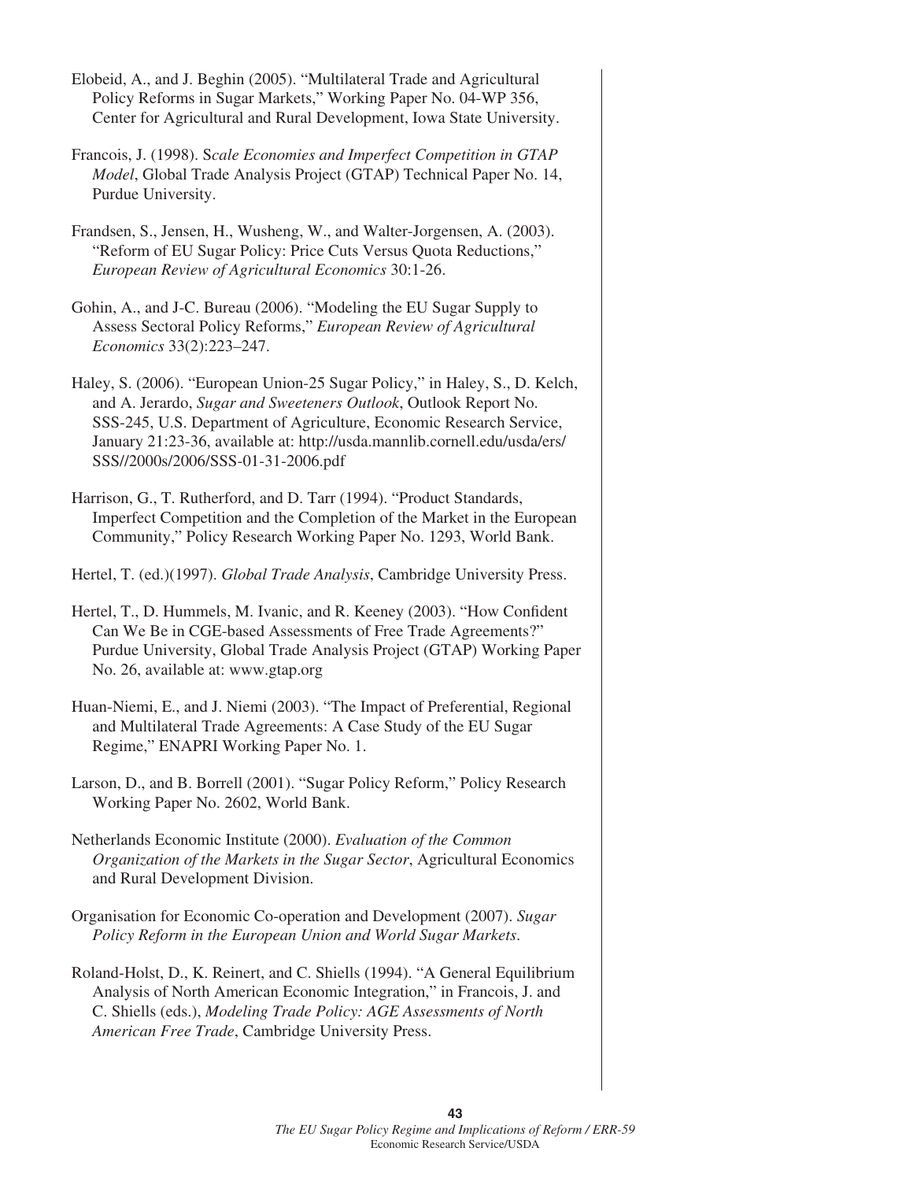Elobeid, A., and J. Beghin (2005). "Multilateral Trade and Agricultural Policy Reforms in Sugar Markets," Working Paper No. 04-WP 356, Center for Agricultural and Rural Development, Iowa State University.

Francois, J. (1998). S*cale Economies and Imperfect Competition in GTAP Model*, Global Trade Analysis Project (GTAP) Technical Paper No. 14, Purdue University.

Frandsen, S., Jensen, H., Wusheng, W., and Walter-Jorgensen, A. (2003). "Reform of EU Sugar Policy: Price Cuts Versus Quota Reductions," *European Review of Agricultural Economics* 30:1-26.

Gohin, A., and J-C. Bureau (2006). "Modeling the EU Sugar Supply to Assess Sectoral Policy Reforms," *European Review of Agricultural Economics* 33(2):223–247.

Haley, S. (2006). "European Union-25 Sugar Policy," in Haley, S., D. Kelch, and A. Jerardo, *Sugar and Sweeteners Outlook*, Outlook Report No. SSS-245, U.S. Department of Agriculture, Economic Research Service, January 21:23-36, available at: http://usda.mannlib.cornell.edu/usda/ers/SSS//2000s/2006/SSS-01-31-2006.pdf

Harrison, G., T. Rutherford, and D. Tarr (1994). "Product Standards, Imperfect Competition and the Completion of the Market in the European Community," Policy Research Working Paper No. 1293, World Bank.

Hertel, T. (ed.)(1997). *Global Trade Analysis*, Cambridge University Press.

Hertel, T., D. Hummels, M. Ivanic, and R. Keeney (2003). "How Confident Can We Be in CGE-based Assessments of Free Trade Agreements?" Purdue University, Global Trade Analysis Project (GTAP) Working Paper No. 26, available at: www.gtap.org

Huan-Niemi, E., and J. Niemi (2003). "The Impact of Preferential, Regional and Multilateral Trade Agreements: A Case Study of the EU Sugar Regime," ENAPRI Working Paper No. 1.

Larson, D., and B. Borrell (2001). "Sugar Policy Reform," Policy Research Working Paper No. 2602, World Bank.

Netherlands Economic Institute (2000). *Evaluation of the Common Organization of the Markets in the Sugar Sector*, Agricultural Economics and Rural Development Division.

Organisation for Economic Co-operation and Development (2007). *Sugar Policy Reform in the European Union and World Sugar Markets*.

Roland-Holst, D., K. Reinert, and C. Shiells (1994). "A General Equilibrium Analysis of North American Economic Integration," in Francois, J. and C. Shiells (eds.), *Modeling Trade Policy: AGE Assessments of North American Free Trade*, Cambridge University Press.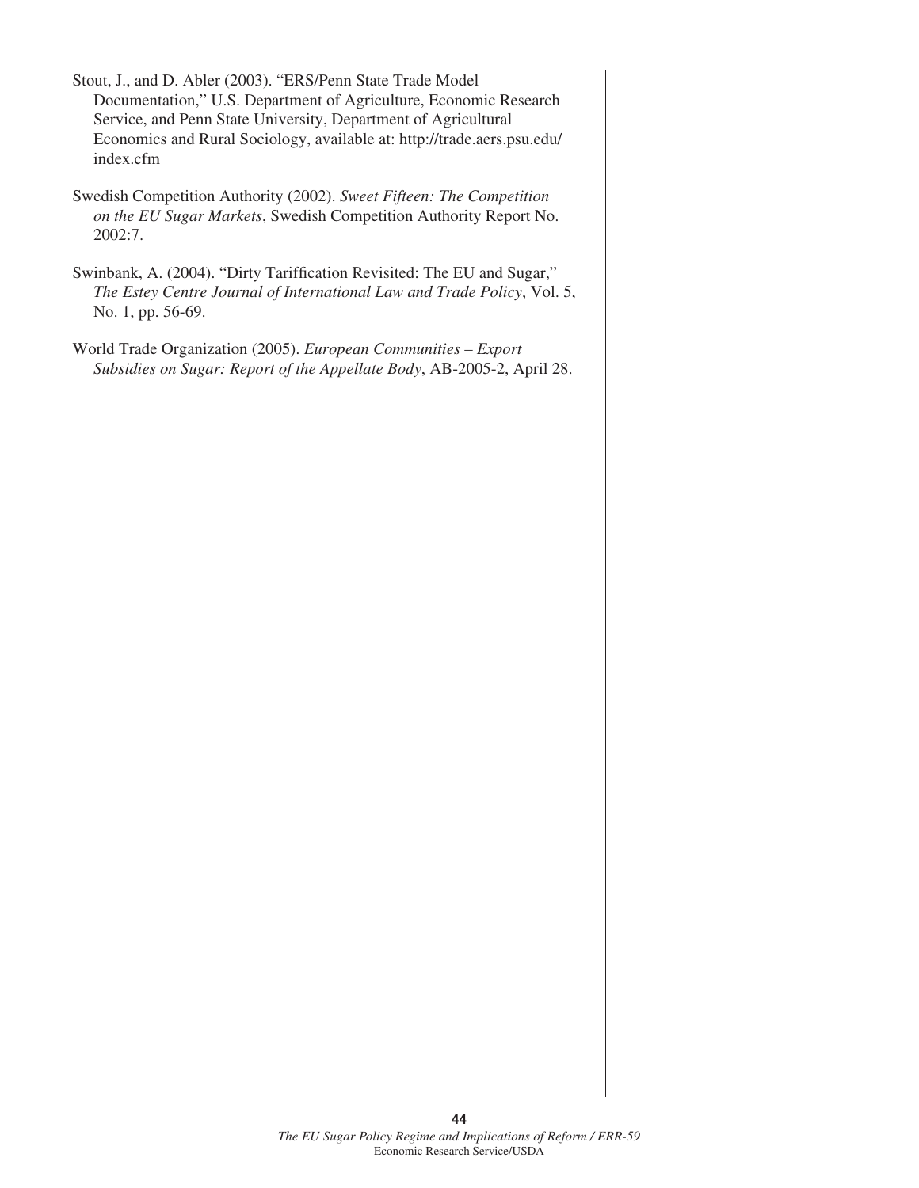Stout, J., and D. Abler (2003). "ERS/Penn State Trade Model Documentation," U.S. Department of Agriculture, Economic Research Service, and Penn State University, Department of Agricultural Economics and Rural Sociology, available at: http://trade.aers.psu.edu/index.cfm

Swedish Competition Authority (2002). *Sweet Fifteen: The Competition on the EU Sugar Markets*, Swedish Competition Authority Report No. 2002:7.

Swinbank, A. (2004). "Dirty Tariffication Revisited: The EU and Sugar," *The Estey Centre Journal of International Law and Trade Policy*, Vol. 5, No. 1, pp. 56-69.

World Trade Organization (2005). *European Communities – Export Subsidies on Sugar: Report of the Appellate Body*, AB-2005-2, April 28.